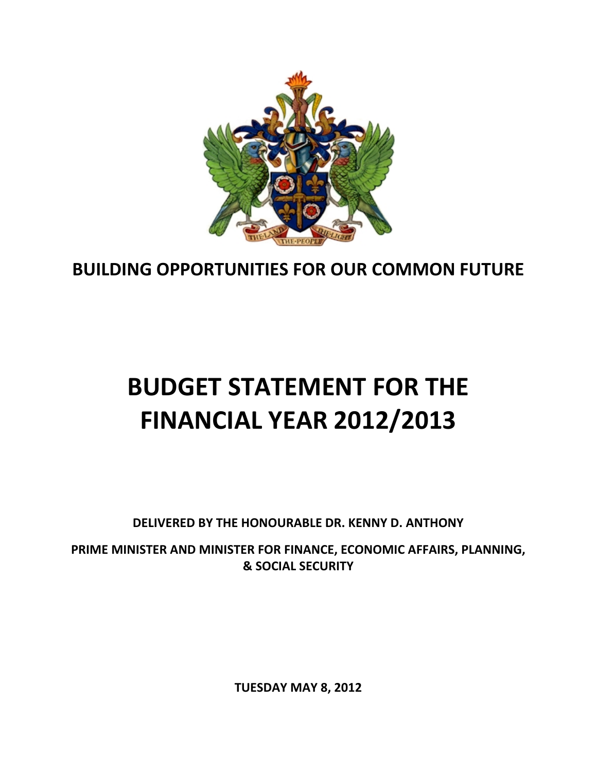**BUILDING OPPORTUNITIES FOR OUR COMMON FUTURE**

# BUDGET STATEMENT FOR THE FINANCIAL YEAR 2012/2013

**DELIVERED BY THE HONOURABLE DR. KENNY D. ANTHONY**

**PRIME MINISTER AND MINISTER FOR FINANCE, ECONOMIC AFFAIRS, PLANNING, & SOCIAL SECURITY**

**TUESDAY MAY 8, 2012**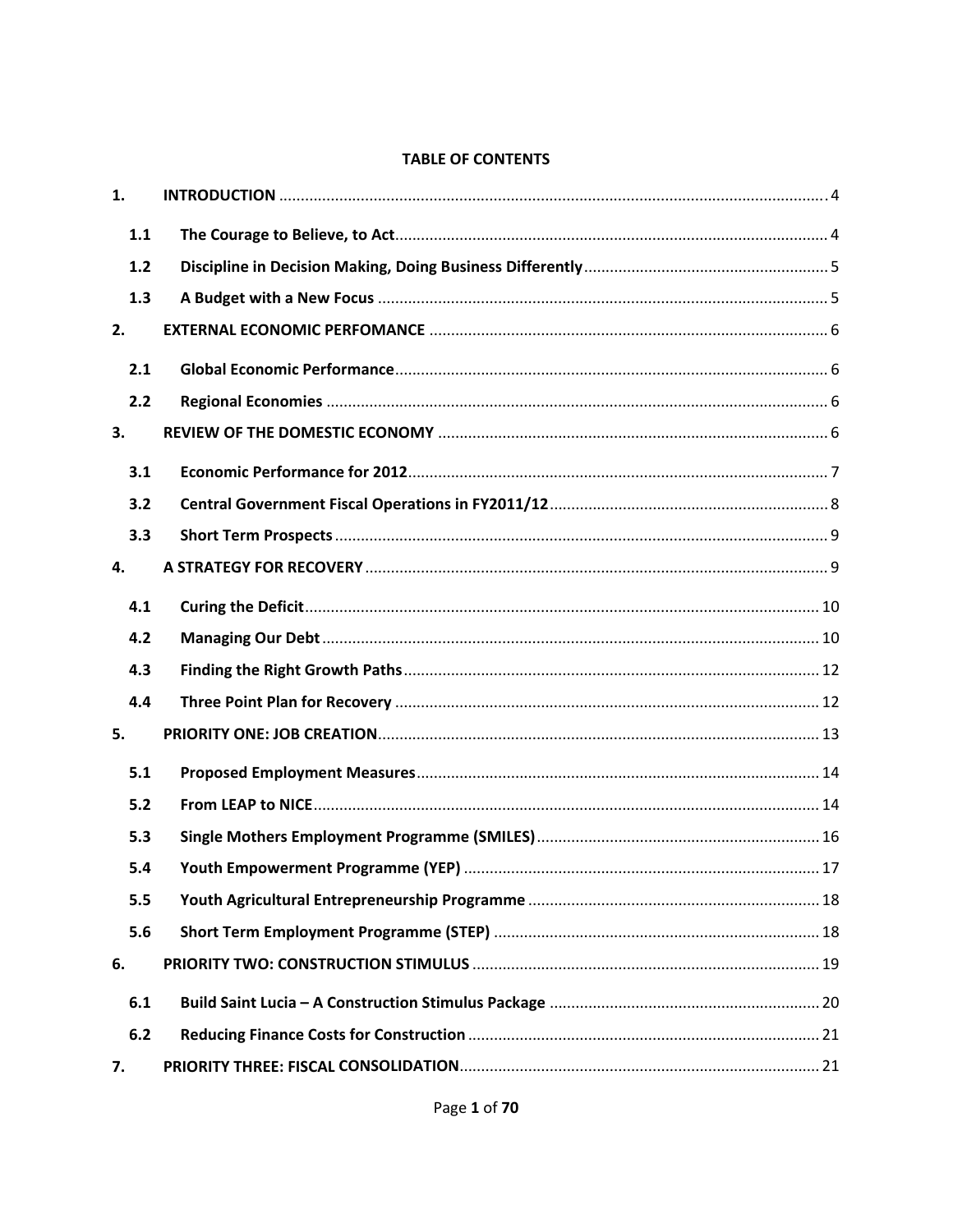**TABLE OF CONTENTS**

| | | |
|---|---|---|
| **1.** | **INTRODUCTION** | 4 |
| **1.1** | **The Courage to Believe, to Act** | 4 |
| **1.2** | **Discipline in Decision Making, Doing Business Differently** | 5 |
| **1.3** | **A Budget with a New Focus** | 5 |
| **2.** | **EXTERNAL ECONOMIC PERFOMANCE** | 6 |
| **2.1** | **Global Economic Performance** | 6 |
| **2.2** | **Regional Economies** | 6 |
| **3.** | **REVIEW OF THE DOMESTIC ECONOMY** | 6 |
| **3.1** | **Economic Performance for 2012** | 7 |
| **3.2** | **Central Government Fiscal Operations in FY2011/12** | 8 |
| **3.3** | **Short Term Prospects** | 9 |
| **4.** | **A STRATEGY FOR RECOVERY** | 9 |
| **4.1** | **Curing the Deficit** | 10 |
| **4.2** | **Managing Our Debt** | 10 |
| **4.3** | **Finding the Right Growth Paths** | 12 |
| **4.4** | **Three Point Plan for Recovery** | 12 |
| **5.** | **PRIORITY ONE: JOB CREATION** | 13 |
| **5.1** | **Proposed Employment Measures** | 14 |
| **5.2** | **From LEAP to NICE** | 14 |
| **5.3** | **Single Mothers Employment Programme (SMILES)** | 16 |
| **5.4** | **Youth Empowerment Programme (YEP)** | 17 |
| **5.5** | **Youth Agricultural Entrepreneurship Programme** | 18 |
| **5.6** | **Short Term Employment Programme (STEP)** | 18 |
| **6.** | **PRIORITY TWO: CONSTRUCTION STIMULUS** | 19 |
| **6.1** | **Build Saint Lucia – A Construction Stimulus Package** | 20 |
| **6.2** | **Reducing Finance Costs for Construction** | 21 |
| **7.** | **PRIORITY THREE: FISCAL CONSOLIDATION** | 21 |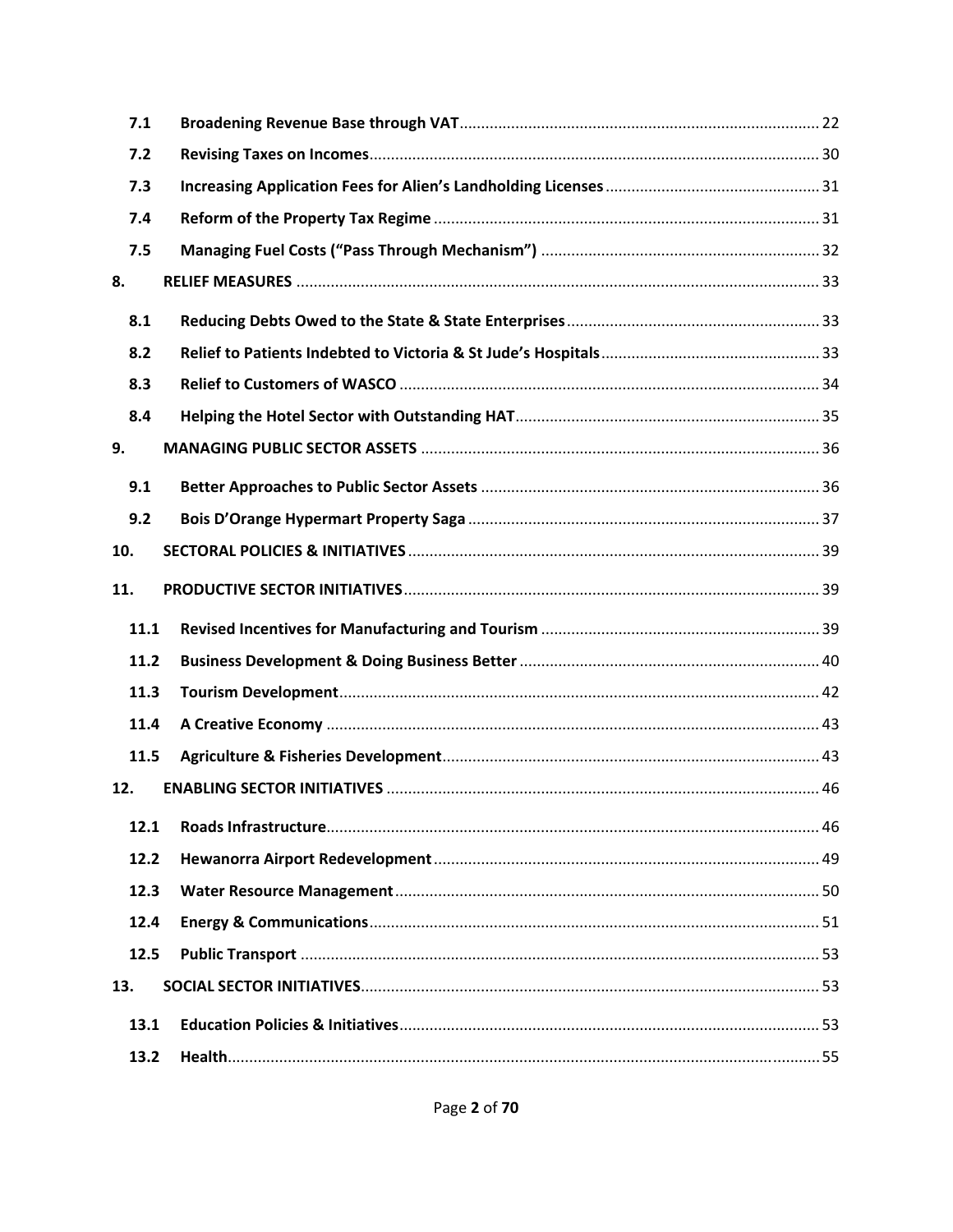| | | |
|---|---|---|
| **7.1** | **Broadening Revenue Base through VAT** | 22 |
| **7.2** | **Revising Taxes on Incomes** | 30 |
| **7.3** | **Increasing Application Fees for Alien's Landholding Licenses** | 31 |
| **7.4** | **Reform of the Property Tax Regime** | 31 |
| **7.5** | **Managing Fuel Costs ("Pass Through Mechanism")** | 32 |
| **8.** | **RELIEF MEASURES** | 33 |
| **8.1** | **Reducing Debts Owed to the State & State Enterprises** | 33 |
| **8.2** | **Relief to Patients Indebted to Victoria & St Jude's Hospitals** | 33 |
| **8.3** | **Relief to Customers of WASCO** | 34 |
| **8.4** | **Helping the Hotel Sector with Outstanding HAT** | 35 |
| **9.** | **MANAGING PUBLIC SECTOR ASSETS** | 36 |
| **9.1** | **Better Approaches to Public Sector Assets** | 36 |
| **9.2** | **Bois D'Orange Hypermart Property Saga** | 37 |
| **10.** | **SECTORAL POLICIES & INITIATIVES** | 39 |
| **11.** | **PRODUCTIVE SECTOR INITIATIVES** | 39 |
| **11.1** | **Revised Incentives for Manufacturing and Tourism** | 39 |
| **11.2** | **Business Development & Doing Business Better** | 40 |
| **11.3** | **Tourism Development** | 42 |
| **11.4** | **A Creative Economy** | 43 |
| **11.5** | **Agriculture & Fisheries Development** | 43 |
| **12.** | **ENABLING SECTOR INITIATIVES** | 46 |
| **12.1** | **Roads Infrastructure** | 46 |
| **12.2** | **Hewanorra Airport Redevelopment** | 49 |
| **12.3** | **Water Resource Management** | 50 |
| **12.4** | **Energy & Communications** | 51 |
| **12.5** | **Public Transport** | 53 |
| **13.** | **SOCIAL SECTOR INITIATIVES** | 53 |
| **13.1** | **Education Policies & Initiatives** | 53 |
| **13.2** | **Health** | 55 |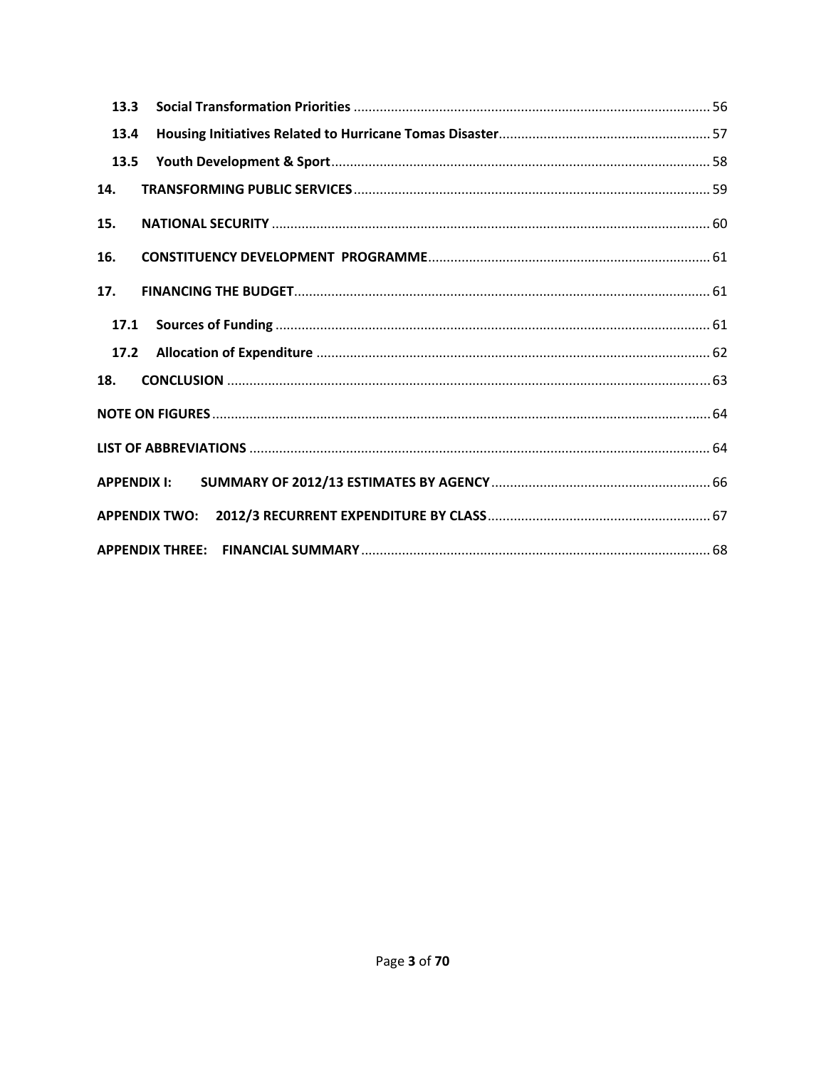- **13.3 Social Transformation Priorities** ... 56
- **13.4 Housing Initiatives Related to Hurricane Tomas Disaster** ... 57
- **13.5 Youth Development & Sport** ... 58

**14. TRANSFORMING PUBLIC SERVICES** ... 59

**15. NATIONAL SECURITY** ... 60

**16. CONSTITUENCY DEVELOPMENT PROGRAMME** ... 61

**17. FINANCING THE BUDGET** ... 61

- **17.1 Sources of Funding** ... 61
- **17.2 Allocation of Expenditure** ... 62

**18. CONCLUSION** ... 63

**NOTE ON FIGURES** ... 64

**LIST OF ABBREVIATIONS** ... 64

**APPENDIX I: SUMMARY OF 2012/13 ESTIMATES BY AGENCY** ... 66

**APPENDIX TWO: 2012/3 RECURRENT EXPENDITURE BY CLASS** ... 67

**APPENDIX THREE: FINANCIAL SUMMARY** ... 68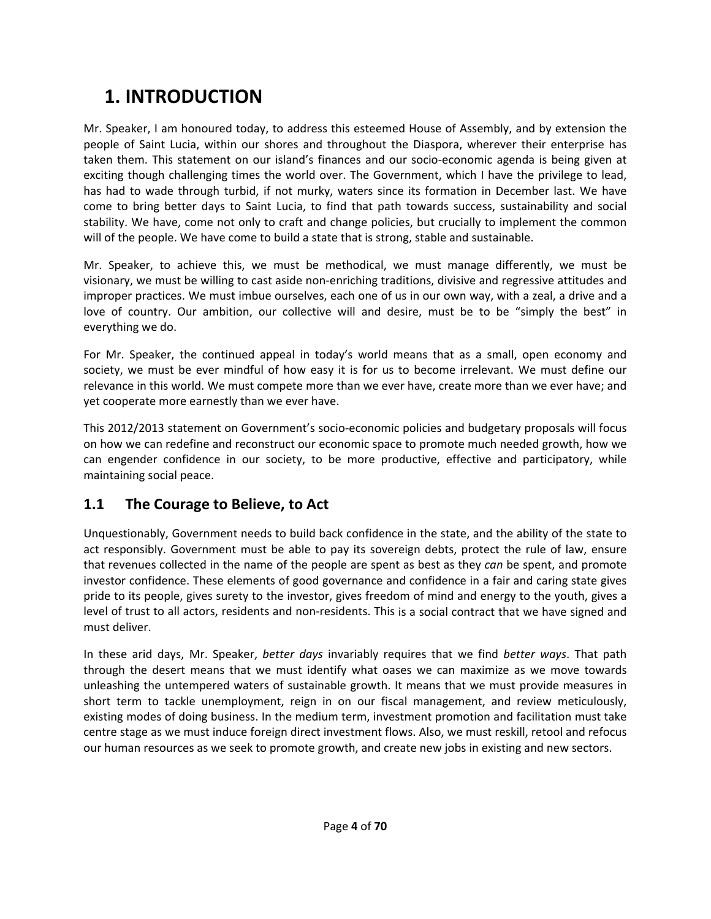# 1. INTRODUCTION

Mr. Speaker, I am honoured today, to address this esteemed House of Assembly, and by extension the people of Saint Lucia, within our shores and throughout the Diaspora, wherever their enterprise has taken them. This statement on our island's finances and our socio-economic agenda is being given at exciting though challenging times the world over. The Government, which I have the privilege to lead, has had to wade through turbid, if not murky, waters since its formation in December last. We have come to bring better days to Saint Lucia, to find that path towards success, sustainability and social stability. We have, come not only to craft and change policies, but crucially to implement the common will of the people. We have come to build a state that is strong, stable and sustainable.

Mr. Speaker, to achieve this, we must be methodical, we must manage differently, we must be visionary, we must be willing to cast aside non-enriching traditions, divisive and regressive attitudes and improper practices. We must imbue ourselves, each one of us in our own way, with a zeal, a drive and a love of country. Our ambition, our collective will and desire, must be to be "simply the best" in everything we do.

For Mr. Speaker, the continued appeal in today's world means that as a small, open economy and society, we must be ever mindful of how easy it is for us to become irrelevant. We must define our relevance in this world. We must compete more than we ever have, create more than we ever have; and yet cooperate more earnestly than we ever have.

This 2012/2013 statement on Government's socio-economic policies and budgetary proposals will focus on how we can redefine and reconstruct our economic space to promote much needed growth, how we can engender confidence in our society, to be more productive, effective and participatory, while maintaining social peace.

## 1.1 The Courage to Believe, to Act

Unquestionably, Government needs to build back confidence in the state, and the ability of the state to act responsibly. Government must be able to pay its sovereign debts, protect the rule of law, ensure that revenues collected in the name of the people are spent as best as they *can* be spent, and promote investor confidence. These elements of good governance and confidence in a fair and caring state gives pride to its people, gives surety to the investor, gives freedom of mind and energy to the youth, gives a level of trust to all actors, residents and non-residents. This is a social contract that we have signed and must deliver.

In these arid days, Mr. Speaker, *better days* invariably requires that we find *better ways*. That path through the desert means that we must identify what oases we can maximize as we move towards unleashing the untempered waters of sustainable growth. It means that we must provide measures in short term to tackle unemployment, reign in on our fiscal management, and review meticulously, existing modes of doing business. In the medium term, investment promotion and facilitation must take centre stage as we must induce foreign direct investment flows. Also, we must reskill, retool and refocus our human resources as we seek to promote growth, and create new jobs in existing and new sectors.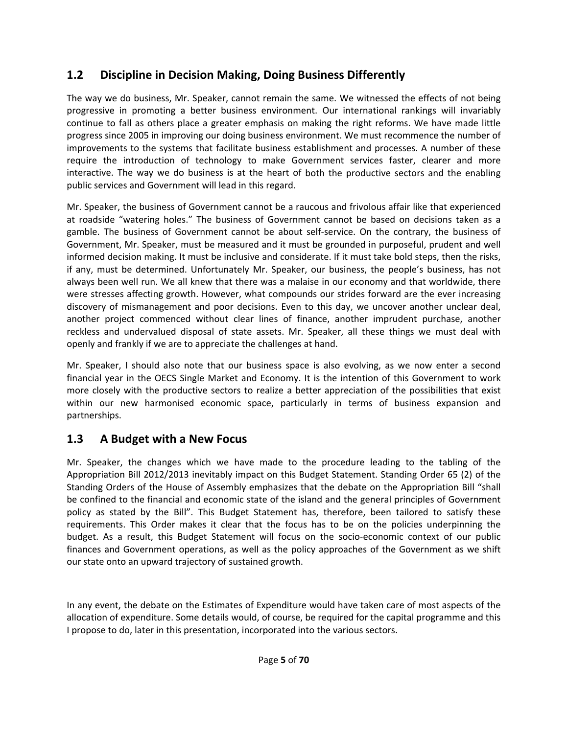## 1.2 Discipline in Decision Making, Doing Business Differently

The way we do business, Mr. Speaker, cannot remain the same. We witnessed the effects of not being progressive in promoting a better business environment. Our international rankings will invariably continue to fall as others place a greater emphasis on making the right reforms. We have made little progress since 2005 in improving our doing business environment. We must recommence the number of improvements to the systems that facilitate business establishment and processes. A number of these require the introduction of technology to make Government services faster, clearer and more interactive. The way we do business is at the heart of both the productive sectors and the enabling public services and Government will lead in this regard.

Mr. Speaker, the business of Government cannot be a raucous and frivolous affair like that experienced at roadside "watering holes." The business of Government cannot be based on decisions taken as a gamble. The business of Government cannot be about self-service. On the contrary, the business of Government, Mr. Speaker, must be measured and it must be grounded in purposeful, prudent and well informed decision making. It must be inclusive and considerate. If it must take bold steps, then the risks, if any, must be determined. Unfortunately Mr. Speaker, our business, the people's business, has not always been well run. We all knew that there was a malaise in our economy and that worldwide, there were stresses affecting growth. However, what compounds our strides forward are the ever increasing discovery of mismanagement and poor decisions. Even to this day, we uncover another unclear deal, another project commenced without clear lines of finance, another imprudent purchase, another reckless and undervalued disposal of state assets. Mr. Speaker, all these things we must deal with openly and frankly if we are to appreciate the challenges at hand.

Mr. Speaker, I should also note that our business space is also evolving, as we now enter a second financial year in the OECS Single Market and Economy. It is the intention of this Government to work more closely with the productive sectors to realize a better appreciation of the possibilities that exist within our new harmonised economic space, particularly in terms of business expansion and partnerships.

## 1.3 A Budget with a New Focus

Mr. Speaker, the changes which we have made to the procedure leading to the tabling of the Appropriation Bill 2012/2013 inevitably impact on this Budget Statement. Standing Order 65 (2) of the Standing Orders of the House of Assembly emphasizes that the debate on the Appropriation Bill "shall be confined to the financial and economic state of the island and the general principles of Government policy as stated by the Bill". This Budget Statement has, therefore, been tailored to satisfy these requirements. This Order makes it clear that the focus has to be on the policies underpinning the budget. As a result, this Budget Statement will focus on the socio-economic context of our public finances and Government operations, as well as the policy approaches of the Government as we shift our state onto an upward trajectory of sustained growth.

In any event, the debate on the Estimates of Expenditure would have taken care of most aspects of the allocation of expenditure. Some details would, of course, be required for the capital programme and this I propose to do, later in this presentation, incorporated into the various sectors.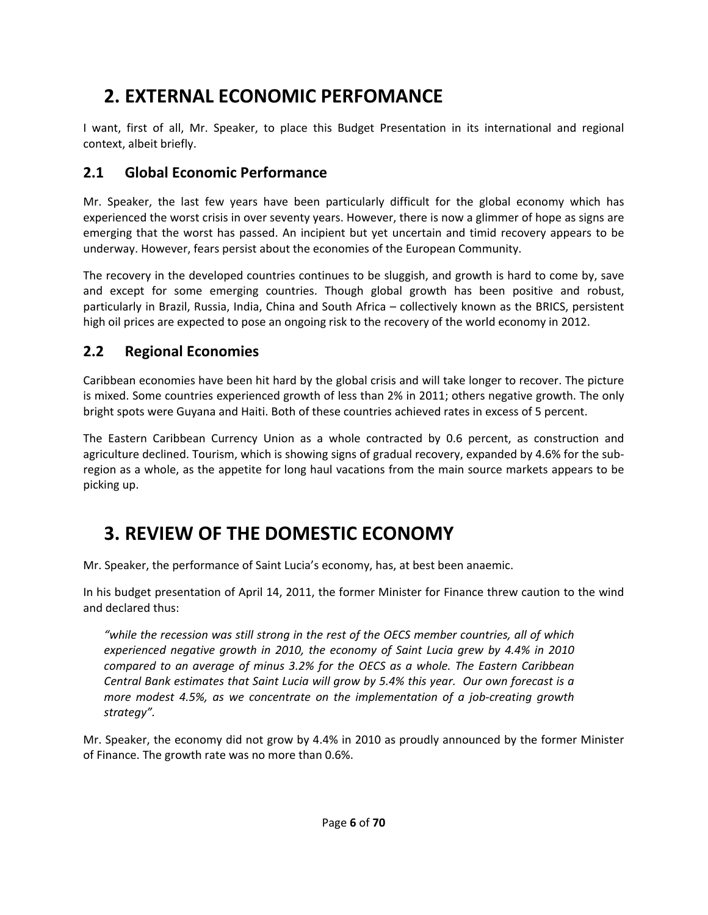# 2. EXTERNAL ECONOMIC PERFOMANCE

I want, first of all, Mr. Speaker, to place this Budget Presentation in its international and regional context, albeit briefly.

## 2.1 Global Economic Performance

Mr. Speaker, the last few years have been particularly difficult for the global economy which has experienced the worst crisis in over seventy years. However, there is now a glimmer of hope as signs are emerging that the worst has passed. An incipient but yet uncertain and timid recovery appears to be underway. However, fears persist about the economies of the European Community.

The recovery in the developed countries continues to be sluggish, and growth is hard to come by, save and except for some emerging countries. Though global growth has been positive and robust, particularly in Brazil, Russia, India, China and South Africa – collectively known as the BRICS, persistent high oil prices are expected to pose an ongoing risk to the recovery of the world economy in 2012.

## 2.2 Regional Economies

Caribbean economies have been hit hard by the global crisis and will take longer to recover. The picture is mixed. Some countries experienced growth of less than 2% in 2011; others negative growth. The only bright spots were Guyana and Haiti. Both of these countries achieved rates in excess of 5 percent.

The Eastern Caribbean Currency Union as a whole contracted by 0.6 percent, as construction and agriculture declined. Tourism, which is showing signs of gradual recovery, expanded by 4.6% for the sub-region as a whole, as the appetite for long haul vacations from the main source markets appears to be picking up.

# 3. REVIEW OF THE DOMESTIC ECONOMY

Mr. Speaker, the performance of Saint Lucia's economy, has, at best been anaemic.

In his budget presentation of April 14, 2011, the former Minister for Finance threw caution to the wind and declared thus:

> *"while the recession was still strong in the rest of the OECS member countries, all of which experienced negative growth in 2010, the economy of Saint Lucia grew by 4.4% in 2010 compared to an average of minus 3.2% for the OECS as a whole. The Eastern Caribbean Central Bank estimates that Saint Lucia will grow by 5.4% this year. Our own forecast is a more modest 4.5%, as we concentrate on the implementation of a job-creating growth strategy".*

Mr. Speaker, the economy did not grow by 4.4% in 2010 as proudly announced by the former Minister of Finance. The growth rate was no more than 0.6%.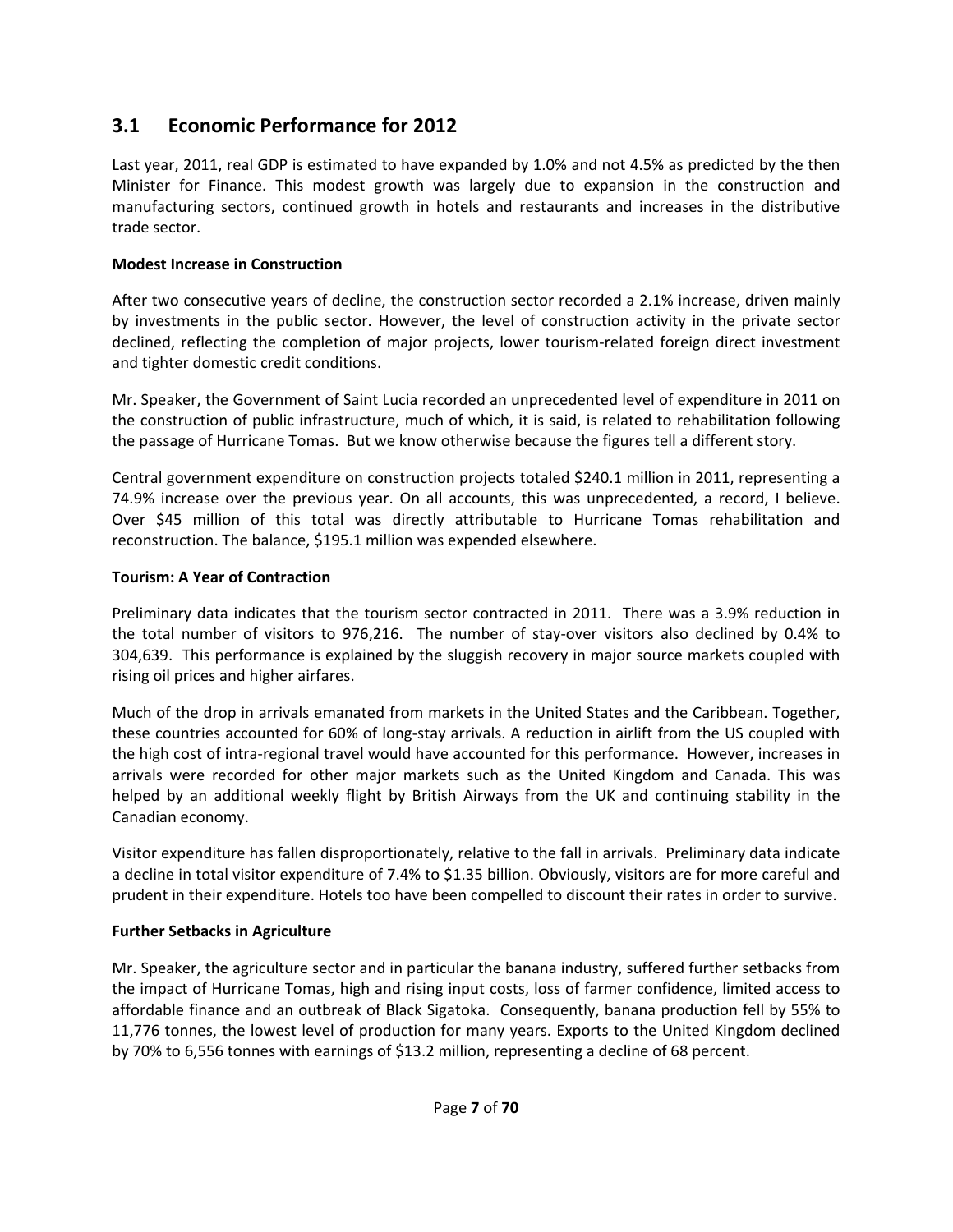## 3.1 Economic Performance for 2012

Last year, 2011, real GDP is estimated to have expanded by 1.0% and not 4.5% as predicted by the then Minister for Finance. This modest growth was largely due to expansion in the construction and manufacturing sectors, continued growth in hotels and restaurants and increases in the distributive trade sector.

**Modest Increase in Construction**

After two consecutive years of decline, the construction sector recorded a 2.1% increase, driven mainly by investments in the public sector. However, the level of construction activity in the private sector declined, reflecting the completion of major projects, lower tourism-related foreign direct investment and tighter domestic credit conditions.

Mr. Speaker, the Government of Saint Lucia recorded an unprecedented level of expenditure in 2011 on the construction of public infrastructure, much of which, it is said, is related to rehabilitation following the passage of Hurricane Tomas. But we know otherwise because the figures tell a different story.

Central government expenditure on construction projects totaled $240.1 million in 2011, representing a 74.9% increase over the previous year. On all accounts, this was unprecedented, a record, I believe. Over $45 million of this total was directly attributable to Hurricane Tomas rehabilitation and reconstruction. The balance, $195.1 million was expended elsewhere.

**Tourism: A Year of Contraction**

Preliminary data indicates that the tourism sector contracted in 2011. There was a 3.9% reduction in the total number of visitors to 976,216. The number of stay-over visitors also declined by 0.4% to 304,639. This performance is explained by the sluggish recovery in major source markets coupled with rising oil prices and higher airfares.

Much of the drop in arrivals emanated from markets in the United States and the Caribbean. Together, these countries accounted for 60% of long-stay arrivals. A reduction in airlift from the US coupled with the high cost of intra-regional travel would have accounted for this performance. However, increases in arrivals were recorded for other major markets such as the United Kingdom and Canada. This was helped by an additional weekly flight by British Airways from the UK and continuing stability in the Canadian economy.

Visitor expenditure has fallen disproportionately, relative to the fall in arrivals. Preliminary data indicate a decline in total visitor expenditure of 7.4% to $1.35 billion. Obviously, visitors are for more careful and prudent in their expenditure. Hotels too have been compelled to discount their rates in order to survive.

**Further Setbacks in Agriculture**

Mr. Speaker, the agriculture sector and in particular the banana industry, suffered further setbacks from the impact of Hurricane Tomas, high and rising input costs, loss of farmer confidence, limited access to affordable finance and an outbreak of Black Sigatoka. Consequently, banana production fell by 55% to 11,776 tonnes, the lowest level of production for many years. Exports to the United Kingdom declined by 70% to 6,556 tonnes with earnings of $13.2 million, representing a decline of 68 percent.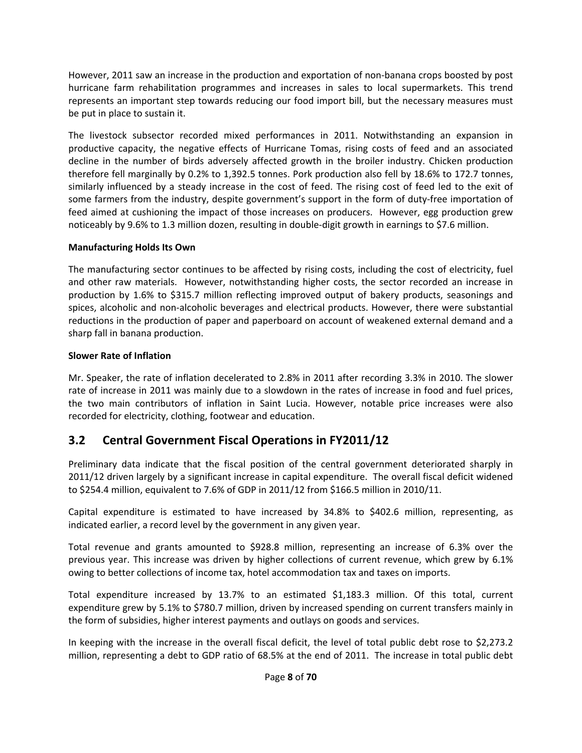However, 2011 saw an increase in the production and exportation of non-banana crops boosted by post hurricane farm rehabilitation programmes and increases in sales to local supermarkets. This trend represents an important step towards reducing our food import bill, but the necessary measures must be put in place to sustain it.

The livestock subsector recorded mixed performances in 2011. Notwithstanding an expansion in productive capacity, the negative effects of Hurricane Tomas, rising costs of feed and an associated decline in the number of birds adversely affected growth in the broiler industry. Chicken production therefore fell marginally by 0.2% to 1,392.5 tonnes. Pork production also fell by 18.6% to 172.7 tonnes, similarly influenced by a steady increase in the cost of feed. The rising cost of feed led to the exit of some farmers from the industry, despite government's support in the form of duty-free importation of feed aimed at cushioning the impact of those increases on producers. However, egg production grew noticeably by 9.6% to 1.3 million dozen, resulting in double-digit growth in earnings to $7.6 million.

**Manufacturing Holds Its Own**

The manufacturing sector continues to be affected by rising costs, including the cost of electricity, fuel and other raw materials. However, notwithstanding higher costs, the sector recorded an increase in production by 1.6% to $315.7 million reflecting improved output of bakery products, seasonings and spices, alcoholic and non-alcoholic beverages and electrical products. However, there were substantial reductions in the production of paper and paperboard on account of weakened external demand and a sharp fall in banana production.

**Slower Rate of Inflation**

Mr. Speaker, the rate of inflation decelerated to 2.8% in 2011 after recording 3.3% in 2010. The slower rate of increase in 2011 was mainly due to a slowdown in the rates of increase in food and fuel prices, the two main contributors of inflation in Saint Lucia. However, notable price increases were also recorded for electricity, clothing, footwear and education.

## 3.2 Central Government Fiscal Operations in FY2011/12

Preliminary data indicate that the fiscal position of the central government deteriorated sharply in 2011/12 driven largely by a significant increase in capital expenditure. The overall fiscal deficit widened to $254.4 million, equivalent to 7.6% of GDP in 2011/12 from $166.5 million in 2010/11.

Capital expenditure is estimated to have increased by 34.8% to $402.6 million, representing, as indicated earlier, a record level by the government in any given year.

Total revenue and grants amounted to $928.8 million, representing an increase of 6.3% over the previous year. This increase was driven by higher collections of current revenue, which grew by 6.1% owing to better collections of income tax, hotel accommodation tax and taxes on imports.

Total expenditure increased by 13.7% to an estimated $1,183.3 million. Of this total, current expenditure grew by 5.1% to $780.7 million, driven by increased spending on current transfers mainly in the form of subsidies, higher interest payments and outlays on goods and services.

In keeping with the increase in the overall fiscal deficit, the level of total public debt rose to $2,273.2 million, representing a debt to GDP ratio of 68.5% at the end of 2011. The increase in total public debt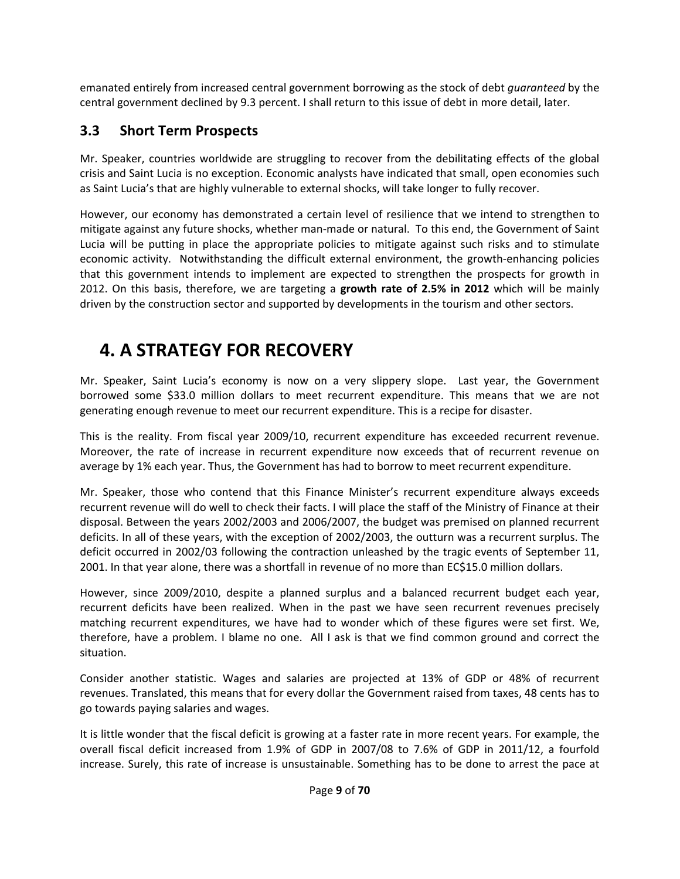emanated entirely from increased central government borrowing as the stock of debt *guaranteed* by the central government declined by 9.3 percent. I shall return to this issue of debt in more detail, later.

## 3.3 Short Term Prospects

Mr. Speaker, countries worldwide are struggling to recover from the debilitating effects of the global crisis and Saint Lucia is no exception. Economic analysts have indicated that small, open economies such as Saint Lucia's that are highly vulnerable to external shocks, will take longer to fully recover.

However, our economy has demonstrated a certain level of resilience that we intend to strengthen to mitigate against any future shocks, whether man-made or natural. To this end, the Government of Saint Lucia will be putting in place the appropriate policies to mitigate against such risks and to stimulate economic activity. Notwithstanding the difficult external environment, the growth-enhancing policies that this government intends to implement are expected to strengthen the prospects for growth in 2012. On this basis, therefore, we are targeting a **growth rate of 2.5% in 2012** which will be mainly driven by the construction sector and supported by developments in the tourism and other sectors.

# 4. A STRATEGY FOR RECOVERY

Mr. Speaker, Saint Lucia's economy is now on a very slippery slope. Last year, the Government borrowed some $33.0 million dollars to meet recurrent expenditure. This means that we are not generating enough revenue to meet our recurrent expenditure. This is a recipe for disaster.

This is the reality. From fiscal year 2009/10, recurrent expenditure has exceeded recurrent revenue. Moreover, the rate of increase in recurrent expenditure now exceeds that of recurrent revenue on average by 1% each year. Thus, the Government has had to borrow to meet recurrent expenditure.

Mr. Speaker, those who contend that this Finance Minister's recurrent expenditure always exceeds recurrent revenue will do well to check their facts. I will place the staff of the Ministry of Finance at their disposal. Between the years 2002/2003 and 2006/2007, the budget was premised on planned recurrent deficits. In all of these years, with the exception of 2002/2003, the outturn was a recurrent surplus. The deficit occurred in 2002/03 following the contraction unleashed by the tragic events of September 11, 2001. In that year alone, there was a shortfall in revenue of no more than EC$15.0 million dollars.

However, since 2009/2010, despite a planned surplus and a balanced recurrent budget each year, recurrent deficits have been realized. When in the past we have seen recurrent revenues precisely matching recurrent expenditures, we have had to wonder which of these figures were set first. We, therefore, have a problem. I blame no one. All I ask is that we find common ground and correct the situation.

Consider another statistic. Wages and salaries are projected at 13% of GDP or 48% of recurrent revenues. Translated, this means that for every dollar the Government raised from taxes, 48 cents has to go towards paying salaries and wages.

It is little wonder that the fiscal deficit is growing at a faster rate in more recent years. For example, the overall fiscal deficit increased from 1.9% of GDP in 2007/08 to 7.6% of GDP in 2011/12, a fourfold increase. Surely, this rate of increase is unsustainable. Something has to be done to arrest the pace at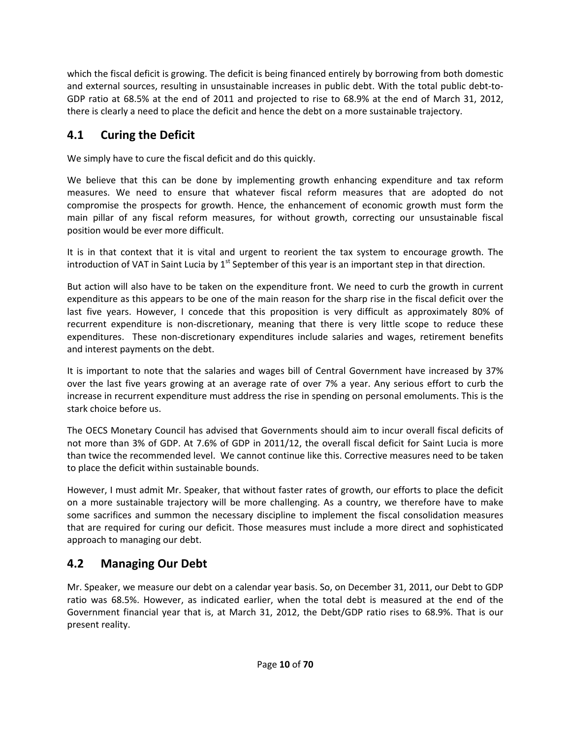which the fiscal deficit is growing. The deficit is being financed entirely by borrowing from both domestic and external sources, resulting in unsustainable increases in public debt. With the total public debt-to-GDP ratio at 68.5% at the end of 2011 and projected to rise to 68.9% at the end of March 31, 2012, there is clearly a need to place the deficit and hence the debt on a more sustainable trajectory.

## 4.1 Curing the Deficit

We simply have to cure the fiscal deficit and do this quickly.

We believe that this can be done by implementing growth enhancing expenditure and tax reform measures. We need to ensure that whatever fiscal reform measures that are adopted do not compromise the prospects for growth. Hence, the enhancement of economic growth must form the main pillar of any fiscal reform measures, for without growth, correcting our unsustainable fiscal position would be ever more difficult.

It is in that context that it is vital and urgent to reorient the tax system to encourage growth. The introduction of VAT in Saint Lucia by 1st September of this year is an important step in that direction.

But action will also have to be taken on the expenditure front. We need to curb the growth in current expenditure as this appears to be one of the main reason for the sharp rise in the fiscal deficit over the last five years. However, I concede that this proposition is very difficult as approximately 80% of recurrent expenditure is non-discretionary, meaning that there is very little scope to reduce these expenditures. These non-discretionary expenditures include salaries and wages, retirement benefits and interest payments on the debt.

It is important to note that the salaries and wages bill of Central Government have increased by 37% over the last five years growing at an average rate of over 7% a year. Any serious effort to curb the increase in recurrent expenditure must address the rise in spending on personal emoluments. This is the stark choice before us.

The OECS Monetary Council has advised that Governments should aim to incur overall fiscal deficits of not more than 3% of GDP. At 7.6% of GDP in 2011/12, the overall fiscal deficit for Saint Lucia is more than twice the recommended level. We cannot continue like this. Corrective measures need to be taken to place the deficit within sustainable bounds.

However, I must admit Mr. Speaker, that without faster rates of growth, our efforts to place the deficit on a more sustainable trajectory will be more challenging. As a country, we therefore have to make some sacrifices and summon the necessary discipline to implement the fiscal consolidation measures that are required for curing our deficit. Those measures must include a more direct and sophisticated approach to managing our debt.

## 4.2 Managing Our Debt

Mr. Speaker, we measure our debt on a calendar year basis. So, on December 31, 2011, our Debt to GDP ratio was 68.5%. However, as indicated earlier, when the total debt is measured at the end of the Government financial year that is, at March 31, 2012, the Debt/GDP ratio rises to 68.9%. That is our present reality.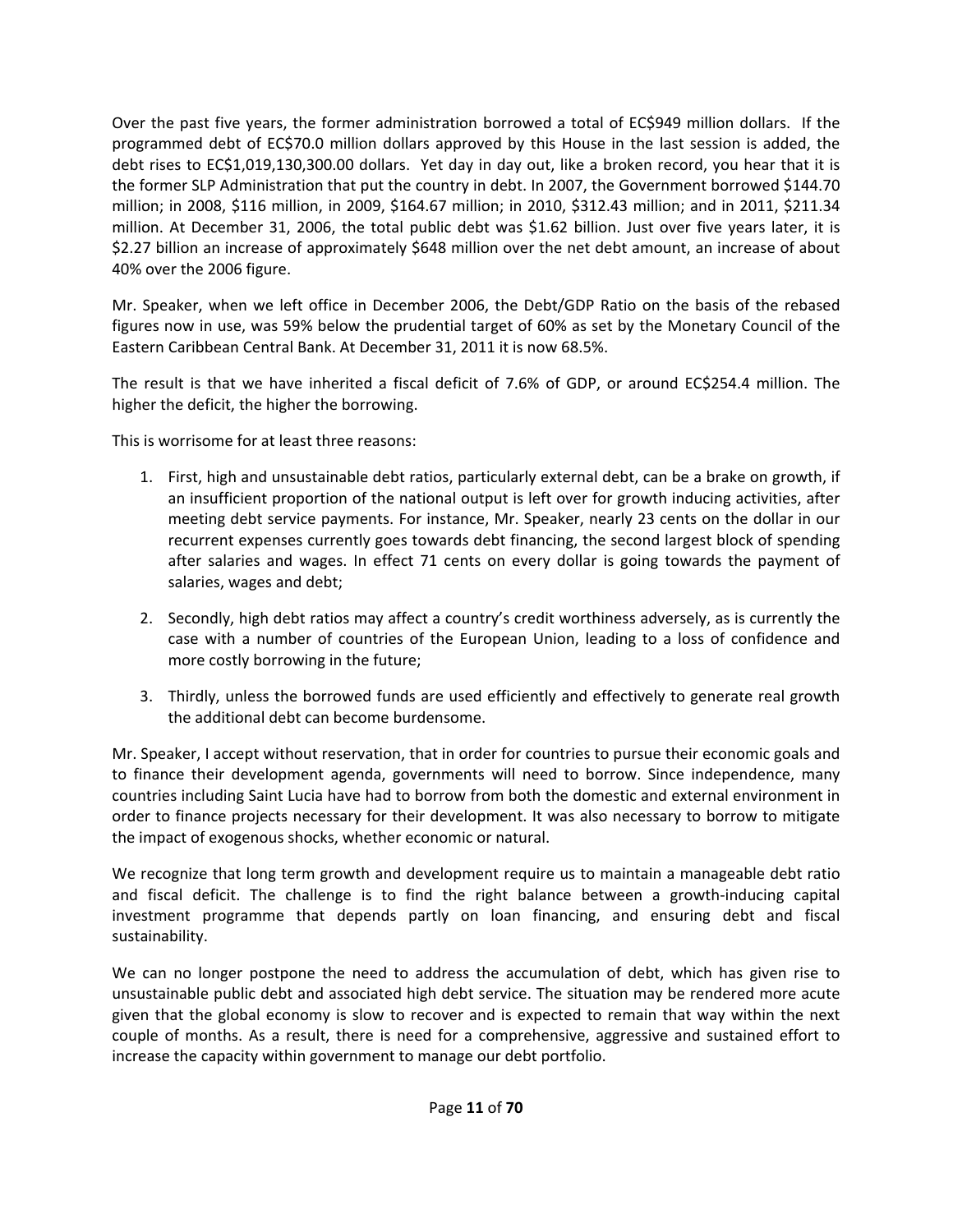Over the past five years, the former administration borrowed a total of EC$949 million dollars. If the programmed debt of EC$70.0 million dollars approved by this House in the last session is added, the debt rises to EC$1,019,130,300.00 dollars. Yet day in day out, like a broken record, you hear that it is the former SLP Administration that put the country in debt. In 2007, the Government borrowed $144.70 million; in 2008, $116 million, in 2009, $164.67 million; in 2010, $312.43 million; and in 2011, $211.34 million. At December 31, 2006, the total public debt was $1.62 billion. Just over five years later, it is $2.27 billion an increase of approximately $648 million over the net debt amount, an increase of about 40% over the 2006 figure.

Mr. Speaker, when we left office in December 2006, the Debt/GDP Ratio on the basis of the rebased figures now in use, was 59% below the prudential target of 60% as set by the Monetary Council of the Eastern Caribbean Central Bank. At December 31, 2011 it is now 68.5%.

The result is that we have inherited a fiscal deficit of 7.6% of GDP, or around EC$254.4 million. The higher the deficit, the higher the borrowing.

This is worrisome for at least three reasons:

1. First, high and unsustainable debt ratios, particularly external debt, can be a brake on growth, if an insufficient proportion of the national output is left over for growth inducing activities, after meeting debt service payments. For instance, Mr. Speaker, nearly 23 cents on the dollar in our recurrent expenses currently goes towards debt financing, the second largest block of spending after salaries and wages. In effect 71 cents on every dollar is going towards the payment of salaries, wages and debt;

2. Secondly, high debt ratios may affect a country's credit worthiness adversely, as is currently the case with a number of countries of the European Union, leading to a loss of confidence and more costly borrowing in the future;

3. Thirdly, unless the borrowed funds are used efficiently and effectively to generate real growth the additional debt can become burdensome.

Mr. Speaker, I accept without reservation, that in order for countries to pursue their economic goals and to finance their development agenda, governments will need to borrow. Since independence, many countries including Saint Lucia have had to borrow from both the domestic and external environment in order to finance projects necessary for their development. It was also necessary to borrow to mitigate the impact of exogenous shocks, whether economic or natural.

We recognize that long term growth and development require us to maintain a manageable debt ratio and fiscal deficit. The challenge is to find the right balance between a growth-inducing capital investment programme that depends partly on loan financing, and ensuring debt and fiscal sustainability.

We can no longer postpone the need to address the accumulation of debt, which has given rise to unsustainable public debt and associated high debt service. The situation may be rendered more acute given that the global economy is slow to recover and is expected to remain that way within the next couple of months. As a result, there is need for a comprehensive, aggressive and sustained effort to increase the capacity within government to manage our debt portfolio.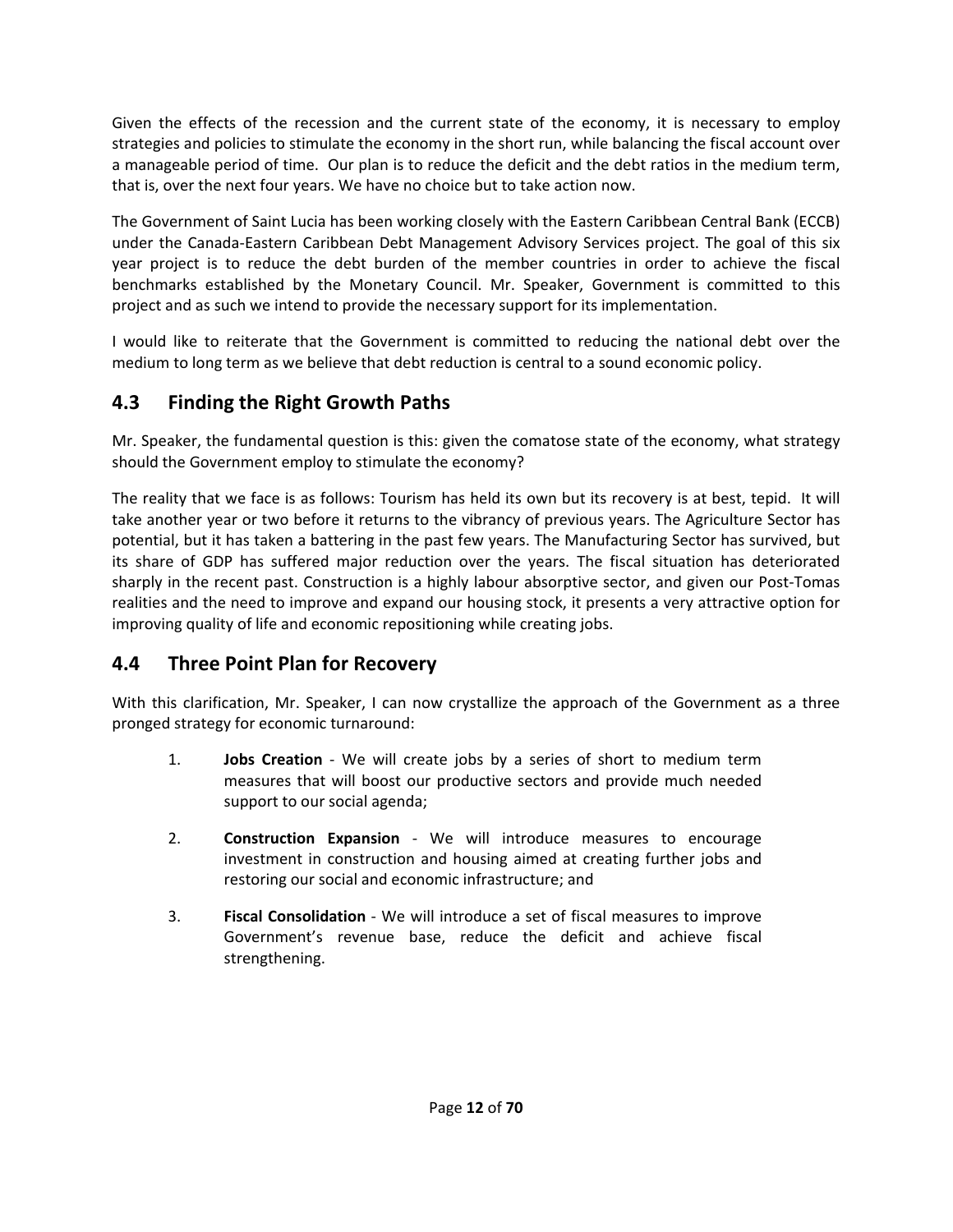Given the effects of the recession and the current state of the economy, it is necessary to employ strategies and policies to stimulate the economy in the short run, while balancing the fiscal account over a manageable period of time. Our plan is to reduce the deficit and the debt ratios in the medium term, that is, over the next four years. We have no choice but to take action now.

The Government of Saint Lucia has been working closely with the Eastern Caribbean Central Bank (ECCB) under the Canada-Eastern Caribbean Debt Management Advisory Services project. The goal of this six year project is to reduce the debt burden of the member countries in order to achieve the fiscal benchmarks established by the Monetary Council. Mr. Speaker, Government is committed to this project and as such we intend to provide the necessary support for its implementation.

I would like to reiterate that the Government is committed to reducing the national debt over the medium to long term as we believe that debt reduction is central to a sound economic policy.

## 4.3 Finding the Right Growth Paths

Mr. Speaker, the fundamental question is this: given the comatose state of the economy, what strategy should the Government employ to stimulate the economy?

The reality that we face is as follows: Tourism has held its own but its recovery is at best, tepid. It will take another year or two before it returns to the vibrancy of previous years. The Agriculture Sector has potential, but it has taken a battering in the past few years. The Manufacturing Sector has survived, but its share of GDP has suffered major reduction over the years. The fiscal situation has deteriorated sharply in the recent past. Construction is a highly labour absorptive sector, and given our Post-Tomas realities and the need to improve and expand our housing stock, it presents a very attractive option for improving quality of life and economic repositioning while creating jobs.

## 4.4 Three Point Plan for Recovery

With this clarification, Mr. Speaker, I can now crystallize the approach of the Government as a three pronged strategy for economic turnaround:

1. **Jobs Creation** - We will create jobs by a series of short to medium term measures that will boost our productive sectors and provide much needed support to our social agenda;

2. **Construction Expansion** - We will introduce measures to encourage investment in construction and housing aimed at creating further jobs and restoring our social and economic infrastructure; and

3. **Fiscal Consolidation** - We will introduce a set of fiscal measures to improve Government's revenue base, reduce the deficit and achieve fiscal strengthening.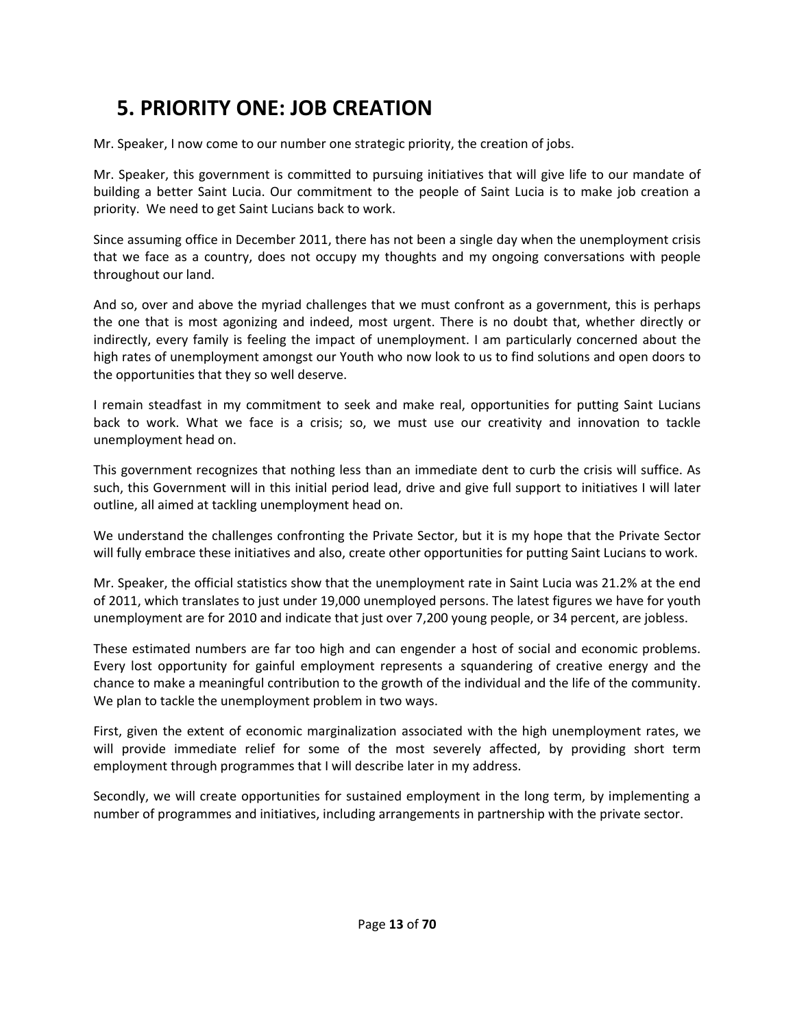# 5. PRIORITY ONE: JOB CREATION

Mr. Speaker, I now come to our number one strategic priority, the creation of jobs.

Mr. Speaker, this government is committed to pursuing initiatives that will give life to our mandate of building a better Saint Lucia. Our commitment to the people of Saint Lucia is to make job creation a priority. We need to get Saint Lucians back to work.

Since assuming office in December 2011, there has not been a single day when the unemployment crisis that we face as a country, does not occupy my thoughts and my ongoing conversations with people throughout our land.

And so, over and above the myriad challenges that we must confront as a government, this is perhaps the one that is most agonizing and indeed, most urgent. There is no doubt that, whether directly or indirectly, every family is feeling the impact of unemployment. I am particularly concerned about the high rates of unemployment amongst our Youth who now look to us to find solutions and open doors to the opportunities that they so well deserve.

I remain steadfast in my commitment to seek and make real, opportunities for putting Saint Lucians back to work. What we face is a crisis; so, we must use our creativity and innovation to tackle unemployment head on.

This government recognizes that nothing less than an immediate dent to curb the crisis will suffice. As such, this Government will in this initial period lead, drive and give full support to initiatives I will later outline, all aimed at tackling unemployment head on.

We understand the challenges confronting the Private Sector, but it is my hope that the Private Sector will fully embrace these initiatives and also, create other opportunities for putting Saint Lucians to work.

Mr. Speaker, the official statistics show that the unemployment rate in Saint Lucia was 21.2% at the end of 2011, which translates to just under 19,000 unemployed persons. The latest figures we have for youth unemployment are for 2010 and indicate that just over 7,200 young people, or 34 percent, are jobless.

These estimated numbers are far too high and can engender a host of social and economic problems. Every lost opportunity for gainful employment represents a squandering of creative energy and the chance to make a meaningful contribution to the growth of the individual and the life of the community. We plan to tackle the unemployment problem in two ways.

First, given the extent of economic marginalization associated with the high unemployment rates, we will provide immediate relief for some of the most severely affected, by providing short term employment through programmes that I will describe later in my address.

Secondly, we will create opportunities for sustained employment in the long term, by implementing a number of programmes and initiatives, including arrangements in partnership with the private sector.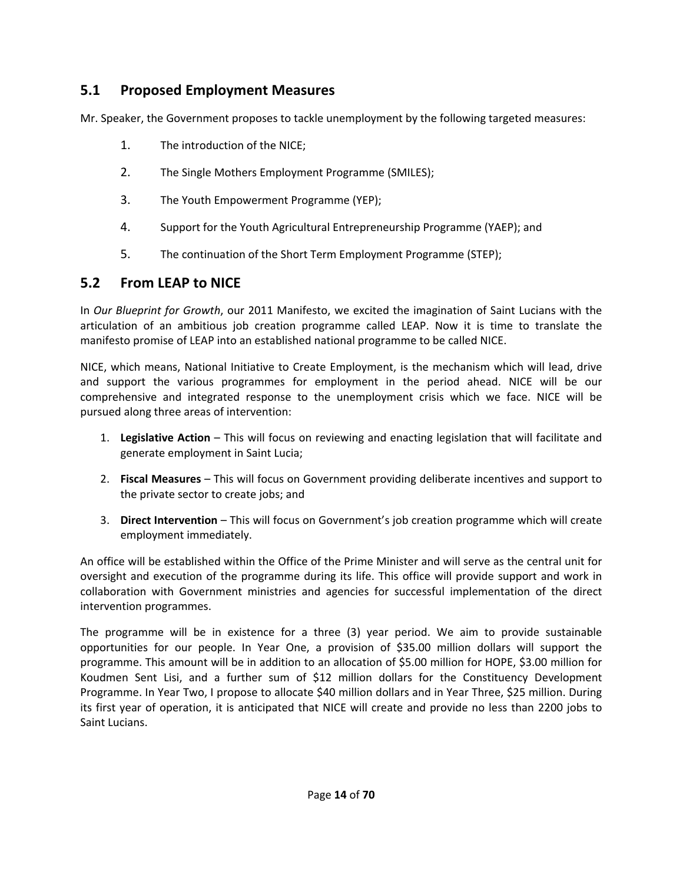## 5.1 Proposed Employment Measures

Mr. Speaker, the Government proposes to tackle unemployment by the following targeted measures:

1. The introduction of the NICE;
2. The Single Mothers Employment Programme (SMILES);
3. The Youth Empowerment Programme (YEP);
4. Support for the Youth Agricultural Entrepreneurship Programme (YAEP); and
5. The continuation of the Short Term Employment Programme (STEP);

## 5.2 From LEAP to NICE

In *Our Blueprint for Growth*, our 2011 Manifesto, we excited the imagination of Saint Lucians with the articulation of an ambitious job creation programme called LEAP. Now it is time to translate the manifesto promise of LEAP into an established national programme to be called NICE.

NICE, which means, National Initiative to Create Employment, is the mechanism which will lead, drive and support the various programmes for employment in the period ahead. NICE will be our comprehensive and integrated response to the unemployment crisis which we face. NICE will be pursued along three areas of intervention:

1. **Legislative Action** – This will focus on reviewing and enacting legislation that will facilitate and generate employment in Saint Lucia;
2. **Fiscal Measures** – This will focus on Government providing deliberate incentives and support to the private sector to create jobs; and
3. **Direct Intervention** – This will focus on Government's job creation programme which will create employment immediately.

An office will be established within the Office of the Prime Minister and will serve as the central unit for oversight and execution of the programme during its life. This office will provide support and work in collaboration with Government ministries and agencies for successful implementation of the direct intervention programmes.

The programme will be in existence for a three (3) year period. We aim to provide sustainable opportunities for our people. In Year One, a provision of $35.00 million dollars will support the programme. This amount will be in addition to an allocation of $5.00 million for HOPE, $3.00 million for Koudmen Sent Lisi, and a further sum of $12 million dollars for the Constituency Development Programme. In Year Two, I propose to allocate $40 million dollars and in Year Three, $25 million. During its first year of operation, it is anticipated that NICE will create and provide no less than 2200 jobs to Saint Lucians.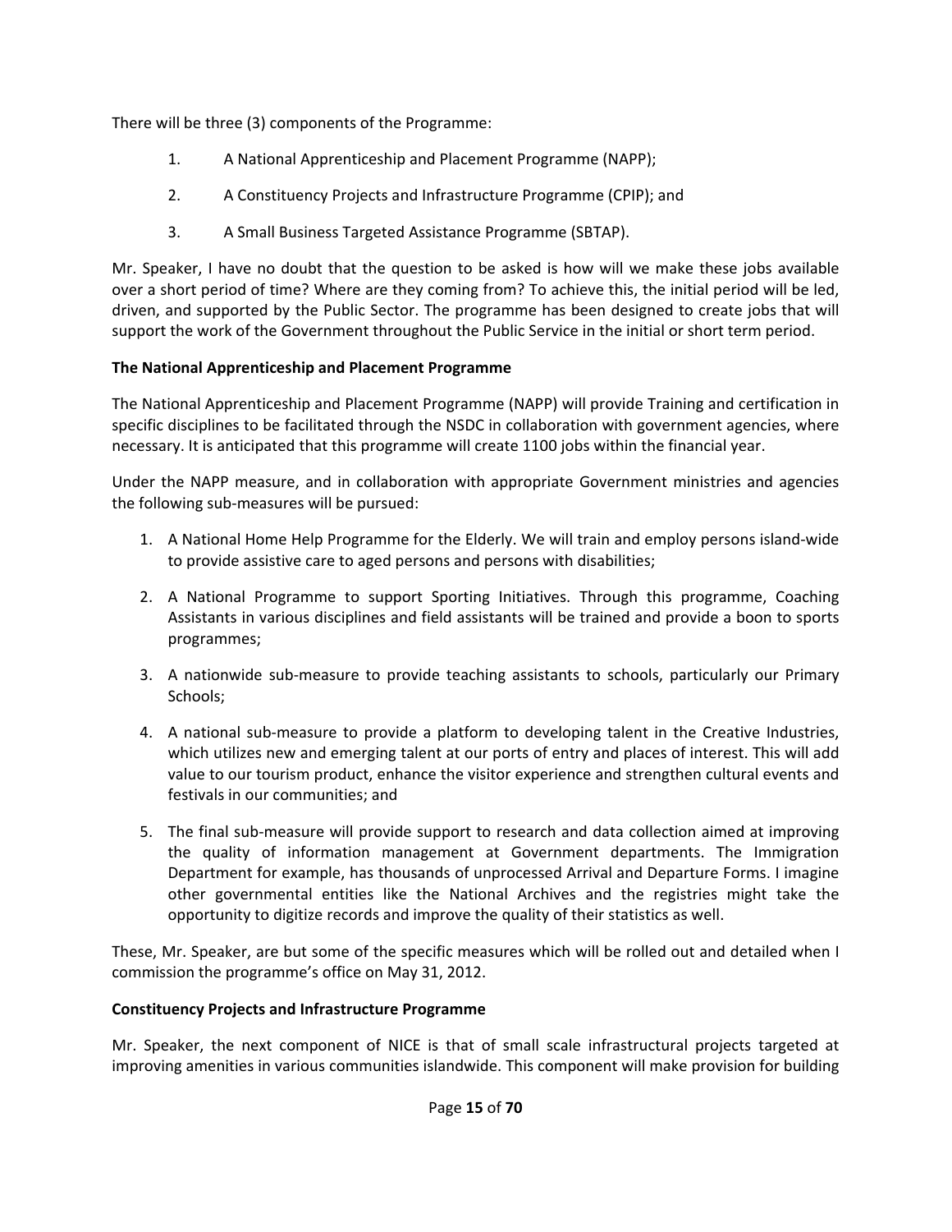There will be three (3) components of the Programme:

1. A National Apprenticeship and Placement Programme (NAPP);
2. A Constituency Projects and Infrastructure Programme (CPIP); and
3. A Small Business Targeted Assistance Programme (SBTAP).

Mr. Speaker, I have no doubt that the question to be asked is how will we make these jobs available over a short period of time? Where are they coming from? To achieve this, the initial period will be led, driven, and supported by the Public Sector. The programme has been designed to create jobs that will support the work of the Government throughout the Public Service in the initial or short term period.

**The National Apprenticeship and Placement Programme**

The National Apprenticeship and Placement Programme (NAPP) will provide Training and certification in specific disciplines to be facilitated through the NSDC in collaboration with government agencies, where necessary. It is anticipated that this programme will create 1100 jobs within the financial year.

Under the NAPP measure, and in collaboration with appropriate Government ministries and agencies the following sub-measures will be pursued:

1. A National Home Help Programme for the Elderly. We will train and employ persons island-wide to provide assistive care to aged persons and persons with disabilities;
2. A National Programme to support Sporting Initiatives. Through this programme, Coaching Assistants in various disciplines and field assistants will be trained and provide a boon to sports programmes;
3. A nationwide sub-measure to provide teaching assistants to schools, particularly our Primary Schools;
4. A national sub-measure to provide a platform to developing talent in the Creative Industries, which utilizes new and emerging talent at our ports of entry and places of interest. This will add value to our tourism product, enhance the visitor experience and strengthen cultural events and festivals in our communities; and
5. The final sub-measure will provide support to research and data collection aimed at improving the quality of information management at Government departments. The Immigration Department for example, has thousands of unprocessed Arrival and Departure Forms. I imagine other governmental entities like the National Archives and the registries might take the opportunity to digitize records and improve the quality of their statistics as well.

These, Mr. Speaker, are but some of the specific measures which will be rolled out and detailed when I commission the programme's office on May 31, 2012.

**Constituency Projects and Infrastructure Programme**

Mr. Speaker, the next component of NICE is that of small scale infrastructural projects targeted at improving amenities in various communities islandwide. This component will make provision for building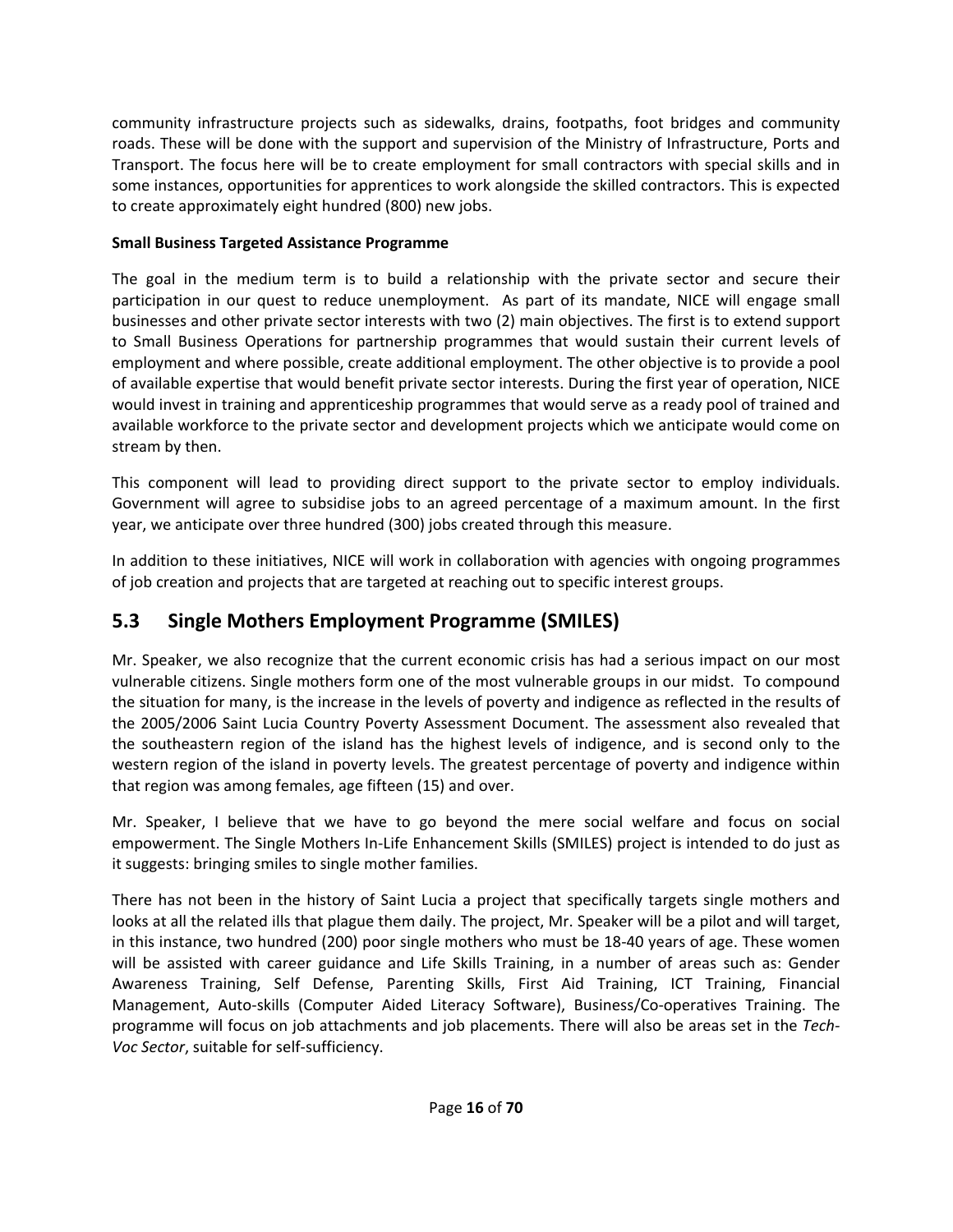community infrastructure projects such as sidewalks, drains, footpaths, foot bridges and community roads. These will be done with the support and supervision of the Ministry of Infrastructure, Ports and Transport. The focus here will be to create employment for small contractors with special skills and in some instances, opportunities for apprentices to work alongside the skilled contractors. This is expected to create approximately eight hundred (800) new jobs.

**Small Business Targeted Assistance Programme**

The goal in the medium term is to build a relationship with the private sector and secure their participation in our quest to reduce unemployment. As part of its mandate, NICE will engage small businesses and other private sector interests with two (2) main objectives. The first is to extend support to Small Business Operations for partnership programmes that would sustain their current levels of employment and where possible, create additional employment. The other objective is to provide a pool of available expertise that would benefit private sector interests. During the first year of operation, NICE would invest in training and apprenticeship programmes that would serve as a ready pool of trained and available workforce to the private sector and development projects which we anticipate would come on stream by then.

This component will lead to providing direct support to the private sector to employ individuals. Government will agree to subsidise jobs to an agreed percentage of a maximum amount. In the first year, we anticipate over three hundred (300) jobs created through this measure.

In addition to these initiatives, NICE will work in collaboration with agencies with ongoing programmes of job creation and projects that are targeted at reaching out to specific interest groups.

## 5.3 Single Mothers Employment Programme (SMILES)

Mr. Speaker, we also recognize that the current economic crisis has had a serious impact on our most vulnerable citizens. Single mothers form one of the most vulnerable groups in our midst. To compound the situation for many, is the increase in the levels of poverty and indigence as reflected in the results of the 2005/2006 Saint Lucia Country Poverty Assessment Document. The assessment also revealed that the southeastern region of the island has the highest levels of indigence, and is second only to the western region of the island in poverty levels. The greatest percentage of poverty and indigence within that region was among females, age fifteen (15) and over.

Mr. Speaker, I believe that we have to go beyond the mere social welfare and focus on social empowerment. The Single Mothers In-Life Enhancement Skills (SMILES) project is intended to do just as it suggests: bringing smiles to single mother families.

There has not been in the history of Saint Lucia a project that specifically targets single mothers and looks at all the related ills that plague them daily. The project, Mr. Speaker will be a pilot and will target, in this instance, two hundred (200) poor single mothers who must be 18-40 years of age. These women will be assisted with career guidance and Life Skills Training, in a number of areas such as: Gender Awareness Training, Self Defense, Parenting Skills, First Aid Training, ICT Training, Financial Management, Auto-skills (Computer Aided Literacy Software), Business/Co-operatives Training. The programme will focus on job attachments and job placements. There will also be areas set in the *Tech-Voc Sector*, suitable for self-sufficiency.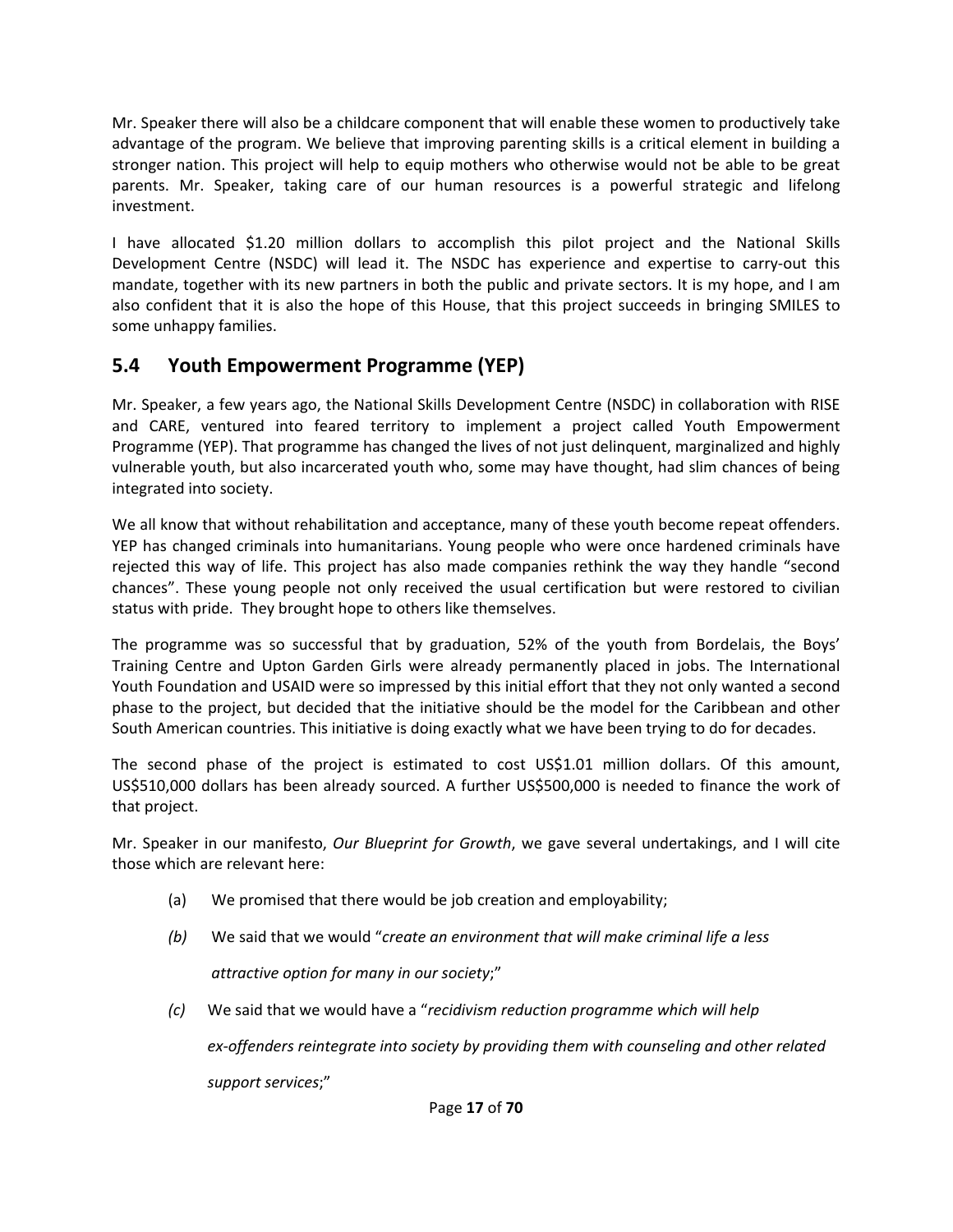Mr. Speaker there will also be a childcare component that will enable these women to productively take advantage of the program. We believe that improving parenting skills is a critical element in building a stronger nation. This project will help to equip mothers who otherwise would not be able to be great parents. Mr. Speaker, taking care of our human resources is a powerful strategic and lifelong investment.

I have allocated $1.20 million dollars to accomplish this pilot project and the National Skills Development Centre (NSDC) will lead it. The NSDC has experience and expertise to carry-out this mandate, together with its new partners in both the public and private sectors. It is my hope, and I am also confident that it is also the hope of this House, that this project succeeds in bringing SMILES to some unhappy families.

## 5.4 Youth Empowerment Programme (YEP)

Mr. Speaker, a few years ago, the National Skills Development Centre (NSDC) in collaboration with RISE and CARE, ventured into feared territory to implement a project called Youth Empowerment Programme (YEP). That programme has changed the lives of not just delinquent, marginalized and highly vulnerable youth, but also incarcerated youth who, some may have thought, had slim chances of being integrated into society.

We all know that without rehabilitation and acceptance, many of these youth become repeat offenders. YEP has changed criminals into humanitarians. Young people who were once hardened criminals have rejected this way of life. This project has also made companies rethink the way they handle "second chances". These young people not only received the usual certification but were restored to civilian status with pride. They brought hope to others like themselves.

The programme was so successful that by graduation, 52% of the youth from Bordelais, the Boys' Training Centre and Upton Garden Girls were already permanently placed in jobs. The International Youth Foundation and USAID were so impressed by this initial effort that they not only wanted a second phase to the project, but decided that the initiative should be the model for the Caribbean and other South American countries. This initiative is doing exactly what we have been trying to do for decades.

The second phase of the project is estimated to cost US$1.01 million dollars. Of this amount, US$510,000 dollars has been already sourced. A further US$500,000 is needed to finance the work of that project.

Mr. Speaker in our manifesto, *Our Blueprint for Growth*, we gave several undertakings, and I will cite those which are relevant here:

(a) We promised that there would be job creation and employability;

*(b)* We said that we would "*create an environment that will make criminal life a less attractive option for many in our society*;"

*(c)* We said that we would have a "*recidivism reduction programme which will help ex-offenders reintegrate into society by providing them with counseling and other related support services*;"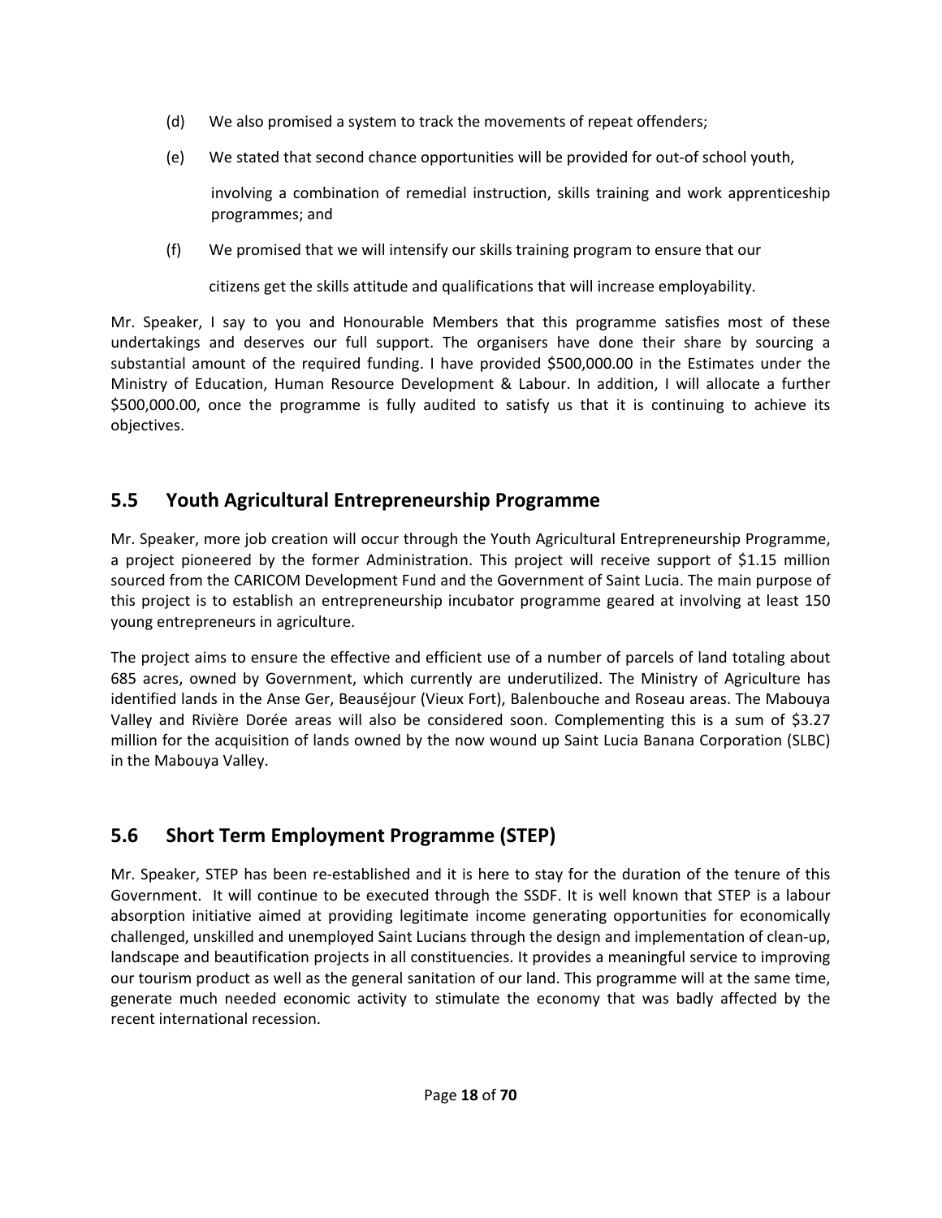(d) We also promised a system to track the movements of repeat offenders;

(e) We stated that second chance opportunities will be provided for out-of school youth, involving a combination of remedial instruction, skills training and work apprenticeship programmes; and

(f) We promised that we will intensify our skills training program to ensure that our citizens get the skills attitude and qualifications that will increase employability.

Mr. Speaker, I say to you and Honourable Members that this programme satisfies most of these undertakings and deserves our full support. The organisers have done their share by sourcing a substantial amount of the required funding. I have provided $500,000.00 in the Estimates under the Ministry of Education, Human Resource Development & Labour. In addition, I will allocate a further $500,000.00, once the programme is fully audited to satisfy us that it is continuing to achieve its objectives.

## 5.5 Youth Agricultural Entrepreneurship Programme

Mr. Speaker, more job creation will occur through the Youth Agricultural Entrepreneurship Programme, a project pioneered by the former Administration. This project will receive support of $1.15 million sourced from the CARICOM Development Fund and the Government of Saint Lucia. The main purpose of this project is to establish an entrepreneurship incubator programme geared at involving at least 150 young entrepreneurs in agriculture.

The project aims to ensure the effective and efficient use of a number of parcels of land totaling about 685 acres, owned by Government, which currently are underutilized. The Ministry of Agriculture has identified lands in the Anse Ger, Beauséjour (Vieux Fort), Balenbouche and Roseau areas. The Mabouya Valley and Rivière Dorée areas will also be considered soon. Complementing this is a sum of $3.27 million for the acquisition of lands owned by the now wound up Saint Lucia Banana Corporation (SLBC) in the Mabouya Valley.

## 5.6 Short Term Employment Programme (STEP)

Mr. Speaker, STEP has been re-established and it is here to stay for the duration of the tenure of this Government. It will continue to be executed through the SSDF. It is well known that STEP is a labour absorption initiative aimed at providing legitimate income generating opportunities for economically challenged, unskilled and unemployed Saint Lucians through the design and implementation of clean-up, landscape and beautification projects in all constituencies. It provides a meaningful service to improving our tourism product as well as the general sanitation of our land. This programme will at the same time, generate much needed economic activity to stimulate the economy that was badly affected by the recent international recession.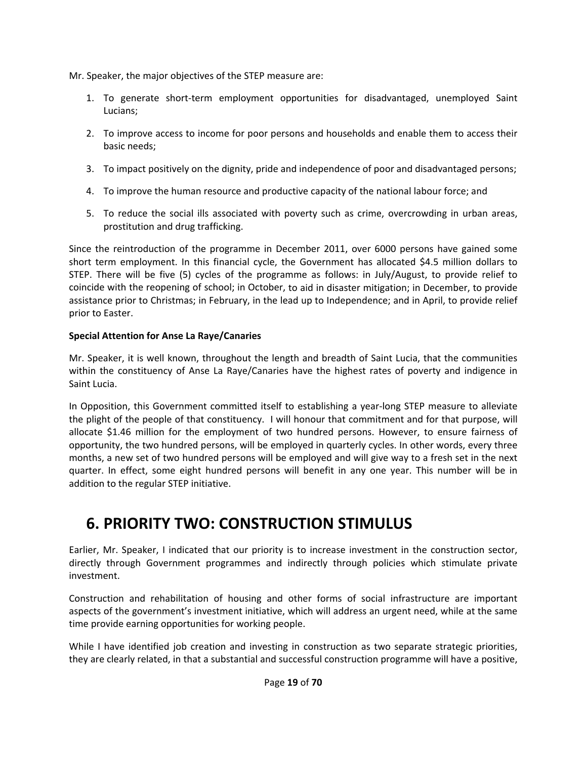Mr. Speaker, the major objectives of the STEP measure are:

1. To generate short-term employment opportunities for disadvantaged, unemployed Saint Lucians;

2. To improve access to income for poor persons and households and enable them to access their basic needs;

3. To impact positively on the dignity, pride and independence of poor and disadvantaged persons;

4. To improve the human resource and productive capacity of the national labour force; and

5. To reduce the social ills associated with poverty such as crime, overcrowding in urban areas, prostitution and drug trafficking.

Since the reintroduction of the programme in December 2011, over 6000 persons have gained some short term employment. In this financial cycle, the Government has allocated $4.5 million dollars to STEP. There will be five (5) cycles of the programme as follows: in July/August, to provide relief to coincide with the reopening of school; in October, to aid in disaster mitigation; in December, to provide assistance prior to Christmas; in February, in the lead up to Independence; and in April, to provide relief prior to Easter.

**Special Attention for Anse La Raye/Canaries**

Mr. Speaker, it is well known, throughout the length and breadth of Saint Lucia, that the communities within the constituency of Anse La Raye/Canaries have the highest rates of poverty and indigence in Saint Lucia.

In Opposition, this Government committed itself to establishing a year-long STEP measure to alleviate the plight of the people of that constituency. I will honour that commitment and for that purpose, will allocate $1.46 million for the employment of two hundred persons. However, to ensure fairness of opportunity, the two hundred persons, will be employed in quarterly cycles. In other words, every three months, a new set of two hundred persons will be employed and will give way to a fresh set in the next quarter. In effect, some eight hundred persons will benefit in any one year. This number will be in addition to the regular STEP initiative.

# 6. PRIORITY TWO: CONSTRUCTION STIMULUS

Earlier, Mr. Speaker, I indicated that our priority is to increase investment in the construction sector, directly through Government programmes and indirectly through policies which stimulate private investment.

Construction and rehabilitation of housing and other forms of social infrastructure are important aspects of the government's investment initiative, which will address an urgent need, while at the same time provide earning opportunities for working people.

While I have identified job creation and investing in construction as two separate strategic priorities, they are clearly related, in that a substantial and successful construction programme will have a positive,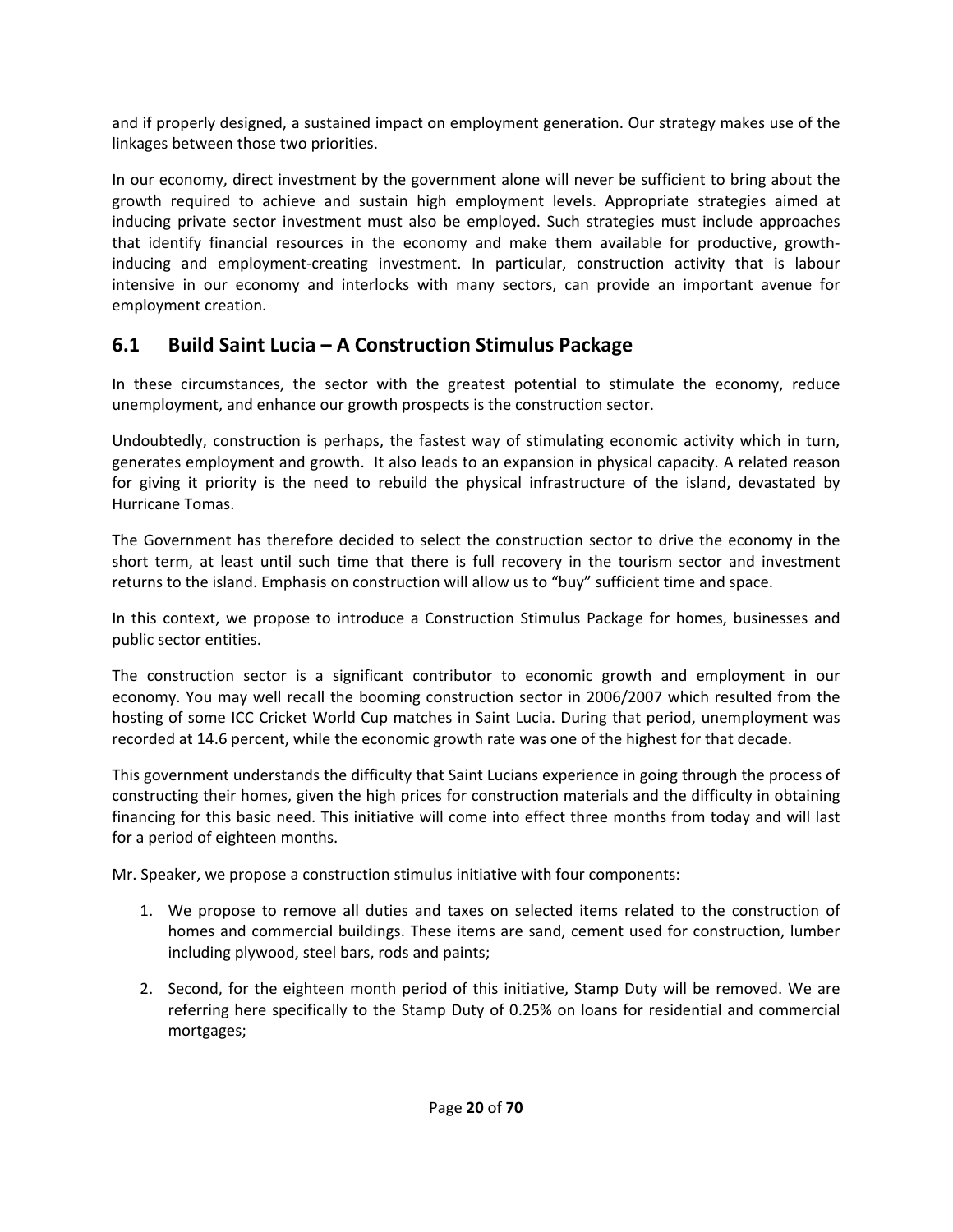and if properly designed, a sustained impact on employment generation. Our strategy makes use of the linkages between those two priorities.

In our economy, direct investment by the government alone will never be sufficient to bring about the growth required to achieve and sustain high employment levels. Appropriate strategies aimed at inducing private sector investment must also be employed. Such strategies must include approaches that identify financial resources in the economy and make them available for productive, growth-inducing and employment-creating investment. In particular, construction activity that is labour intensive in our economy and interlocks with many sectors, can provide an important avenue for employment creation.

## 6.1 Build Saint Lucia – A Construction Stimulus Package

In these circumstances, the sector with the greatest potential to stimulate the economy, reduce unemployment, and enhance our growth prospects is the construction sector.

Undoubtedly, construction is perhaps, the fastest way of stimulating economic activity which in turn, generates employment and growth. It also leads to an expansion in physical capacity. A related reason for giving it priority is the need to rebuild the physical infrastructure of the island, devastated by Hurricane Tomas.

The Government has therefore decided to select the construction sector to drive the economy in the short term, at least until such time that there is full recovery in the tourism sector and investment returns to the island. Emphasis on construction will allow us to "buy" sufficient time and space.

In this context, we propose to introduce a Construction Stimulus Package for homes, businesses and public sector entities.

The construction sector is a significant contributor to economic growth and employment in our economy. You may well recall the booming construction sector in 2006/2007 which resulted from the hosting of some ICC Cricket World Cup matches in Saint Lucia. During that period, unemployment was recorded at 14.6 percent, while the economic growth rate was one of the highest for that decade.

This government understands the difficulty that Saint Lucians experience in going through the process of constructing their homes, given the high prices for construction materials and the difficulty in obtaining financing for this basic need. This initiative will come into effect three months from today and will last for a period of eighteen months.

Mr. Speaker, we propose a construction stimulus initiative with four components:

1. We propose to remove all duties and taxes on selected items related to the construction of homes and commercial buildings. These items are sand, cement used for construction, lumber including plywood, steel bars, rods and paints;
2. Second, for the eighteen month period of this initiative, Stamp Duty will be removed. We are referring here specifically to the Stamp Duty of 0.25% on loans for residential and commercial mortgages;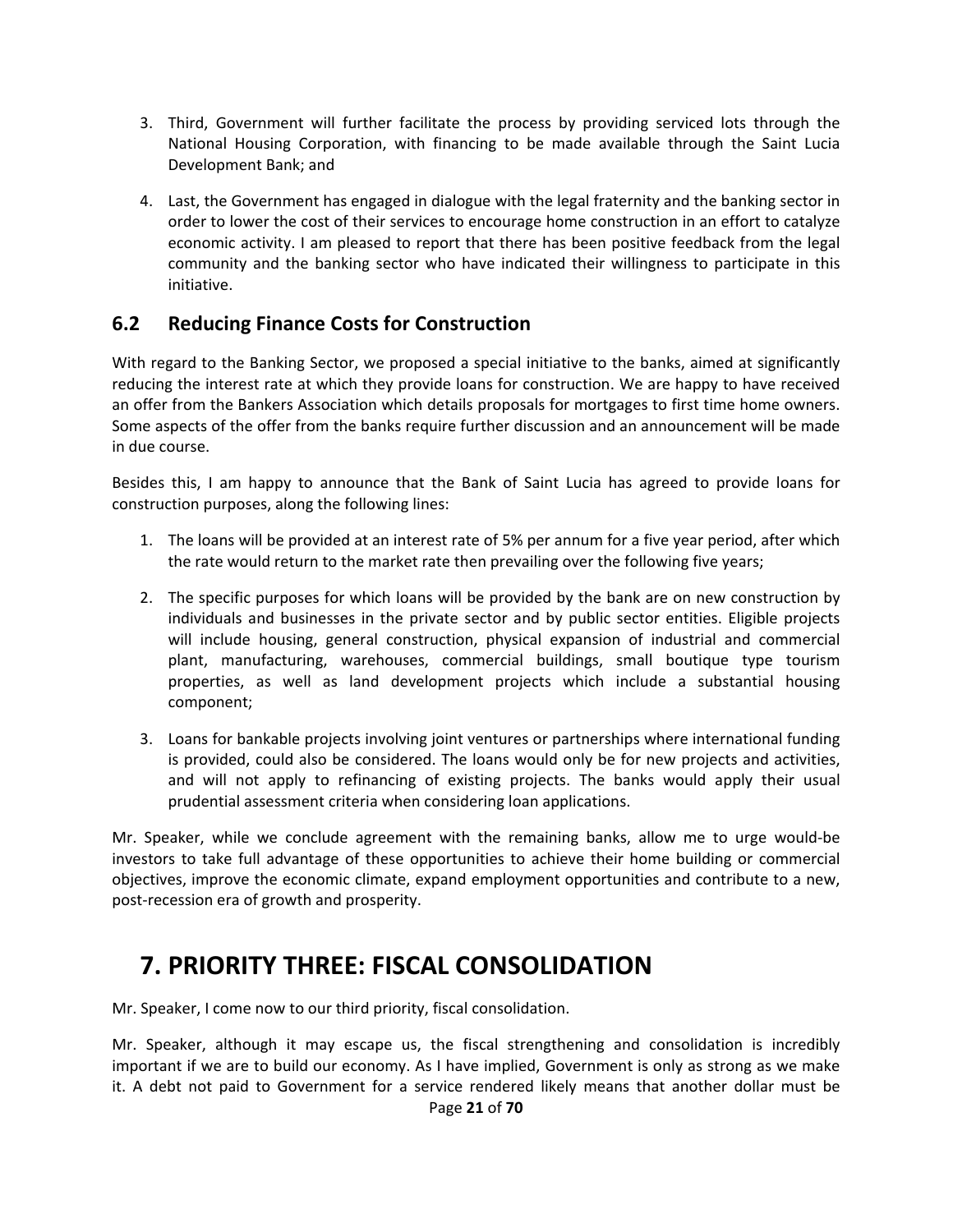3. Third, Government will further facilitate the process by providing serviced lots through the National Housing Corporation, with financing to be made available through the Saint Lucia Development Bank; and

4. Last, the Government has engaged in dialogue with the legal fraternity and the banking sector in order to lower the cost of their services to encourage home construction in an effort to catalyze economic activity. I am pleased to report that there has been positive feedback from the legal community and the banking sector who have indicated their willingness to participate in this initiative.

### 6.2 Reducing Finance Costs for Construction

With regard to the Banking Sector, we proposed a special initiative to the banks, aimed at significantly reducing the interest rate at which they provide loans for construction. We are happy to have received an offer from the Bankers Association which details proposals for mortgages to first time home owners. Some aspects of the offer from the banks require further discussion and an announcement will be made in due course.

Besides this, I am happy to announce that the Bank of Saint Lucia has agreed to provide loans for construction purposes, along the following lines:

1. The loans will be provided at an interest rate of 5% per annum for a five year period, after which the rate would return to the market rate then prevailing over the following five years;

2. The specific purposes for which loans will be provided by the bank are on new construction by individuals and businesses in the private sector and by public sector entities. Eligible projects will include housing, general construction, physical expansion of industrial and commercial plant, manufacturing, warehouses, commercial buildings, small boutique type tourism properties, as well as land development projects which include a substantial housing component;

3. Loans for bankable projects involving joint ventures or partnerships where international funding is provided, could also be considered. The loans would only be for new projects and activities, and will not apply to refinancing of existing projects. The banks would apply their usual prudential assessment criteria when considering loan applications.

Mr. Speaker, while we conclude agreement with the remaining banks, allow me to urge would-be investors to take full advantage of these opportunities to achieve their home building or commercial objectives, improve the economic climate, expand employment opportunities and contribute to a new, post-recession era of growth and prosperity.

## 7. PRIORITY THREE: FISCAL CONSOLIDATION

Mr. Speaker, I come now to our third priority, fiscal consolidation.

Mr. Speaker, although it may escape us, the fiscal strengthening and consolidation is incredibly important if we are to build our economy. As I have implied, Government is only as strong as we make it. A debt not paid to Government for a service rendered likely means that another dollar must be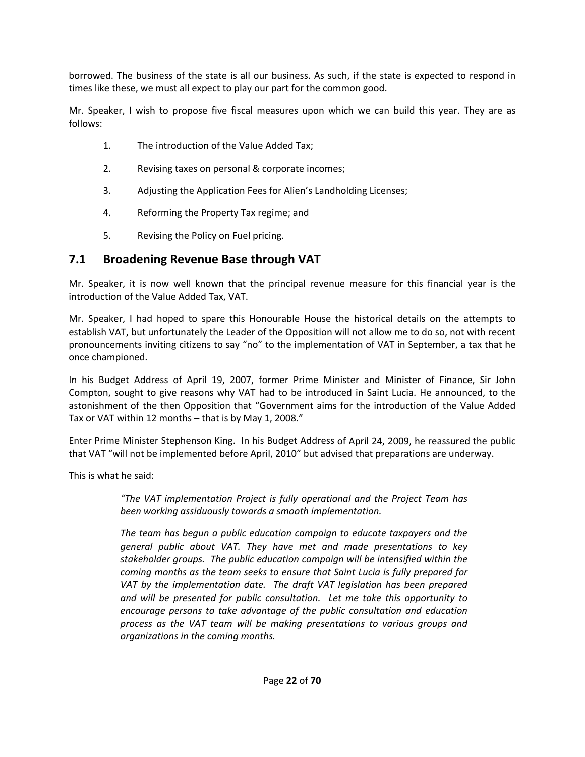borrowed. The business of the state is all our business. As such, if the state is expected to respond in times like these, we must all expect to play our part for the common good.

Mr. Speaker, I wish to propose five fiscal measures upon which we can build this year. They are as follows:

1. The introduction of the Value Added Tax;
2. Revising taxes on personal & corporate incomes;
3. Adjusting the Application Fees for Alien's Landholding Licenses;
4. Reforming the Property Tax regime; and
5. Revising the Policy on Fuel pricing.

## 7.1 Broadening Revenue Base through VAT

Mr. Speaker, it is now well known that the principal revenue measure for this financial year is the introduction of the Value Added Tax, VAT.

Mr. Speaker, I had hoped to spare this Honourable House the historical details on the attempts to establish VAT, but unfortunately the Leader of the Opposition will not allow me to do so, not with recent pronouncements inviting citizens to say "no" to the implementation of VAT in September, a tax that he once championed.

In his Budget Address of April 19, 2007, former Prime Minister and Minister of Finance, Sir John Compton, sought to give reasons why VAT had to be introduced in Saint Lucia. He announced, to the astonishment of the then Opposition that "Government aims for the introduction of the Value Added Tax or VAT within 12 months – that is by May 1, 2008."

Enter Prime Minister Stephenson King. In his Budget Address of April 24, 2009, he reassured the public that VAT "will not be implemented before April, 2010" but advised that preparations are underway.

This is what he said:

> *"The VAT implementation Project is fully operational and the Project Team has been working assiduously towards a smooth implementation.*
>
> *The team has begun a public education campaign to educate taxpayers and the general public about VAT. They have met and made presentations to key stakeholder groups. The public education campaign will be intensified within the coming months as the team seeks to ensure that Saint Lucia is fully prepared for VAT by the implementation date. The draft VAT legislation has been prepared and will be presented for public consultation. Let me take this opportunity to encourage persons to take advantage of the public consultation and education process as the VAT team will be making presentations to various groups and organizations in the coming months.*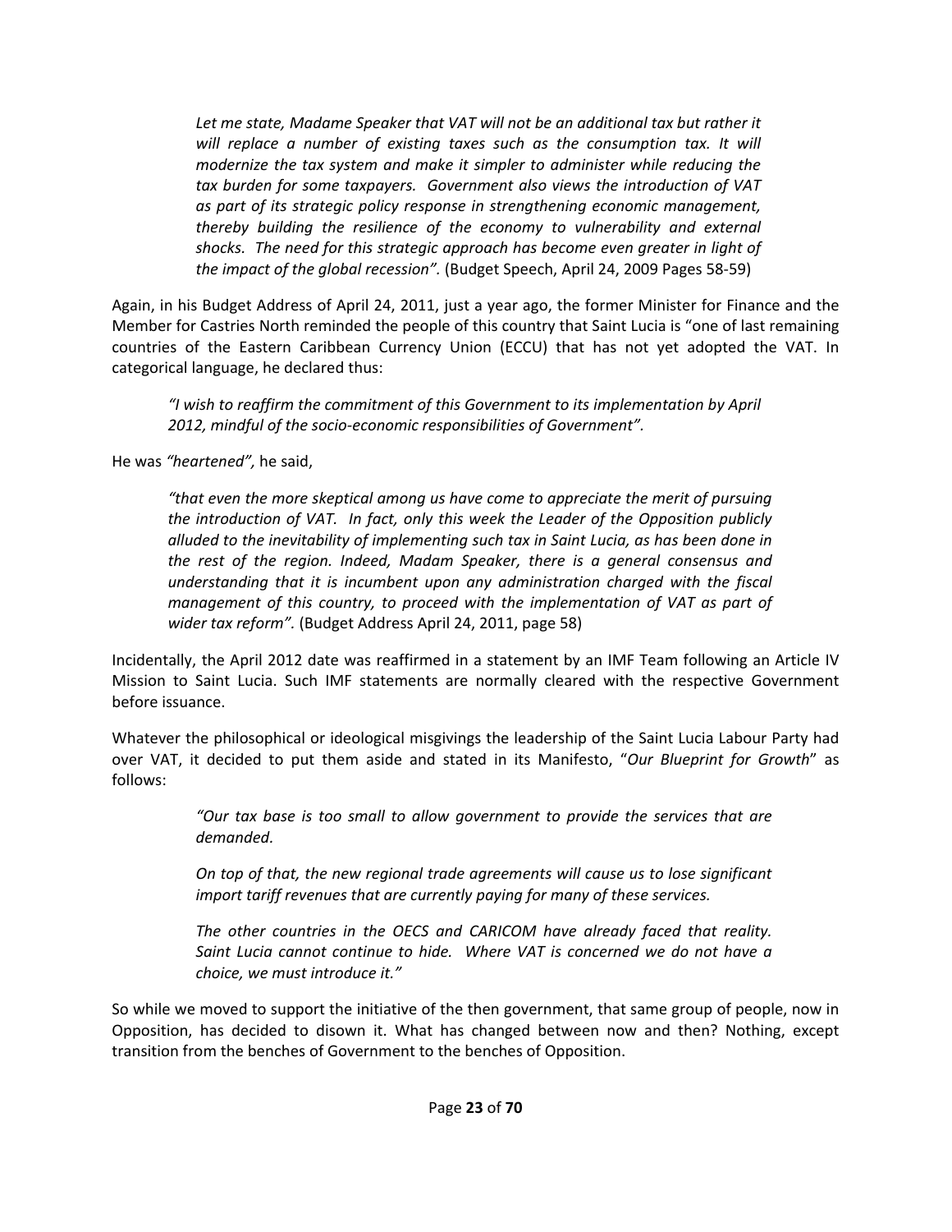> *Let me state, Madame Speaker that VAT will not be an additional tax but rather it will replace a number of existing taxes such as the consumption tax. It will modernize the tax system and make it simpler to administer while reducing the tax burden for some taxpayers. Government also views the introduction of VAT as part of its strategic policy response in strengthening economic management, thereby building the resilience of the economy to vulnerability and external shocks. The need for this strategic approach has become even greater in light of the impact of the global recession".* (Budget Speech, April 24, 2009 Pages 58-59)

Again, in his Budget Address of April 24, 2011, just a year ago, the former Minister for Finance and the Member for Castries North reminded the people of this country that Saint Lucia is "one of last remaining countries of the Eastern Caribbean Currency Union (ECCU) that has not yet adopted the VAT. In categorical language, he declared thus:

> *"I wish to reaffirm the commitment of this Government to its implementation by April 2012, mindful of the socio-economic responsibilities of Government".*

He was *"heartened",* he said,

> *"that even the more skeptical among us have come to appreciate the merit of pursuing the introduction of VAT. In fact, only this week the Leader of the Opposition publicly alluded to the inevitability of implementing such tax in Saint Lucia, as has been done in the rest of the region. Indeed, Madam Speaker, there is a general consensus and understanding that it is incumbent upon any administration charged with the fiscal management of this country, to proceed with the implementation of VAT as part of wider tax reform".* (Budget Address April 24, 2011, page 58)

Incidentally, the April 2012 date was reaffirmed in a statement by an IMF Team following an Article IV Mission to Saint Lucia. Such IMF statements are normally cleared with the respective Government before issuance.

Whatever the philosophical or ideological misgivings the leadership of the Saint Lucia Labour Party had over VAT, it decided to put them aside and stated in its Manifesto, "*Our Blueprint for Growth*" as follows:

> *"Our tax base is too small to allow government to provide the services that are demanded.*
>
> *On top of that, the new regional trade agreements will cause us to lose significant import tariff revenues that are currently paying for many of these services.*
>
> *The other countries in the OECS and CARICOM have already faced that reality. Saint Lucia cannot continue to hide. Where VAT is concerned we do not have a choice, we must introduce it."*

So while we moved to support the initiative of the then government, that same group of people, now in Opposition, has decided to disown it. What has changed between now and then? Nothing, except transition from the benches of Government to the benches of Opposition.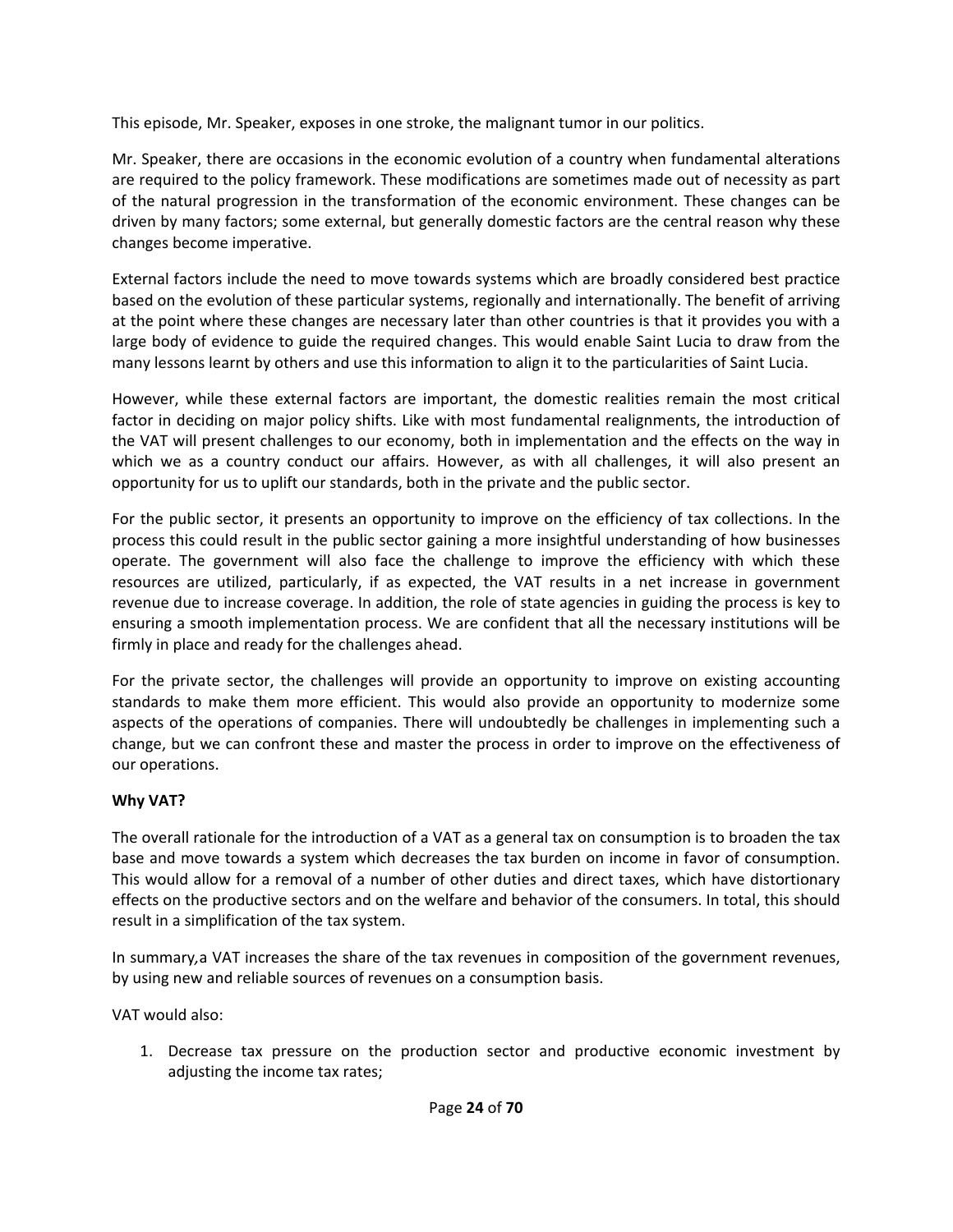This episode, Mr. Speaker, exposes in one stroke, the malignant tumor in our politics.

Mr. Speaker, there are occasions in the economic evolution of a country when fundamental alterations are required to the policy framework. These modifications are sometimes made out of necessity as part of the natural progression in the transformation of the economic environment. These changes can be driven by many factors; some external, but generally domestic factors are the central reason why these changes become imperative.

External factors include the need to move towards systems which are broadly considered best practice based on the evolution of these particular systems, regionally and internationally. The benefit of arriving at the point where these changes are necessary later than other countries is that it provides you with a large body of evidence to guide the required changes. This would enable Saint Lucia to draw from the many lessons learnt by others and use this information to align it to the particularities of Saint Lucia.

However, while these external factors are important, the domestic realities remain the most critical factor in deciding on major policy shifts. Like with most fundamental realignments, the introduction of the VAT will present challenges to our economy, both in implementation and the effects on the way in which we as a country conduct our affairs. However, as with all challenges, it will also present an opportunity for us to uplift our standards, both in the private and the public sector.

For the public sector, it presents an opportunity to improve on the efficiency of tax collections. In the process this could result in the public sector gaining a more insightful understanding of how businesses operate. The government will also face the challenge to improve the efficiency with which these resources are utilized, particularly, if as expected, the VAT results in a net increase in government revenue due to increase coverage. In addition, the role of state agencies in guiding the process is key to ensuring a smooth implementation process. We are confident that all the necessary institutions will be firmly in place and ready for the challenges ahead.

For the private sector, the challenges will provide an opportunity to improve on existing accounting standards to make them more efficient. This would also provide an opportunity to modernize some aspects of the operations of companies. There will undoubtedly be challenges in implementing such a change, but we can confront these and master the process in order to improve on the effectiveness of our operations.

**Why VAT?**

The overall rationale for the introduction of a VAT as a general tax on consumption is to broaden the tax base and move towards a system which decreases the tax burden on income in favor of consumption. This would allow for a removal of a number of other duties and direct taxes, which have distortionary effects on the productive sectors and on the welfare and behavior of the consumers. In total, this should result in a simplification of the tax system.

In summary,a VAT increases the share of the tax revenues in composition of the government revenues, by using new and reliable sources of revenues on a consumption basis.

VAT would also:

1. Decrease tax pressure on the production sector and productive economic investment by adjusting the income tax rates;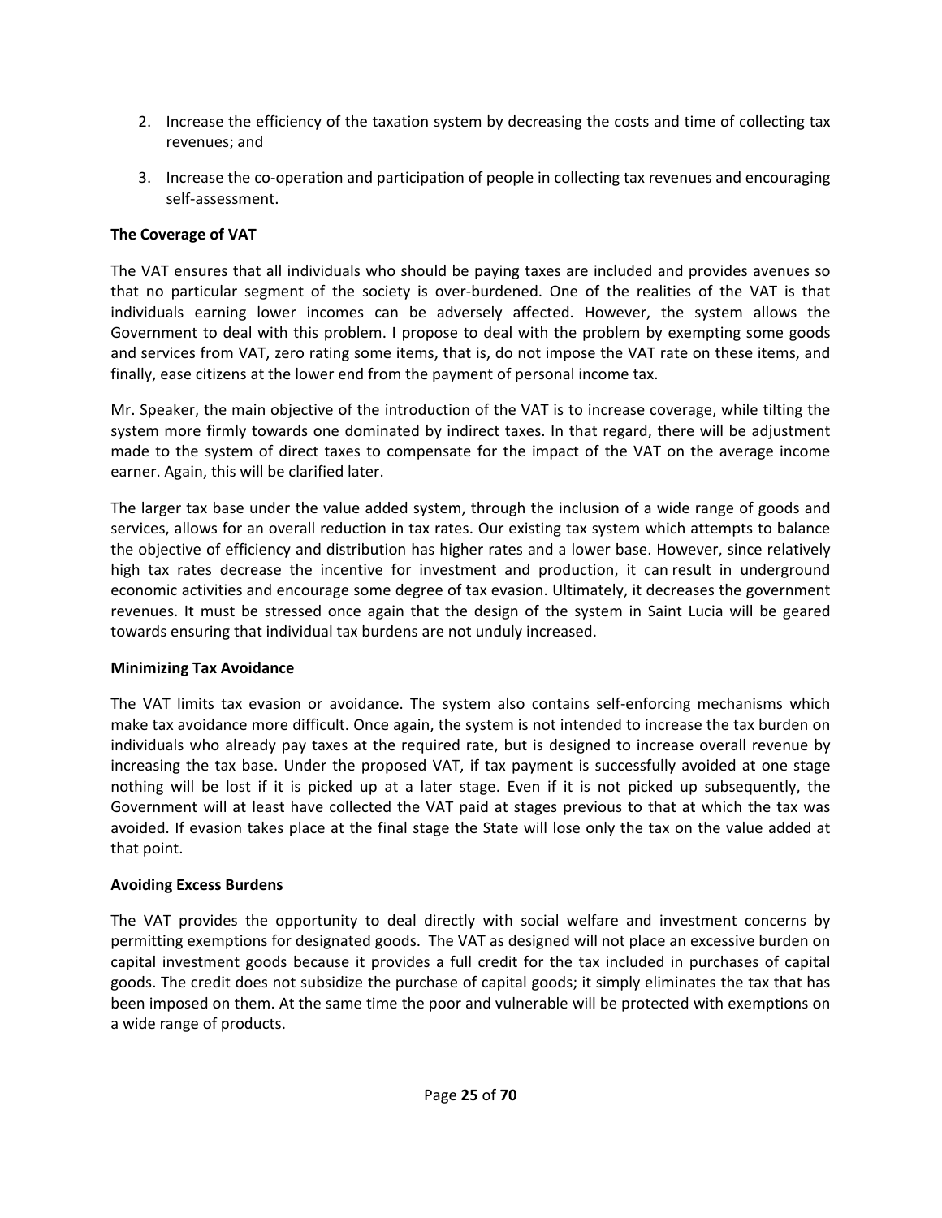2. Increase the efficiency of the taxation system by decreasing the costs and time of collecting tax revenues; and

3. Increase the co-operation and participation of people in collecting tax revenues and encouraging self-assessment.

**The Coverage of VAT**

The VAT ensures that all individuals who should be paying taxes are included and provides avenues so that no particular segment of the society is over-burdened. One of the realities of the VAT is that individuals earning lower incomes can be adversely affected. However, the system allows the Government to deal with this problem. I propose to deal with the problem by exempting some goods and services from VAT, zero rating some items, that is, do not impose the VAT rate on these items, and finally, ease citizens at the lower end from the payment of personal income tax.

Mr. Speaker, the main objective of the introduction of the VAT is to increase coverage, while tilting the system more firmly towards one dominated by indirect taxes. In that regard, there will be adjustment made to the system of direct taxes to compensate for the impact of the VAT on the average income earner. Again, this will be clarified later.

The larger tax base under the value added system, through the inclusion of a wide range of goods and services, allows for an overall reduction in tax rates. Our existing tax system which attempts to balance the objective of efficiency and distribution has higher rates and a lower base. However, since relatively high tax rates decrease the incentive for investment and production, it can result in underground economic activities and encourage some degree of tax evasion. Ultimately, it decreases the government revenues. It must be stressed once again that the design of the system in Saint Lucia will be geared towards ensuring that individual tax burdens are not unduly increased.

**Minimizing Tax Avoidance**

The VAT limits tax evasion or avoidance. The system also contains self-enforcing mechanisms which make tax avoidance more difficult. Once again, the system is not intended to increase the tax burden on individuals who already pay taxes at the required rate, but is designed to increase overall revenue by increasing the tax base. Under the proposed VAT, if tax payment is successfully avoided at one stage nothing will be lost if it is picked up at a later stage. Even if it is not picked up subsequently, the Government will at least have collected the VAT paid at stages previous to that at which the tax was avoided. If evasion takes place at the final stage the State will lose only the tax on the value added at that point.

**Avoiding Excess Burdens**

The VAT provides the opportunity to deal directly with social welfare and investment concerns by permitting exemptions for designated goods. The VAT as designed will not place an excessive burden on capital investment goods because it provides a full credit for the tax included in purchases of capital goods. The credit does not subsidize the purchase of capital goods; it simply eliminates the tax that has been imposed on them. At the same time the poor and vulnerable will be protected with exemptions on a wide range of products.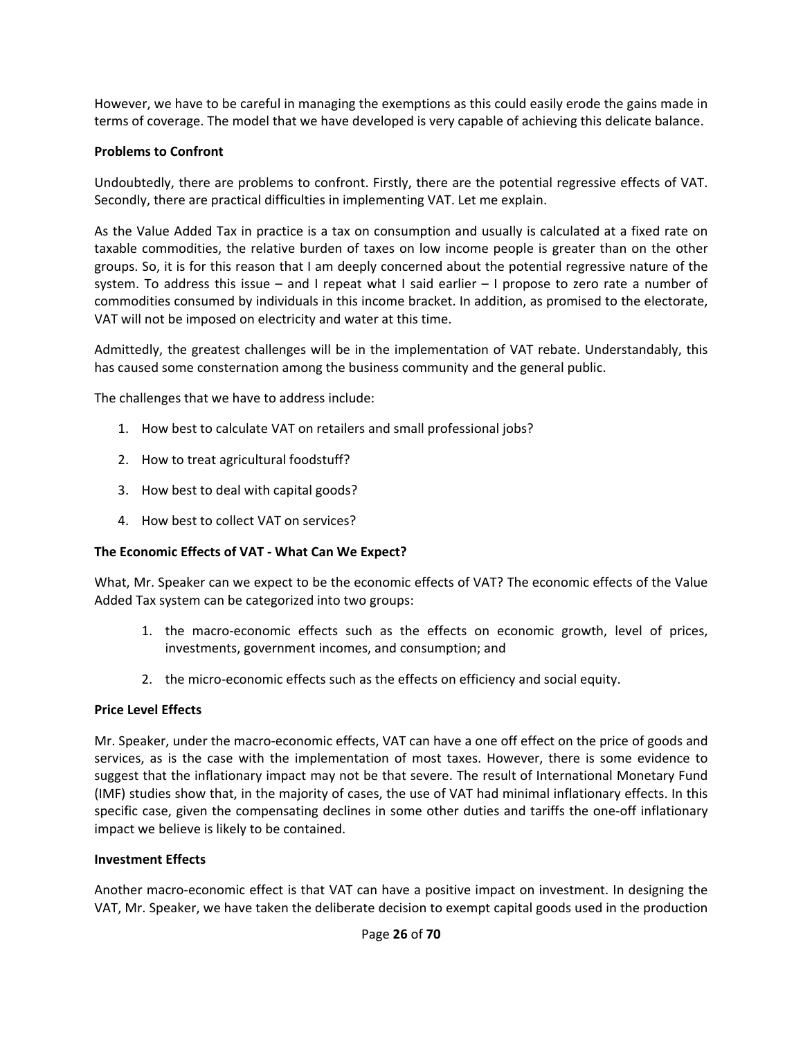However, we have to be careful in managing the exemptions as this could easily erode the gains made in terms of coverage. The model that we have developed is very capable of achieving this delicate balance.

**Problems to Confront**

Undoubtedly, there are problems to confront. Firstly, there are the potential regressive effects of VAT. Secondly, there are practical difficulties in implementing VAT. Let me explain.

As the Value Added Tax in practice is a tax on consumption and usually is calculated at a fixed rate on taxable commodities, the relative burden of taxes on low income people is greater than on the other groups. So, it is for this reason that I am deeply concerned about the potential regressive nature of the system. To address this issue – and I repeat what I said earlier – I propose to zero rate a number of commodities consumed by individuals in this income bracket. In addition, as promised to the electorate, VAT will not be imposed on electricity and water at this time.

Admittedly, the greatest challenges will be in the implementation of VAT rebate. Understandably, this has caused some consternation among the business community and the general public.

The challenges that we have to address include:

1. How best to calculate VAT on retailers and small professional jobs?
2. How to treat agricultural foodstuff?
3. How best to deal with capital goods?
4. How best to collect VAT on services?

**The Economic Effects of VAT - What Can We Expect?**

What, Mr. Speaker can we expect to be the economic effects of VAT? The economic effects of the Value Added Tax system can be categorized into two groups:

1. the macro-economic effects such as the effects on economic growth, level of prices, investments, government incomes, and consumption; and
2. the micro-economic effects such as the effects on efficiency and social equity.

**Price Level Effects**

Mr. Speaker, under the macro-economic effects, VAT can have a one off effect on the price of goods and services, as is the case with the implementation of most taxes. However, there is some evidence to suggest that the inflationary impact may not be that severe. The result of International Monetary Fund (IMF) studies show that, in the majority of cases, the use of VAT had minimal inflationary effects. In this specific case, given the compensating declines in some other duties and tariffs the one-off inflationary impact we believe is likely to be contained.

**Investment Effects**

Another macro-economic effect is that VAT can have a positive impact on investment. In designing the VAT, Mr. Speaker, we have taken the deliberate decision to exempt capital goods used in the production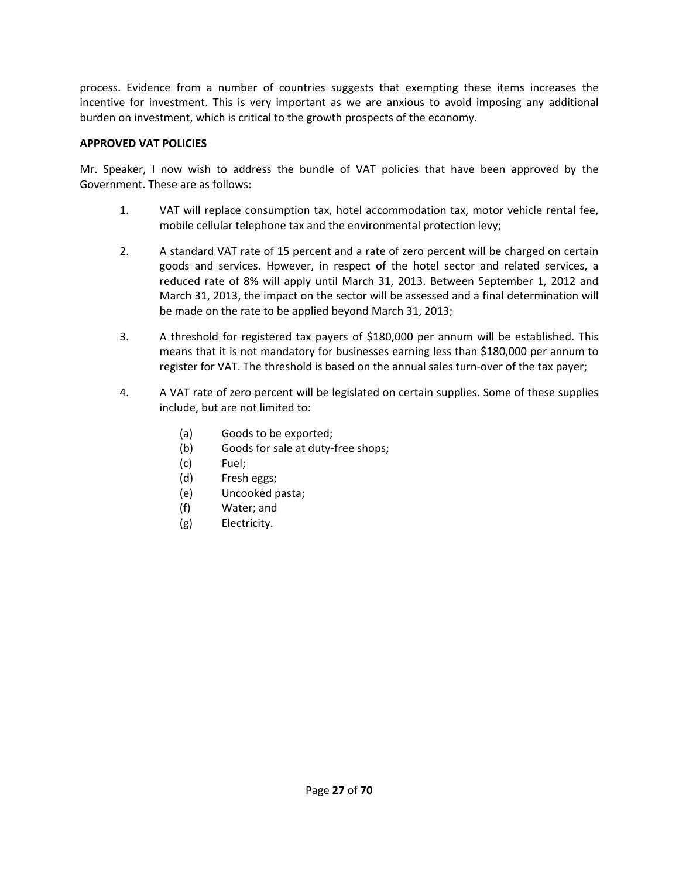process. Evidence from a number of countries suggests that exempting these items increases the incentive for investment. This is very important as we are anxious to avoid imposing any additional burden on investment, which is critical to the growth prospects of the economy.

**APPROVED VAT POLICIES**

Mr. Speaker, I now wish to address the bundle of VAT policies that have been approved by the Government. These are as follows:

1. VAT will replace consumption tax, hotel accommodation tax, motor vehicle rental fee, mobile cellular telephone tax and the environmental protection levy;

2. A standard VAT rate of 15 percent and a rate of zero percent will be charged on certain goods and services. However, in respect of the hotel sector and related services, a reduced rate of 8% will apply until March 31, 2013. Between September 1, 2012 and March 31, 2013, the impact on the sector will be assessed and a final determination will be made on the rate to be applied beyond March 31, 2013;

3. A threshold for registered tax payers of $180,000 per annum will be established. This means that it is not mandatory for businesses earning less than $180,000 per annum to register for VAT. The threshold is based on the annual sales turn-over of the tax payer;

4. A VAT rate of zero percent will be legislated on certain supplies. Some of these supplies include, but are not limited to:

   (a) Goods to be exported;
   (b) Goods for sale at duty-free shops;
   (c) Fuel;
   (d) Fresh eggs;
   (e) Uncooked pasta;
   (f) Water; and
   (g) Electricity.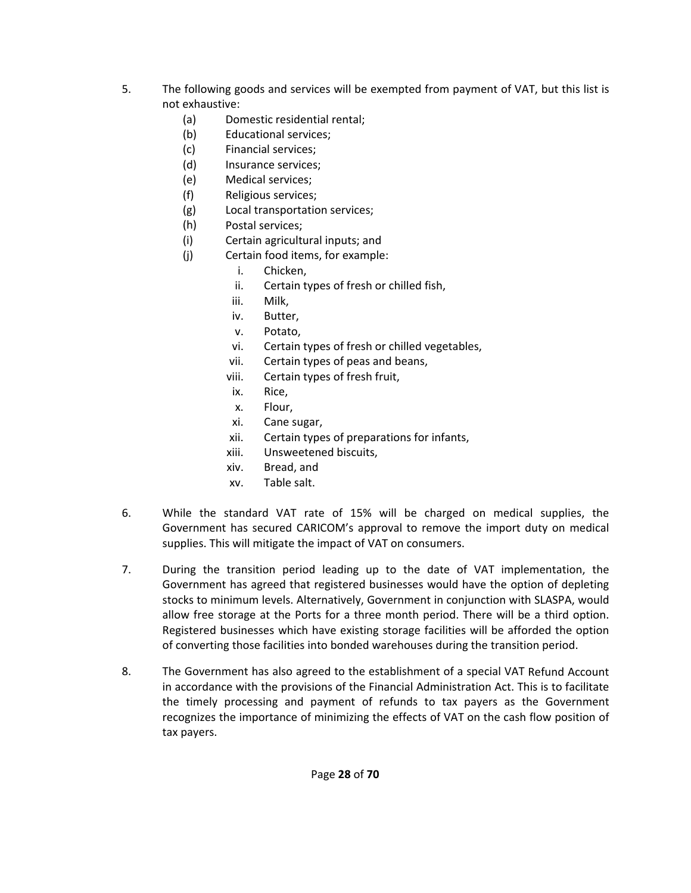5. The following goods and services will be exempted from payment of VAT, but this list is not exhaustive:
   (a) Domestic residential rental;
   (b) Educational services;
   (c) Financial services;
   (d) Insurance services;
   (e) Medical services;
   (f) Religious services;
   (g) Local transportation services;
   (h) Postal services;
   (i) Certain agricultural inputs; and
   (j) Certain food items, for example:
      i. Chicken,
      ii. Certain types of fresh or chilled fish,
      iii. Milk,
      iv. Butter,
      v. Potato,
      vi. Certain types of fresh or chilled vegetables,
      vii. Certain types of peas and beans,
      viii. Certain types of fresh fruit,
      ix. Rice,
      x. Flour,
      xi. Cane sugar,
      xii. Certain types of preparations for infants,
      xiii. Unsweetened biscuits,
      xiv. Bread, and
      xv. Table salt.

6. While the standard VAT rate of 15% will be charged on medical supplies, the Government has secured CARICOM's approval to remove the import duty on medical supplies. This will mitigate the impact of VAT on consumers.

7. During the transition period leading up to the date of VAT implementation, the Government has agreed that registered businesses would have the option of depleting stocks to minimum levels. Alternatively, Government in conjunction with SLASPA, would allow free storage at the Ports for a three month period. There will be a third option. Registered businesses which have existing storage facilities will be afforded the option of converting those facilities into bonded warehouses during the transition period.

8. The Government has also agreed to the establishment of a special VAT Refund Account in accordance with the provisions of the Financial Administration Act. This is to facilitate the timely processing and payment of refunds to tax payers as the Government recognizes the importance of minimizing the effects of VAT on the cash flow position of tax payers.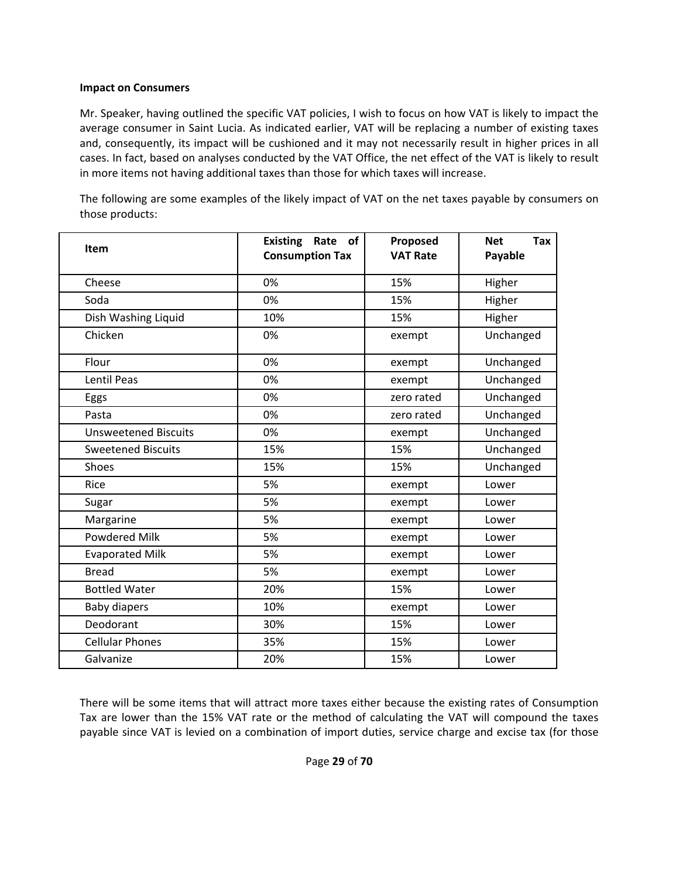**Impact on Consumers**

Mr. Speaker, having outlined the specific VAT policies, I wish to focus on how VAT is likely to impact the average consumer in Saint Lucia. As indicated earlier, VAT will be replacing a number of existing taxes and, consequently, its impact will be cushioned and it may not necessarily result in higher prices in all cases. In fact, based on analyses conducted by the VAT Office, the net effect of the VAT is likely to result in more items not having additional taxes than those for which taxes will increase.

The following are some examples of the likely impact of VAT on the net taxes payable by consumers on those products:

| Item | Existing Rate of Consumption Tax | Proposed VAT Rate | Net Tax Payable |
|---|---|---|---|
| Cheese | 0% | 15% | Higher |
| Soda | 0% | 15% | Higher |
| Dish Washing Liquid | 10% | 15% | Higher |
| Chicken | 0% | exempt | Unchanged |
| Flour | 0% | exempt | Unchanged |
| Lentil Peas | 0% | exempt | Unchanged |
| Eggs | 0% | zero rated | Unchanged |
| Pasta | 0% | zero rated | Unchanged |
| Unsweetened Biscuits | 0% | exempt | Unchanged |
| Sweetened Biscuits | 15% | 15% | Unchanged |
| Shoes | 15% | 15% | Unchanged |
| Rice | 5% | exempt | Lower |
| Sugar | 5% | exempt | Lower |
| Margarine | 5% | exempt | Lower |
| Powdered Milk | 5% | exempt | Lower |
| Evaporated Milk | 5% | exempt | Lower |
| Bread | 5% | exempt | Lower |
| Bottled Water | 20% | 15% | Lower |
| Baby diapers | 10% | exempt | Lower |
| Deodorant | 30% | 15% | Lower |
| Cellular Phones | 35% | 15% | Lower |
| Galvanize | 20% | 15% | Lower |

There will be some items that will attract more taxes either because the existing rates of Consumption Tax are lower than the 15% VAT rate or the method of calculating the VAT will compound the taxes payable since VAT is levied on a combination of import duties, service charge and excise tax (for those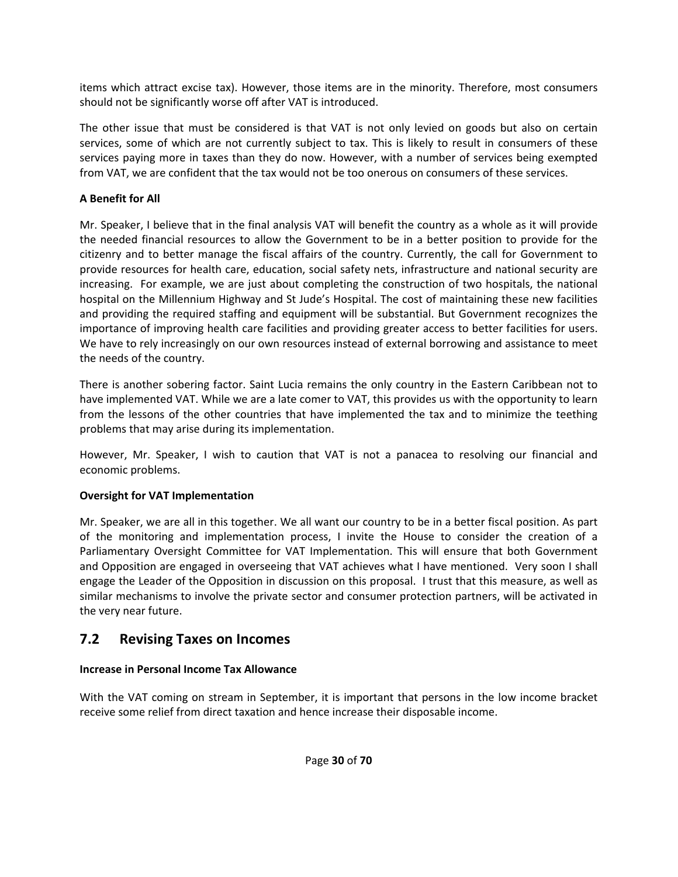items which attract excise tax). However, those items are in the minority. Therefore, most consumers should not be significantly worse off after VAT is introduced.

The other issue that must be considered is that VAT is not only levied on goods but also on certain services, some of which are not currently subject to tax. This is likely to result in consumers of these services paying more in taxes than they do now. However, with a number of services being exempted from VAT, we are confident that the tax would not be too onerous on consumers of these services.

**A Benefit for All**

Mr. Speaker, I believe that in the final analysis VAT will benefit the country as a whole as it will provide the needed financial resources to allow the Government to be in a better position to provide for the citizenry and to better manage the fiscal affairs of the country. Currently, the call for Government to provide resources for health care, education, social safety nets, infrastructure and national security are increasing. For example, we are just about completing the construction of two hospitals, the national hospital on the Millennium Highway and St Jude's Hospital. The cost of maintaining these new facilities and providing the required staffing and equipment will be substantial. But Government recognizes the importance of improving health care facilities and providing greater access to better facilities for users. We have to rely increasingly on our own resources instead of external borrowing and assistance to meet the needs of the country.

There is another sobering factor. Saint Lucia remains the only country in the Eastern Caribbean not to have implemented VAT. While we are a late comer to VAT, this provides us with the opportunity to learn from the lessons of the other countries that have implemented the tax and to minimize the teething problems that may arise during its implementation.

However, Mr. Speaker, I wish to caution that VAT is not a panacea to resolving our financial and economic problems.

**Oversight for VAT Implementation**

Mr. Speaker, we are all in this together. We all want our country to be in a better fiscal position. As part of the monitoring and implementation process, I invite the House to consider the creation of a Parliamentary Oversight Committee for VAT Implementation. This will ensure that both Government and Opposition are engaged in overseeing that VAT achieves what I have mentioned. Very soon I shall engage the Leader of the Opposition in discussion on this proposal. I trust that this measure, as well as similar mechanisms to involve the private sector and consumer protection partners, will be activated in the very near future.

## 7.2 Revising Taxes on Incomes

**Increase in Personal Income Tax Allowance**

With the VAT coming on stream in September, it is important that persons in the low income bracket receive some relief from direct taxation and hence increase their disposable income.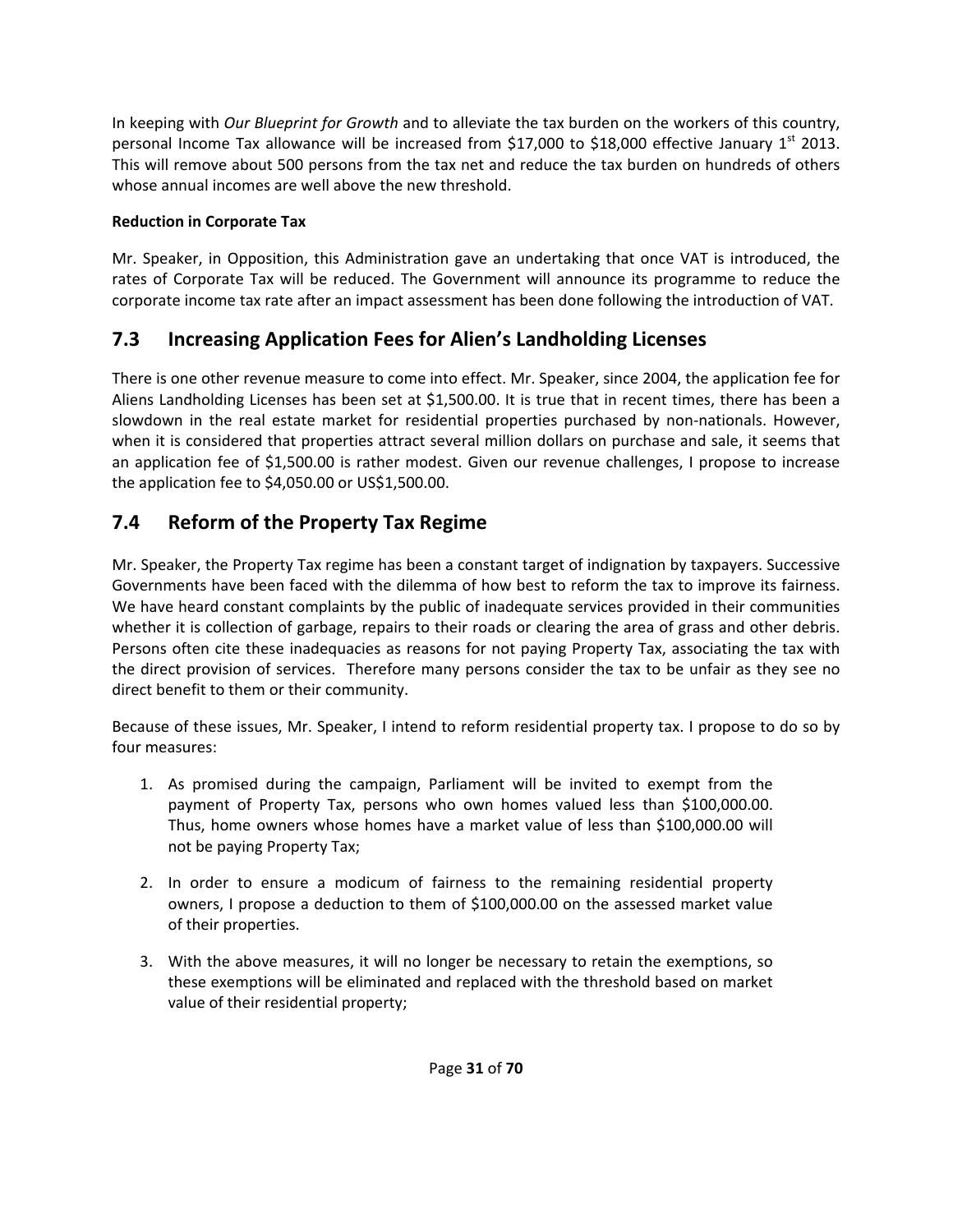In keeping with *Our Blueprint for Growth* and to alleviate the tax burden on the workers of this country, personal Income Tax allowance will be increased from $17,000 to $18,000 effective January 1st 2013. This will remove about 500 persons from the tax net and reduce the tax burden on hundreds of others whose annual incomes are well above the new threshold.

**Reduction in Corporate Tax**

Mr. Speaker, in Opposition, this Administration gave an undertaking that once VAT is introduced, the rates of Corporate Tax will be reduced. The Government will announce its programme to reduce the corporate income tax rate after an impact assessment has been done following the introduction of VAT.

## 7.3 Increasing Application Fees for Alien's Landholding Licenses

There is one other revenue measure to come into effect. Mr. Speaker, since 2004, the application fee for Aliens Landholding Licenses has been set at $1,500.00. It is true that in recent times, there has been a slowdown in the real estate market for residential properties purchased by non-nationals. However, when it is considered that properties attract several million dollars on purchase and sale, it seems that an application fee of $1,500.00 is rather modest. Given our revenue challenges, I propose to increase the application fee to $4,050.00 or US$1,500.00.

## 7.4 Reform of the Property Tax Regime

Mr. Speaker, the Property Tax regime has been a constant target of indignation by taxpayers. Successive Governments have been faced with the dilemma of how best to reform the tax to improve its fairness. We have heard constant complaints by the public of inadequate services provided in their communities whether it is collection of garbage, repairs to their roads or clearing the area of grass and other debris. Persons often cite these inadequacies as reasons for not paying Property Tax, associating the tax with the direct provision of services. Therefore many persons consider the tax to be unfair as they see no direct benefit to them or their community.

Because of these issues, Mr. Speaker, I intend to reform residential property tax. I propose to do so by four measures:

1. As promised during the campaign, Parliament will be invited to exempt from the payment of Property Tax, persons who own homes valued less than $100,000.00. Thus, home owners whose homes have a market value of less than $100,000.00 will not be paying Property Tax;

2. In order to ensure a modicum of fairness to the remaining residential property owners, I propose a deduction to them of $100,000.00 on the assessed market value of their properties.

3. With the above measures, it will no longer be necessary to retain the exemptions, so these exemptions will be eliminated and replaced with the threshold based on market value of their residential property;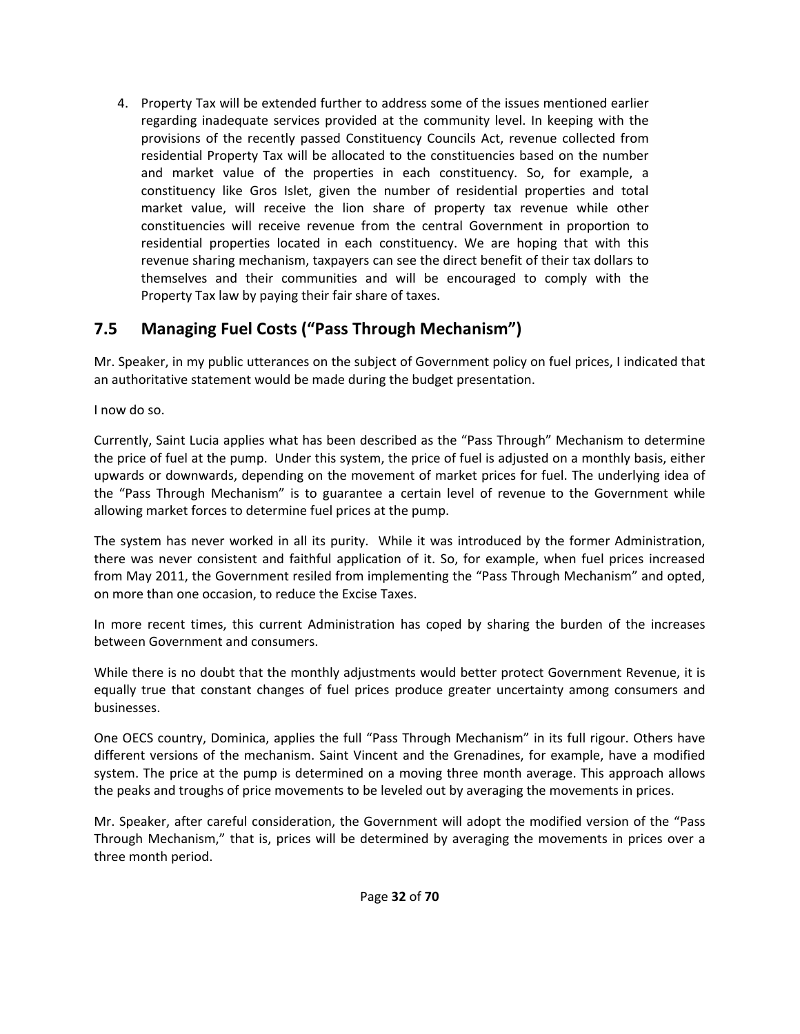4. Property Tax will be extended further to address some of the issues mentioned earlier regarding inadequate services provided at the community level. In keeping with the provisions of the recently passed Constituency Councils Act, revenue collected from residential Property Tax will be allocated to the constituencies based on the number and market value of the properties in each constituency. So, for example, a constituency like Gros Islet, given the number of residential properties and total market value, will receive the lion share of property tax revenue while other constituencies will receive revenue from the central Government in proportion to residential properties located in each constituency. We are hoping that with this revenue sharing mechanism, taxpayers can see the direct benefit of their tax dollars to themselves and their communities and will be encouraged to comply with the Property Tax law by paying their fair share of taxes.

## 7.5 Managing Fuel Costs ("Pass Through Mechanism")

Mr. Speaker, in my public utterances on the subject of Government policy on fuel prices, I indicated that an authoritative statement would be made during the budget presentation.

I now do so.

Currently, Saint Lucia applies what has been described as the "Pass Through" Mechanism to determine the price of fuel at the pump. Under this system, the price of fuel is adjusted on a monthly basis, either upwards or downwards, depending on the movement of market prices for fuel. The underlying idea of the "Pass Through Mechanism" is to guarantee a certain level of revenue to the Government while allowing market forces to determine fuel prices at the pump.

The system has never worked in all its purity. While it was introduced by the former Administration, there was never consistent and faithful application of it. So, for example, when fuel prices increased from May 2011, the Government resiled from implementing the "Pass Through Mechanism" and opted, on more than one occasion, to reduce the Excise Taxes.

In more recent times, this current Administration has coped by sharing the burden of the increases between Government and consumers.

While there is no doubt that the monthly adjustments would better protect Government Revenue, it is equally true that constant changes of fuel prices produce greater uncertainty among consumers and businesses.

One OECS country, Dominica, applies the full "Pass Through Mechanism" in its full rigour. Others have different versions of the mechanism. Saint Vincent and the Grenadines, for example, have a modified system. The price at the pump is determined on a moving three month average. This approach allows the peaks and troughs of price movements to be leveled out by averaging the movements in prices.

Mr. Speaker, after careful consideration, the Government will adopt the modified version of the "Pass Through Mechanism," that is, prices will be determined by averaging the movements in prices over a three month period.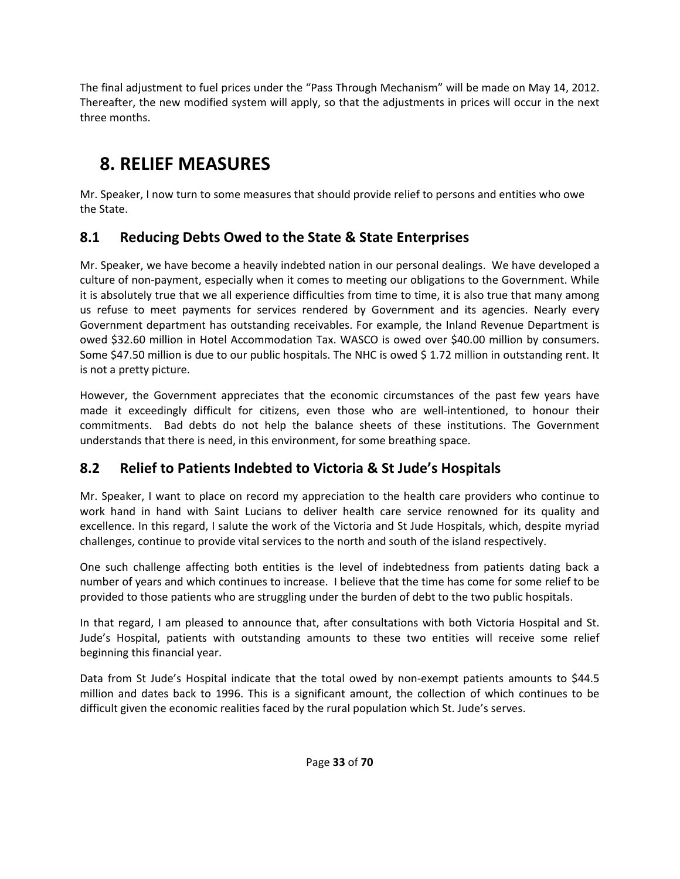The final adjustment to fuel prices under the "Pass Through Mechanism" will be made on May 14, 2012. Thereafter, the new modified system will apply, so that the adjustments in prices will occur in the next three months.

# 8. RELIEF MEASURES

Mr. Speaker, I now turn to some measures that should provide relief to persons and entities who owe the State.

## 8.1 Reducing Debts Owed to the State & State Enterprises

Mr. Speaker, we have become a heavily indebted nation in our personal dealings. We have developed a culture of non-payment, especially when it comes to meeting our obligations to the Government. While it is absolutely true that we all experience difficulties from time to time, it is also true that many among us refuse to meet payments for services rendered by Government and its agencies. Nearly every Government department has outstanding receivables. For example, the Inland Revenue Department is owed $32.60 million in Hotel Accommodation Tax. WASCO is owed over $40.00 million by consumers. Some $47.50 million is due to our public hospitals. The NHC is owed $ 1.72 million in outstanding rent. It is not a pretty picture.

However, the Government appreciates that the economic circumstances of the past few years have made it exceedingly difficult for citizens, even those who are well-intentioned, to honour their commitments. Bad debts do not help the balance sheets of these institutions. The Government understands that there is need, in this environment, for some breathing space.

## 8.2 Relief to Patients Indebted to Victoria & St Jude's Hospitals

Mr. Speaker, I want to place on record my appreciation to the health care providers who continue to work hand in hand with Saint Lucians to deliver health care service renowned for its quality and excellence. In this regard, I salute the work of the Victoria and St Jude Hospitals, which, despite myriad challenges, continue to provide vital services to the north and south of the island respectively.

One such challenge affecting both entities is the level of indebtedness from patients dating back a number of years and which continues to increase. I believe that the time has come for some relief to be provided to those patients who are struggling under the burden of debt to the two public hospitals.

In that regard, I am pleased to announce that, after consultations with both Victoria Hospital and St. Jude's Hospital, patients with outstanding amounts to these two entities will receive some relief beginning this financial year.

Data from St Jude's Hospital indicate that the total owed by non-exempt patients amounts to $44.5 million and dates back to 1996. This is a significant amount, the collection of which continues to be difficult given the economic realities faced by the rural population which St. Jude's serves.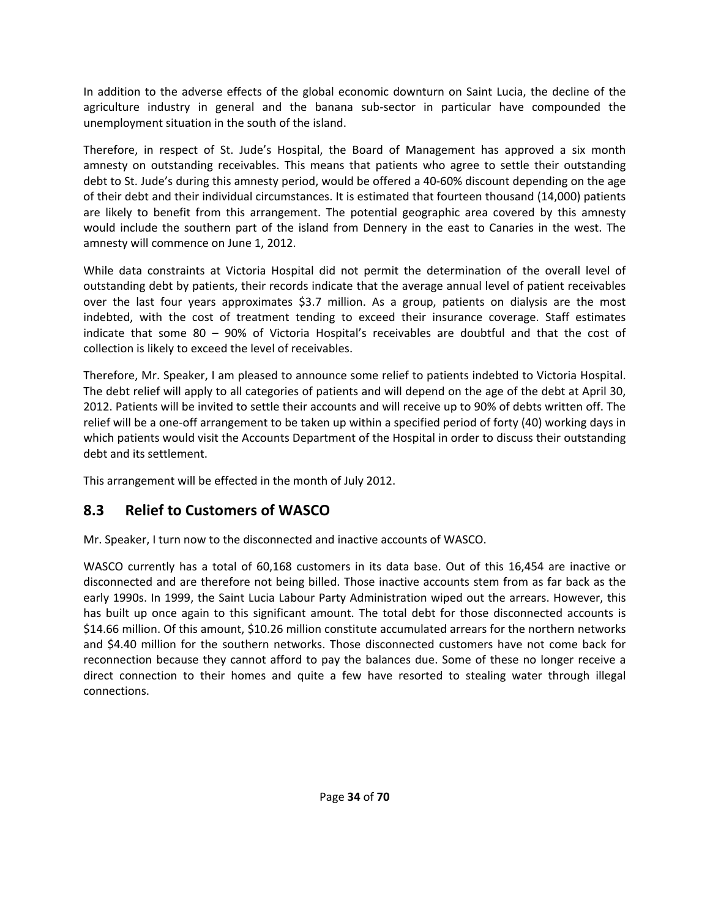In addition to the adverse effects of the global economic downturn on Saint Lucia, the decline of the agriculture industry in general and the banana sub-sector in particular have compounded the unemployment situation in the south of the island.

Therefore, in respect of St. Jude's Hospital, the Board of Management has approved a six month amnesty on outstanding receivables. This means that patients who agree to settle their outstanding debt to St. Jude's during this amnesty period, would be offered a 40-60% discount depending on the age of their debt and their individual circumstances. It is estimated that fourteen thousand (14,000) patients are likely to benefit from this arrangement. The potential geographic area covered by this amnesty would include the southern part of the island from Dennery in the east to Canaries in the west. The amnesty will commence on June 1, 2012.

While data constraints at Victoria Hospital did not permit the determination of the overall level of outstanding debt by patients, their records indicate that the average annual level of patient receivables over the last four years approximates $3.7 million. As a group, patients on dialysis are the most indebted, with the cost of treatment tending to exceed their insurance coverage. Staff estimates indicate that some 80 – 90% of Victoria Hospital's receivables are doubtful and that the cost of collection is likely to exceed the level of receivables.

Therefore, Mr. Speaker, I am pleased to announce some relief to patients indebted to Victoria Hospital. The debt relief will apply to all categories of patients and will depend on the age of the debt at April 30, 2012. Patients will be invited to settle their accounts and will receive up to 90% of debts written off. The relief will be a one-off arrangement to be taken up within a specified period of forty (40) working days in which patients would visit the Accounts Department of the Hospital in order to discuss their outstanding debt and its settlement.

This arrangement will be effected in the month of July 2012.

## 8.3 Relief to Customers of WASCO

Mr. Speaker, I turn now to the disconnected and inactive accounts of WASCO.

WASCO currently has a total of 60,168 customers in its data base. Out of this 16,454 are inactive or disconnected and are therefore not being billed. Those inactive accounts stem from as far back as the early 1990s. In 1999, the Saint Lucia Labour Party Administration wiped out the arrears. However, this has built up once again to this significant amount. The total debt for those disconnected accounts is $14.66 million. Of this amount, $10.26 million constitute accumulated arrears for the northern networks and $4.40 million for the southern networks. Those disconnected customers have not come back for reconnection because they cannot afford to pay the balances due. Some of these no longer receive a direct connection to their homes and quite a few have resorted to stealing water through illegal connections.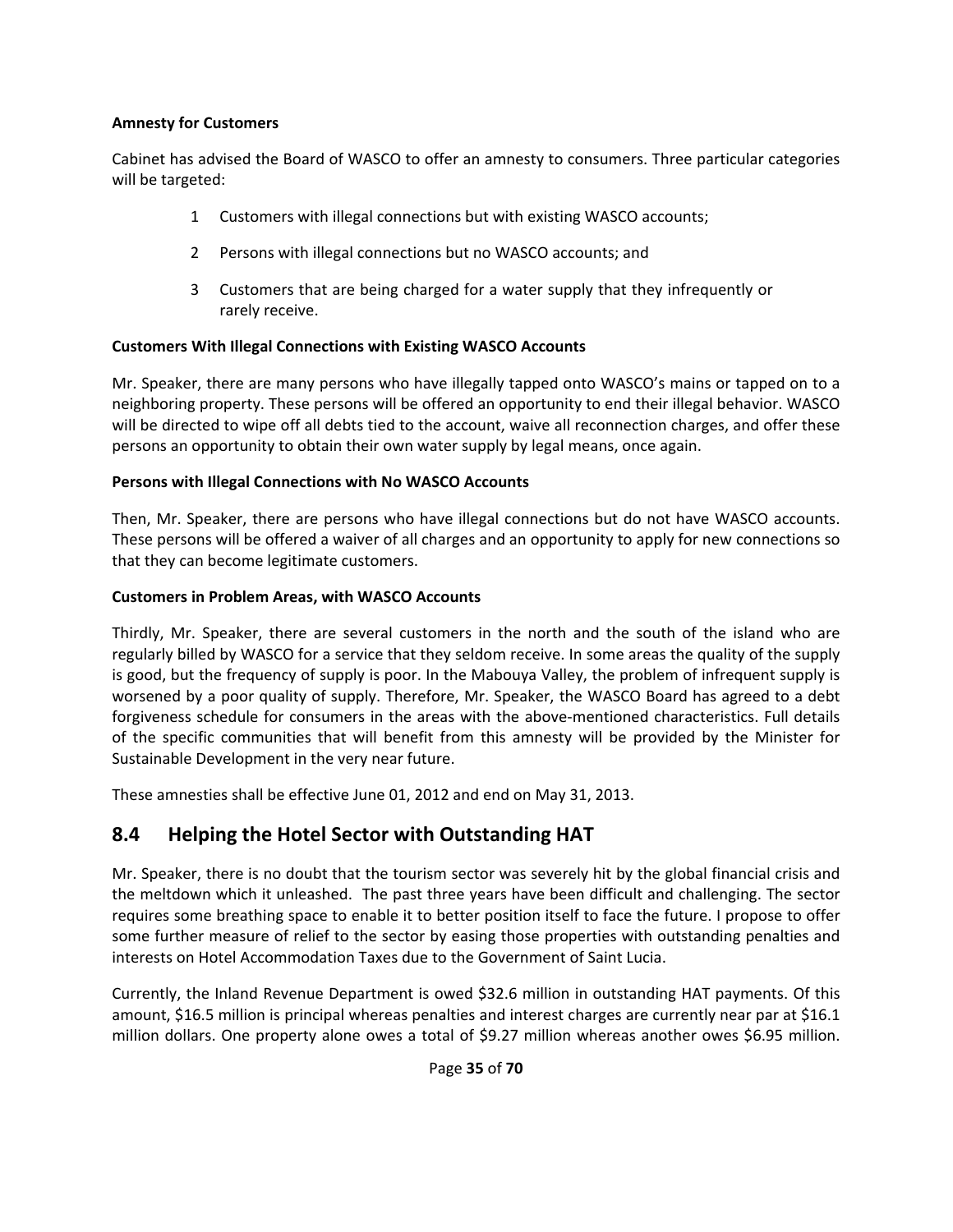**Amnesty for Customers**

Cabinet has advised the Board of WASCO to offer an amnesty to consumers. Three particular categories will be targeted:

1. Customers with illegal connections but with existing WASCO accounts;
2. Persons with illegal connections but no WASCO accounts; and
3. Customers that are being charged for a water supply that they infrequently or rarely receive.

**Customers With Illegal Connections with Existing WASCO Accounts**

Mr. Speaker, there are many persons who have illegally tapped onto WASCO's mains or tapped on to a neighboring property. These persons will be offered an opportunity to end their illegal behavior. WASCO will be directed to wipe off all debts tied to the account, waive all reconnection charges, and offer these persons an opportunity to obtain their own water supply by legal means, once again.

**Persons with Illegal Connections with No WASCO Accounts**

Then, Mr. Speaker, there are persons who have illegal connections but do not have WASCO accounts. These persons will be offered a waiver of all charges and an opportunity to apply for new connections so that they can become legitimate customers.

**Customers in Problem Areas, with WASCO Accounts**

Thirdly, Mr. Speaker, there are several customers in the north and the south of the island who are regularly billed by WASCO for a service that they seldom receive. In some areas the quality of the supply is good, but the frequency of supply is poor. In the Mabouya Valley, the problem of infrequent supply is worsened by a poor quality of supply. Therefore, Mr. Speaker, the WASCO Board has agreed to a debt forgiveness schedule for consumers in the areas with the above-mentioned characteristics. Full details of the specific communities that will benefit from this amnesty will be provided by the Minister for Sustainable Development in the very near future.

These amnesties shall be effective June 01, 2012 and end on May 31, 2013.

## 8.4 Helping the Hotel Sector with Outstanding HAT

Mr. Speaker, there is no doubt that the tourism sector was severely hit by the global financial crisis and the meltdown which it unleashed. The past three years have been difficult and challenging. The sector requires some breathing space to enable it to better position itself to face the future. I propose to offer some further measure of relief to the sector by easing those properties with outstanding penalties and interests on Hotel Accommodation Taxes due to the Government of Saint Lucia.

Currently, the Inland Revenue Department is owed $32.6 million in outstanding HAT payments. Of this amount, $16.5 million is principal whereas penalties and interest charges are currently near par at $16.1 million dollars. One property alone owes a total of $9.27 million whereas another owes $6.95 million.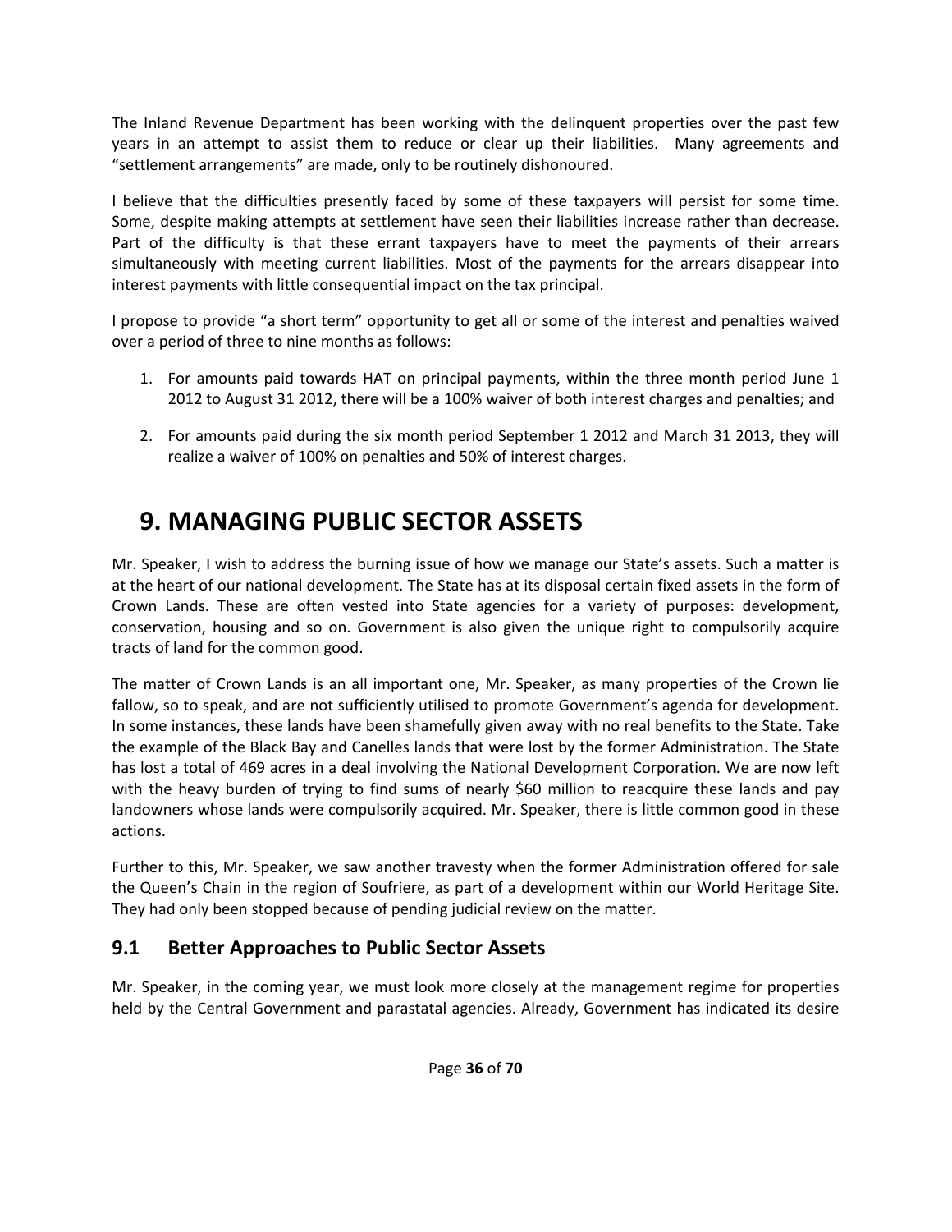The Inland Revenue Department has been working with the delinquent properties over the past few years in an attempt to assist them to reduce or clear up their liabilities. Many agreements and "settlement arrangements" are made, only to be routinely dishonoured.

I believe that the difficulties presently faced by some of these taxpayers will persist for some time. Some, despite making attempts at settlement have seen their liabilities increase rather than decrease. Part of the difficulty is that these errant taxpayers have to meet the payments of their arrears simultaneously with meeting current liabilities. Most of the payments for the arrears disappear into interest payments with little consequential impact on the tax principal.

I propose to provide "a short term" opportunity to get all or some of the interest and penalties waived over a period of three to nine months as follows:

1. For amounts paid towards HAT on principal payments, within the three month period June 1 2012 to August 31 2012, there will be a 100% waiver of both interest charges and penalties; and

2. For amounts paid during the six month period September 1 2012 and March 31 2013, they will realize a waiver of 100% on penalties and 50% of interest charges.

# 9. MANAGING PUBLIC SECTOR ASSETS

Mr. Speaker, I wish to address the burning issue of how we manage our State's assets. Such a matter is at the heart of our national development. The State has at its disposal certain fixed assets in the form of Crown Lands. These are often vested into State agencies for a variety of purposes: development, conservation, housing and so on. Government is also given the unique right to compulsorily acquire tracts of land for the common good.

The matter of Crown Lands is an all important one, Mr. Speaker, as many properties of the Crown lie fallow, so to speak, and are not sufficiently utilised to promote Government's agenda for development. In some instances, these lands have been shamefully given away with no real benefits to the State. Take the example of the Black Bay and Canelles lands that were lost by the former Administration. The State has lost a total of 469 acres in a deal involving the National Development Corporation. We are now left with the heavy burden of trying to find sums of nearly $60 million to reacquire these lands and pay landowners whose lands were compulsorily acquired. Mr. Speaker, there is little common good in these actions.

Further to this, Mr. Speaker, we saw another travesty when the former Administration offered for sale the Queen's Chain in the region of Soufriere, as part of a development within our World Heritage Site. They had only been stopped because of pending judicial review on the matter.

## 9.1 Better Approaches to Public Sector Assets

Mr. Speaker, in the coming year, we must look more closely at the management regime for properties held by the Central Government and parastatal agencies. Already, Government has indicated its desire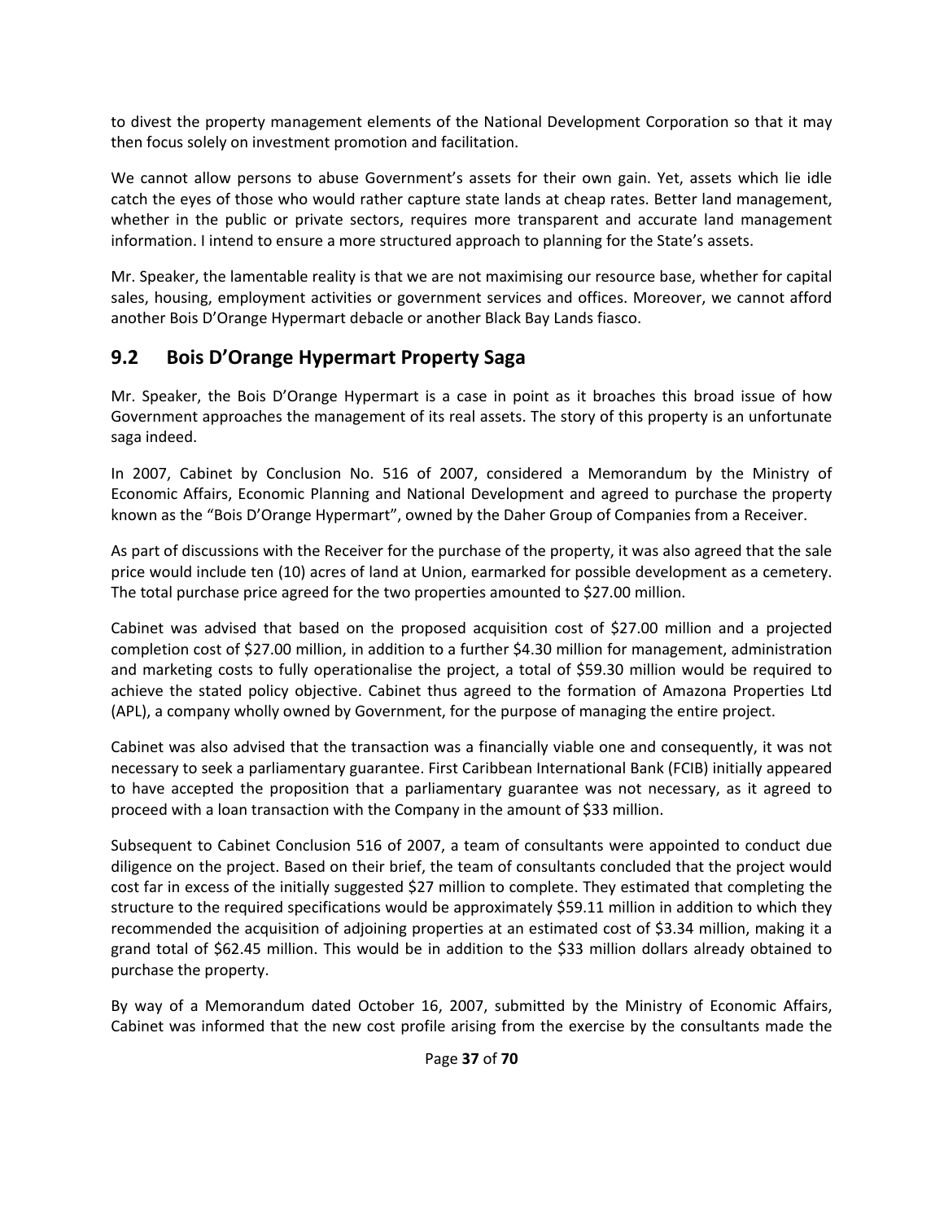to divest the property management elements of the National Development Corporation so that it may then focus solely on investment promotion and facilitation.

We cannot allow persons to abuse Government's assets for their own gain. Yet, assets which lie idle catch the eyes of those who would rather capture state lands at cheap rates. Better land management, whether in the public or private sectors, requires more transparent and accurate land management information. I intend to ensure a more structured approach to planning for the State's assets.

Mr. Speaker, the lamentable reality is that we are not maximising our resource base, whether for capital sales, housing, employment activities or government services and offices. Moreover, we cannot afford another Bois D'Orange Hypermart debacle or another Black Bay Lands fiasco.

## 9.2 Bois D'Orange Hypermart Property Saga

Mr. Speaker, the Bois D'Orange Hypermart is a case in point as it broaches this broad issue of how Government approaches the management of its real assets. The story of this property is an unfortunate saga indeed.

In 2007, Cabinet by Conclusion No. 516 of 2007, considered a Memorandum by the Ministry of Economic Affairs, Economic Planning and National Development and agreed to purchase the property known as the "Bois D'Orange Hypermart", owned by the Daher Group of Companies from a Receiver.

As part of discussions with the Receiver for the purchase of the property, it was also agreed that the sale price would include ten (10) acres of land at Union, earmarked for possible development as a cemetery. The total purchase price agreed for the two properties amounted to $27.00 million.

Cabinet was advised that based on the proposed acquisition cost of $27.00 million and a projected completion cost of $27.00 million, in addition to a further $4.30 million for management, administration and marketing costs to fully operationalise the project, a total of $59.30 million would be required to achieve the stated policy objective. Cabinet thus agreed to the formation of Amazona Properties Ltd (APL), a company wholly owned by Government, for the purpose of managing the entire project.

Cabinet was also advised that the transaction was a financially viable one and consequently, it was not necessary to seek a parliamentary guarantee. First Caribbean International Bank (FCIB) initially appeared to have accepted the proposition that a parliamentary guarantee was not necessary, as it agreed to proceed with a loan transaction with the Company in the amount of $33 million.

Subsequent to Cabinet Conclusion 516 of 2007, a team of consultants were appointed to conduct due diligence on the project. Based on their brief, the team of consultants concluded that the project would cost far in excess of the initially suggested $27 million to complete. They estimated that completing the structure to the required specifications would be approximately $59.11 million in addition to which they recommended the acquisition of adjoining properties at an estimated cost of $3.34 million, making it a grand total of $62.45 million. This would be in addition to the $33 million dollars already obtained to purchase the property.

By way of a Memorandum dated October 16, 2007, submitted by the Ministry of Economic Affairs, Cabinet was informed that the new cost profile arising from the exercise by the consultants made the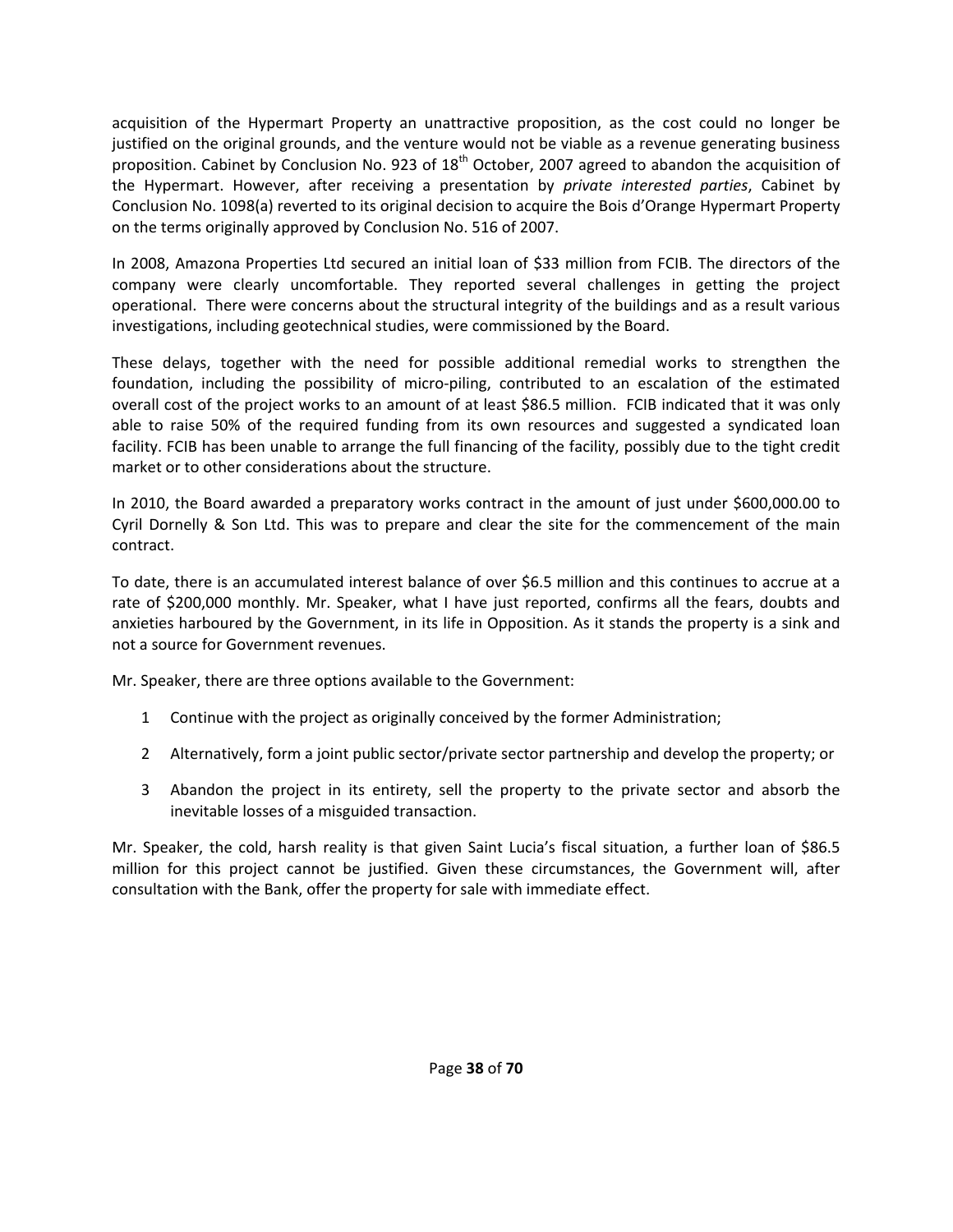acquisition of the Hypermart Property an unattractive proposition, as the cost could no longer be justified on the original grounds, and the venture would not be viable as a revenue generating business proposition. Cabinet by Conclusion No. 923 of 18th October, 2007 agreed to abandon the acquisition of the Hypermart. However, after receiving a presentation by *private interested parties*, Cabinet by Conclusion No. 1098(a) reverted to its original decision to acquire the Bois d'Orange Hypermart Property on the terms originally approved by Conclusion No. 516 of 2007.

In 2008, Amazona Properties Ltd secured an initial loan of $33 million from FCIB. The directors of the company were clearly uncomfortable. They reported several challenges in getting the project operational. There were concerns about the structural integrity of the buildings and as a result various investigations, including geotechnical studies, were commissioned by the Board.

These delays, together with the need for possible additional remedial works to strengthen the foundation, including the possibility of micro-piling, contributed to an escalation of the estimated overall cost of the project works to an amount of at least $86.5 million. FCIB indicated that it was only able to raise 50% of the required funding from its own resources and suggested a syndicated loan facility. FCIB has been unable to arrange the full financing of the facility, possibly due to the tight credit market or to other considerations about the structure.

In 2010, the Board awarded a preparatory works contract in the amount of just under $600,000.00 to Cyril Dornelly & Son Ltd. This was to prepare and clear the site for the commencement of the main contract.

To date, there is an accumulated interest balance of over $6.5 million and this continues to accrue at a rate of $200,000 monthly. Mr. Speaker, what I have just reported, confirms all the fears, doubts and anxieties harboured by the Government, in its life in Opposition. As it stands the property is a sink and not a source for Government revenues.

Mr. Speaker, there are three options available to the Government:

1. Continue with the project as originally conceived by the former Administration;
2. Alternatively, form a joint public sector/private sector partnership and develop the property; or
3. Abandon the project in its entirety, sell the property to the private sector and absorb the inevitable losses of a misguided transaction.

Mr. Speaker, the cold, harsh reality is that given Saint Lucia's fiscal situation, a further loan of $86.5 million for this project cannot be justified. Given these circumstances, the Government will, after consultation with the Bank, offer the property for sale with immediate effect.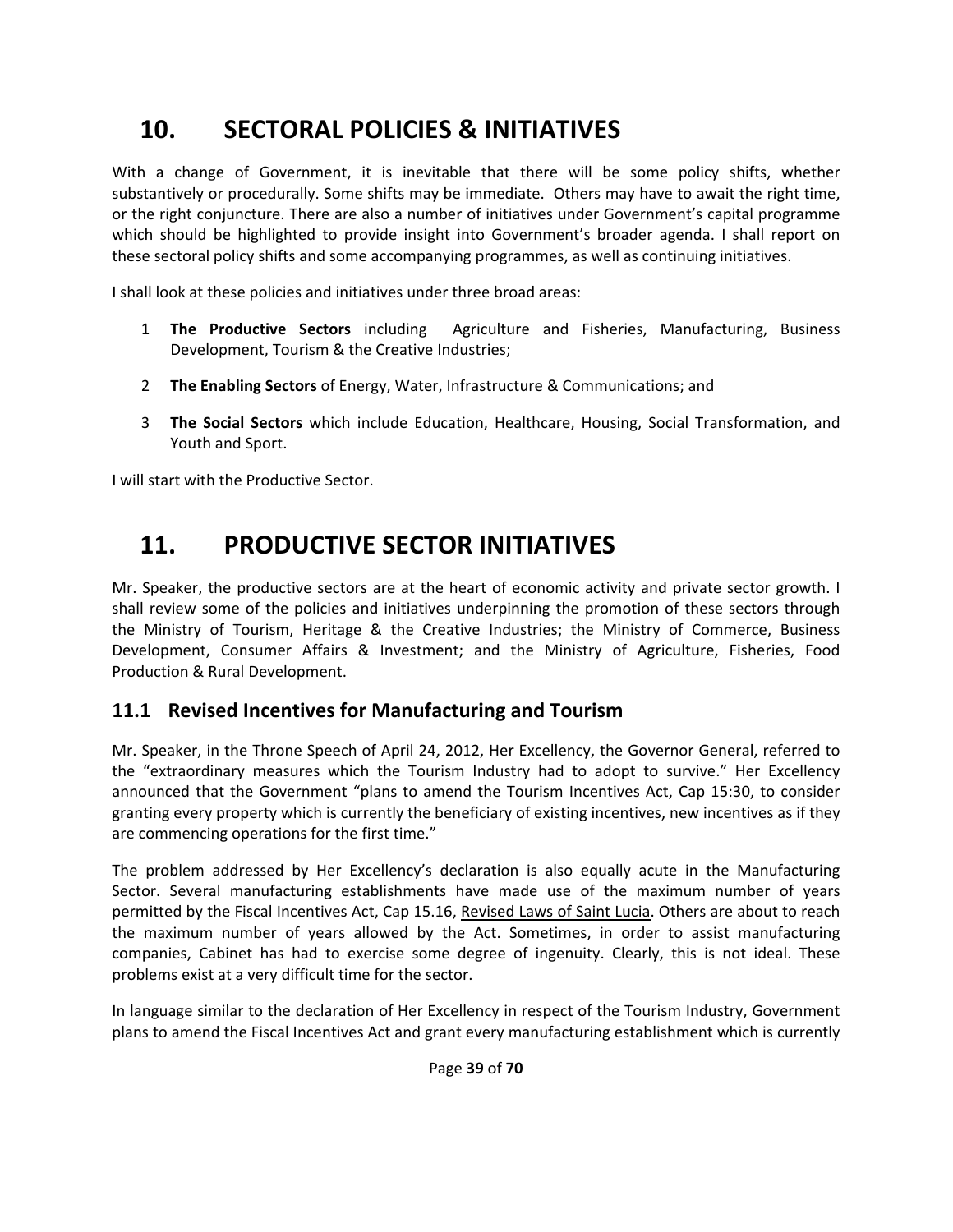# 10. SECTORAL POLICIES & INITIATIVES

With a change of Government, it is inevitable that there will be some policy shifts, whether substantively or procedurally. Some shifts may be immediate. Others may have to await the right time, or the right conjuncture. There are also a number of initiatives under Government's capital programme which should be highlighted to provide insight into Government's broader agenda. I shall report on these sectoral policy shifts and some accompanying programmes, as well as continuing initiatives.

I shall look at these policies and initiatives under three broad areas:

1. **The Productive Sectors** including Agriculture and Fisheries, Manufacturing, Business Development, Tourism & the Creative Industries;

2. **The Enabling Sectors** of Energy, Water, Infrastructure & Communications; and

3. **The Social Sectors** which include Education, Healthcare, Housing, Social Transformation, and Youth and Sport.

I will start with the Productive Sector.

# 11. PRODUCTIVE SECTOR INITIATIVES

Mr. Speaker, the productive sectors are at the heart of economic activity and private sector growth. I shall review some of the policies and initiatives underpinning the promotion of these sectors through the Ministry of Tourism, Heritage & the Creative Industries; the Ministry of Commerce, Business Development, Consumer Affairs & Investment; and the Ministry of Agriculture, Fisheries, Food Production & Rural Development.

## 11.1 Revised Incentives for Manufacturing and Tourism

Mr. Speaker, in the Throne Speech of April 24, 2012, Her Excellency, the Governor General, referred to the "extraordinary measures which the Tourism Industry had to adopt to survive." Her Excellency announced that the Government "plans to amend the Tourism Incentives Act, Cap 15:30, to consider granting every property which is currently the beneficiary of existing incentives, new incentives as if they are commencing operations for the first time."

The problem addressed by Her Excellency's declaration is also equally acute in the Manufacturing Sector. Several manufacturing establishments have made use of the maximum number of years permitted by the Fiscal Incentives Act, Cap 15.16, Revised Laws of Saint Lucia. Others are about to reach the maximum number of years allowed by the Act. Sometimes, in order to assist manufacturing companies, Cabinet has had to exercise some degree of ingenuity. Clearly, this is not ideal. These problems exist at a very difficult time for the sector.

In language similar to the declaration of Her Excellency in respect of the Tourism Industry, Government plans to amend the Fiscal Incentives Act and grant every manufacturing establishment which is currently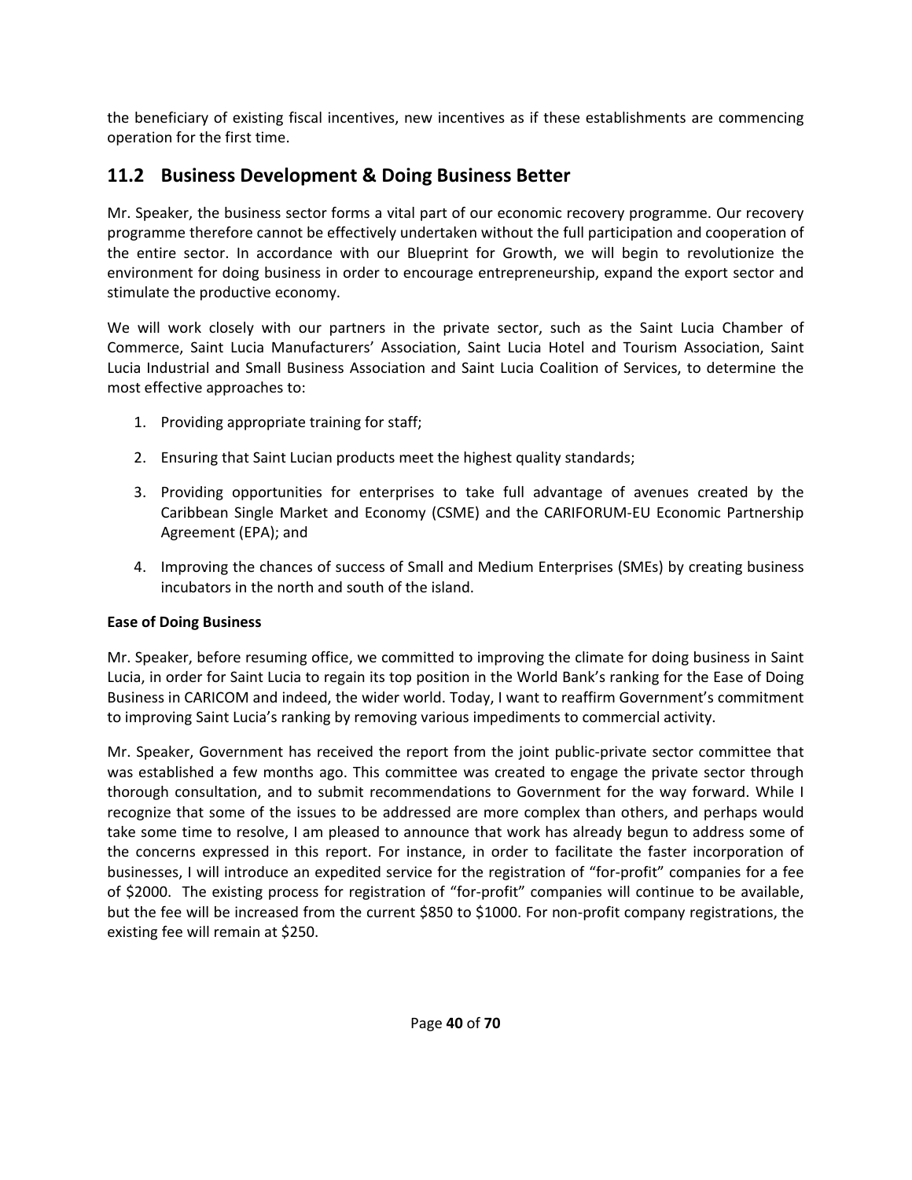the beneficiary of existing fiscal incentives, new incentives as if these establishments are commencing operation for the first time.

## 11.2 Business Development & Doing Business Better

Mr. Speaker, the business sector forms a vital part of our economic recovery programme. Our recovery programme therefore cannot be effectively undertaken without the full participation and cooperation of the entire sector. In accordance with our Blueprint for Growth, we will begin to revolutionize the environment for doing business in order to encourage entrepreneurship, expand the export sector and stimulate the productive economy.

We will work closely with our partners in the private sector, such as the Saint Lucia Chamber of Commerce, Saint Lucia Manufacturers' Association, Saint Lucia Hotel and Tourism Association, Saint Lucia Industrial and Small Business Association and Saint Lucia Coalition of Services, to determine the most effective approaches to:

1. Providing appropriate training for staff;
2. Ensuring that Saint Lucian products meet the highest quality standards;
3. Providing opportunities for enterprises to take full advantage of avenues created by the Caribbean Single Market and Economy (CSME) and the CARIFORUM-EU Economic Partnership Agreement (EPA); and
4. Improving the chances of success of Small and Medium Enterprises (SMEs) by creating business incubators in the north and south of the island.

**Ease of Doing Business**

Mr. Speaker, before resuming office, we committed to improving the climate for doing business in Saint Lucia, in order for Saint Lucia to regain its top position in the World Bank's ranking for the Ease of Doing Business in CARICOM and indeed, the wider world. Today, I want to reaffirm Government's commitment to improving Saint Lucia's ranking by removing various impediments to commercial activity.

Mr. Speaker, Government has received the report from the joint public-private sector committee that was established a few months ago. This committee was created to engage the private sector through thorough consultation, and to submit recommendations to Government for the way forward. While I recognize that some of the issues to be addressed are more complex than others, and perhaps would take some time to resolve, I am pleased to announce that work has already begun to address some of the concerns expressed in this report. For instance, in order to facilitate the faster incorporation of businesses, I will introduce an expedited service for the registration of "for-profit" companies for a fee of $2000. The existing process for registration of "for-profit" companies will continue to be available, but the fee will be increased from the current $850 to $1000. For non-profit company registrations, the existing fee will remain at $250.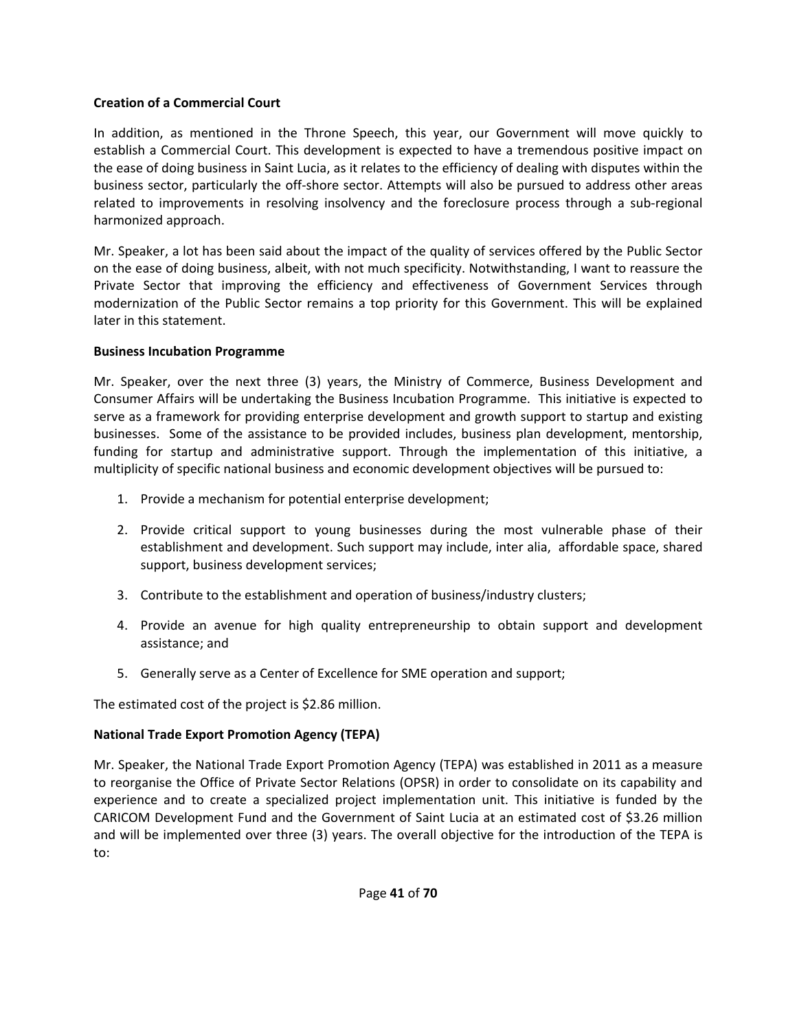**Creation of a Commercial Court**

In addition, as mentioned in the Throne Speech, this year, our Government will move quickly to establish a Commercial Court. This development is expected to have a tremendous positive impact on the ease of doing business in Saint Lucia, as it relates to the efficiency of dealing with disputes within the business sector, particularly the off-shore sector. Attempts will also be pursued to address other areas related to improvements in resolving insolvency and the foreclosure process through a sub-regional harmonized approach.

Mr. Speaker, a lot has been said about the impact of the quality of services offered by the Public Sector on the ease of doing business, albeit, with not much specificity. Notwithstanding, I want to reassure the Private Sector that improving the efficiency and effectiveness of Government Services through modernization of the Public Sector remains a top priority for this Government. This will be explained later in this statement.

**Business Incubation Programme**

Mr. Speaker, over the next three (3) years, the Ministry of Commerce, Business Development and Consumer Affairs will be undertaking the Business Incubation Programme. This initiative is expected to serve as a framework for providing enterprise development and growth support to startup and existing businesses. Some of the assistance to be provided includes, business plan development, mentorship, funding for startup and administrative support. Through the implementation of this initiative, a multiplicity of specific national business and economic development objectives will be pursued to:

1. Provide a mechanism for potential enterprise development;

2. Provide critical support to young businesses during the most vulnerable phase of their establishment and development. Such support may include, inter alia, affordable space, shared support, business development services;

3. Contribute to the establishment and operation of business/industry clusters;

4. Provide an avenue for high quality entrepreneurship to obtain support and development assistance; and

5. Generally serve as a Center of Excellence for SME operation and support;

The estimated cost of the project is $2.86 million.

**National Trade Export Promotion Agency (TEPA)**

Mr. Speaker, the National Trade Export Promotion Agency (TEPA) was established in 2011 as a measure to reorganise the Office of Private Sector Relations (OPSR) in order to consolidate on its capability and experience and to create a specialized project implementation unit. This initiative is funded by the CARICOM Development Fund and the Government of Saint Lucia at an estimated cost of $3.26 million and will be implemented over three (3) years. The overall objective for the introduction of the TEPA is to: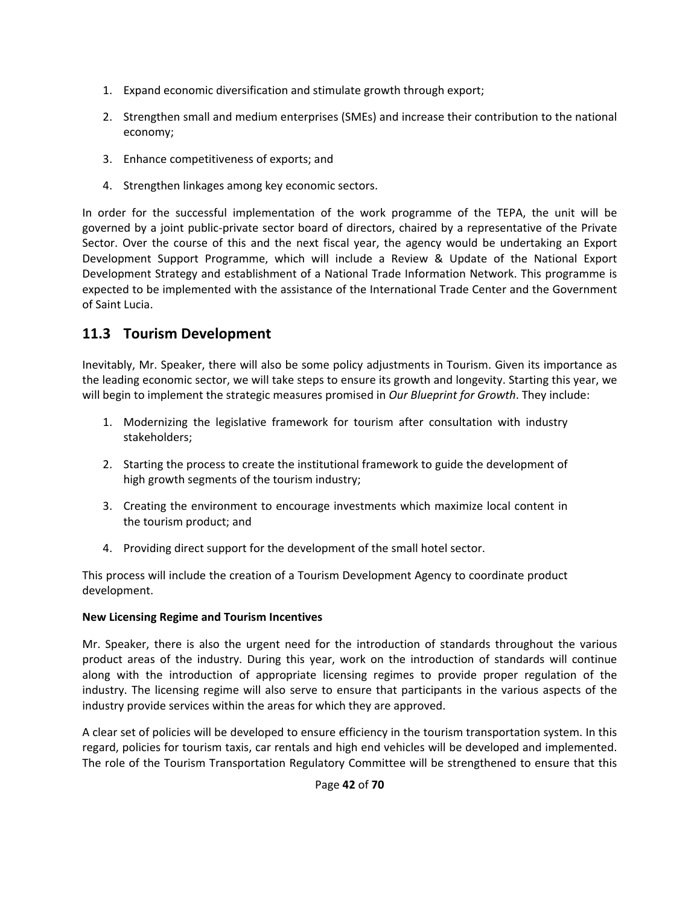1. Expand economic diversification and stimulate growth through export;
2. Strengthen small and medium enterprises (SMEs) and increase their contribution to the national economy;
3. Enhance competitiveness of exports; and
4. Strengthen linkages among key economic sectors.

In order for the successful implementation of the work programme of the TEPA, the unit will be governed by a joint public-private sector board of directors, chaired by a representative of the Private Sector. Over the course of this and the next fiscal year, the agency would be undertaking an Export Development Support Programme, which will include a Review & Update of the National Export Development Strategy and establishment of a National Trade Information Network. This programme is expected to be implemented with the assistance of the International Trade Center and the Government of Saint Lucia.

## 11.3 Tourism Development

Inevitably, Mr. Speaker, there will also be some policy adjustments in Tourism. Given its importance as the leading economic sector, we will take steps to ensure its growth and longevity. Starting this year, we will begin to implement the strategic measures promised in *Our Blueprint for Growth*. They include:

1. Modernizing the legislative framework for tourism after consultation with industry stakeholders;
2. Starting the process to create the institutional framework to guide the development of high growth segments of the tourism industry;
3. Creating the environment to encourage investments which maximize local content in the tourism product; and
4. Providing direct support for the development of the small hotel sector.

This process will include the creation of a Tourism Development Agency to coordinate product development.

**New Licensing Regime and Tourism Incentives**

Mr. Speaker, there is also the urgent need for the introduction of standards throughout the various product areas of the industry. During this year, work on the introduction of standards will continue along with the introduction of appropriate licensing regimes to provide proper regulation of the industry. The licensing regime will also serve to ensure that participants in the various aspects of the industry provide services within the areas for which they are approved.

A clear set of policies will be developed to ensure efficiency in the tourism transportation system. In this regard, policies for tourism taxis, car rentals and high end vehicles will be developed and implemented. The role of the Tourism Transportation Regulatory Committee will be strengthened to ensure that this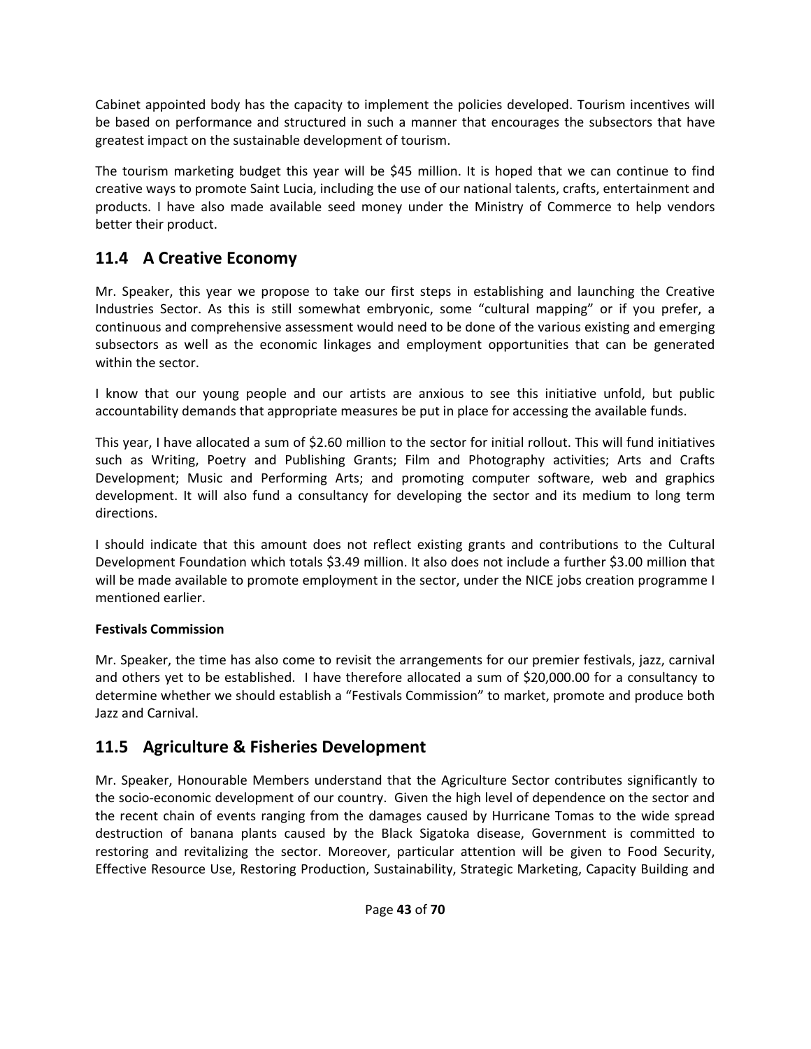Cabinet appointed body has the capacity to implement the policies developed. Tourism incentives will be based on performance and structured in such a manner that encourages the subsectors that have greatest impact on the sustainable development of tourism.

The tourism marketing budget this year will be $45 million. It is hoped that we can continue to find creative ways to promote Saint Lucia, including the use of our national talents, crafts, entertainment and products. I have also made available seed money under the Ministry of Commerce to help vendors better their product.

## 11.4 A Creative Economy

Mr. Speaker, this year we propose to take our first steps in establishing and launching the Creative Industries Sector. As this is still somewhat embryonic, some "cultural mapping" or if you prefer, a continuous and comprehensive assessment would need to be done of the various existing and emerging subsectors as well as the economic linkages and employment opportunities that can be generated within the sector.

I know that our young people and our artists are anxious to see this initiative unfold, but public accountability demands that appropriate measures be put in place for accessing the available funds.

This year, I have allocated a sum of $2.60 million to the sector for initial rollout. This will fund initiatives such as Writing, Poetry and Publishing Grants; Film and Photography activities; Arts and Crafts Development; Music and Performing Arts; and promoting computer software, web and graphics development. It will also fund a consultancy for developing the sector and its medium to long term directions.

I should indicate that this amount does not reflect existing grants and contributions to the Cultural Development Foundation which totals $3.49 million. It also does not include a further $3.00 million that will be made available to promote employment in the sector, under the NICE jobs creation programme I mentioned earlier.

**Festivals Commission**

Mr. Speaker, the time has also come to revisit the arrangements for our premier festivals, jazz, carnival and others yet to be established. I have therefore allocated a sum of $20,000.00 for a consultancy to determine whether we should establish a "Festivals Commission" to market, promote and produce both Jazz and Carnival.

## 11.5 Agriculture & Fisheries Development

Mr. Speaker, Honourable Members understand that the Agriculture Sector contributes significantly to the socio-economic development of our country. Given the high level of dependence on the sector and the recent chain of events ranging from the damages caused by Hurricane Tomas to the wide spread destruction of banana plants caused by the Black Sigatoka disease, Government is committed to restoring and revitalizing the sector. Moreover, particular attention will be given to Food Security, Effective Resource Use, Restoring Production, Sustainability, Strategic Marketing, Capacity Building and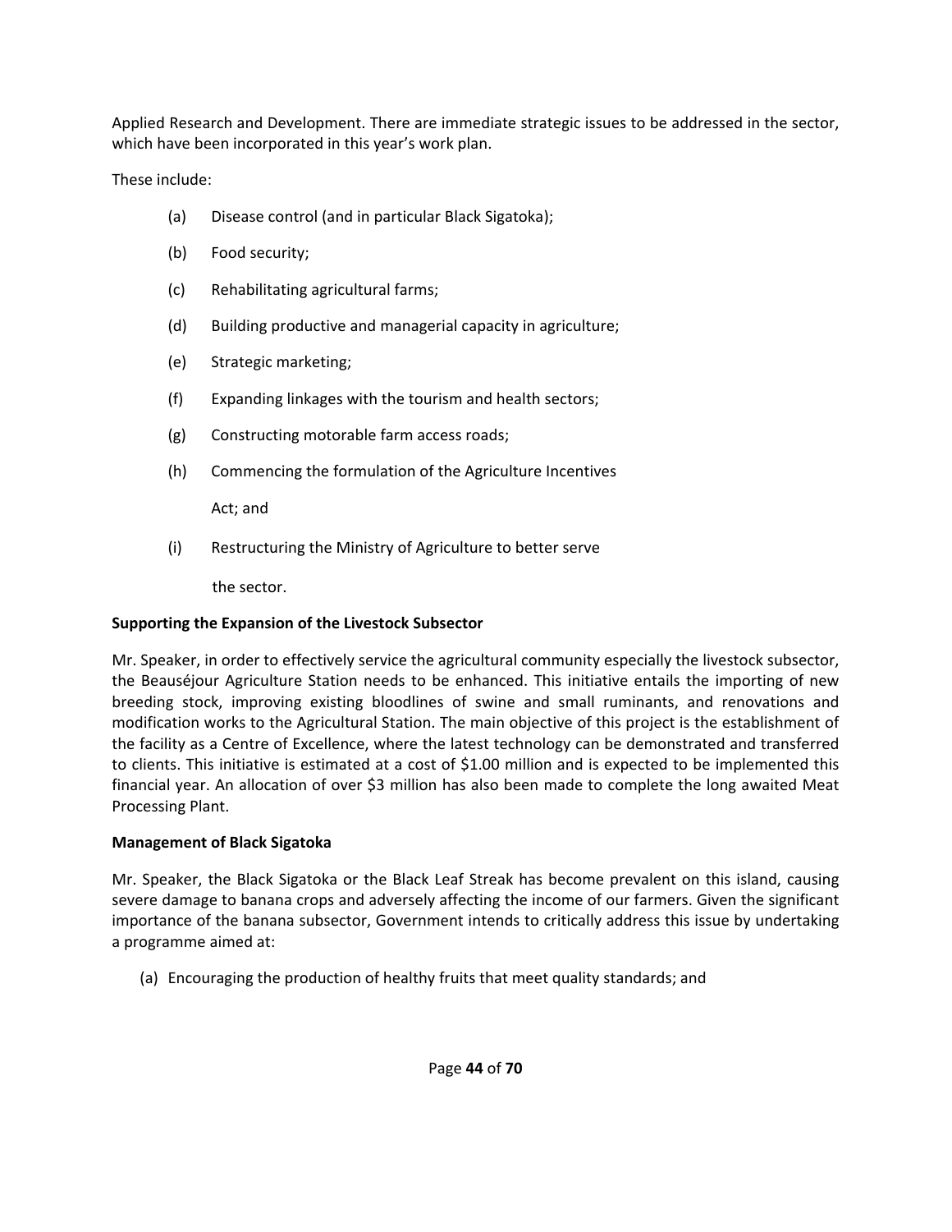Applied Research and Development. There are immediate strategic issues to be addressed in the sector, which have been incorporated in this year's work plan.

These include:

(a) Disease control (and in particular Black Sigatoka);

(b) Food security;

(c) Rehabilitating agricultural farms;

(d) Building productive and managerial capacity in agriculture;

(e) Strategic marketing;

(f) Expanding linkages with the tourism and health sectors;

(g) Constructing motorable farm access roads;

(h) Commencing the formulation of the Agriculture Incentives Act; and

(i) Restructuring the Ministry of Agriculture to better serve the sector.

**Supporting the Expansion of the Livestock Subsector**

Mr. Speaker, in order to effectively service the agricultural community especially the livestock subsector, the Beauséjour Agriculture Station needs to be enhanced. This initiative entails the importing of new breeding stock, improving existing bloodlines of swine and small ruminants, and renovations and modification works to the Agricultural Station. The main objective of this project is the establishment of the facility as a Centre of Excellence, where the latest technology can be demonstrated and transferred to clients. This initiative is estimated at a cost of $1.00 million and is expected to be implemented this financial year. An allocation of over $3 million has also been made to complete the long awaited Meat Processing Plant.

**Management of Black Sigatoka**

Mr. Speaker, the Black Sigatoka or the Black Leaf Streak has become prevalent on this island, causing severe damage to banana crops and adversely affecting the income of our farmers. Given the significant importance of the banana subsector, Government intends to critically address this issue by undertaking a programme aimed at:

(a) Encouraging the production of healthy fruits that meet quality standards; and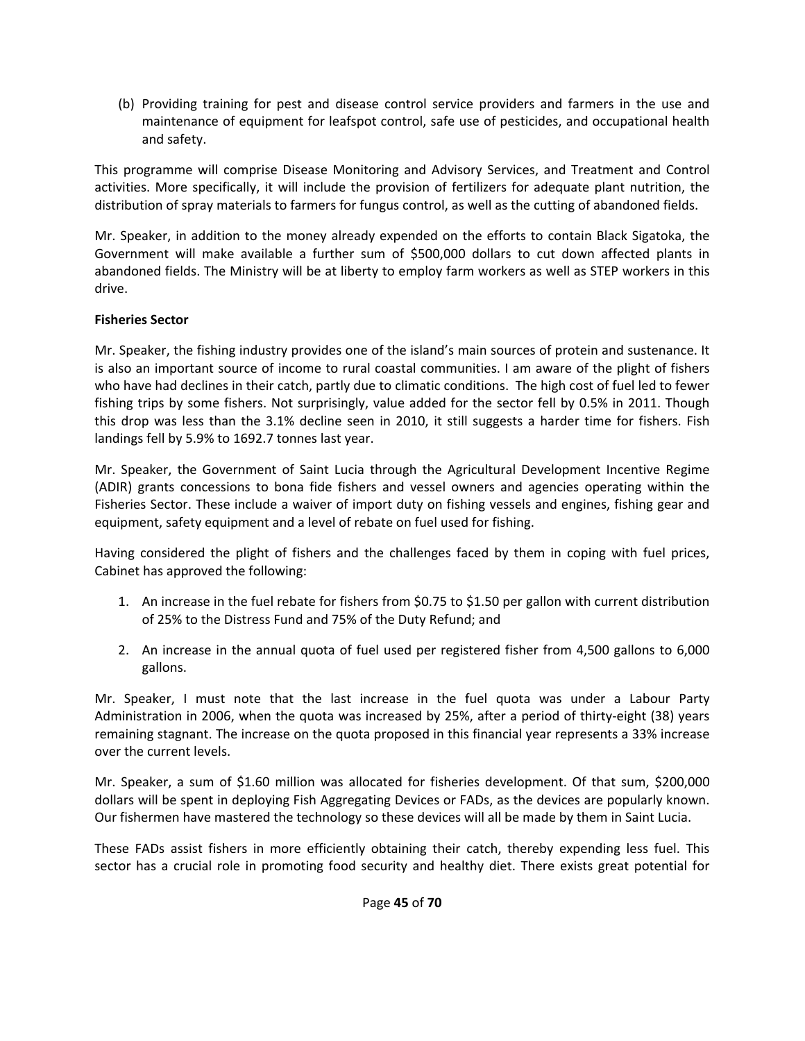(b) Providing training for pest and disease control service providers and farmers in the use and maintenance of equipment for leafspot control, safe use of pesticides, and occupational health and safety.

This programme will comprise Disease Monitoring and Advisory Services, and Treatment and Control activities. More specifically, it will include the provision of fertilizers for adequate plant nutrition, the distribution of spray materials to farmers for fungus control, as well as the cutting of abandoned fields.

Mr. Speaker, in addition to the money already expended on the efforts to contain Black Sigatoka, the Government will make available a further sum of $500,000 dollars to cut down affected plants in abandoned fields. The Ministry will be at liberty to employ farm workers as well as STEP workers in this drive.

**Fisheries Sector**

Mr. Speaker, the fishing industry provides one of the island's main sources of protein and sustenance. It is also an important source of income to rural coastal communities. I am aware of the plight of fishers who have had declines in their catch, partly due to climatic conditions. The high cost of fuel led to fewer fishing trips by some fishers. Not surprisingly, value added for the sector fell by 0.5% in 2011. Though this drop was less than the 3.1% decline seen in 2010, it still suggests a harder time for fishers. Fish landings fell by 5.9% to 1692.7 tonnes last year.

Mr. Speaker, the Government of Saint Lucia through the Agricultural Development Incentive Regime (ADIR) grants concessions to bona fide fishers and vessel owners and agencies operating within the Fisheries Sector. These include a waiver of import duty on fishing vessels and engines, fishing gear and equipment, safety equipment and a level of rebate on fuel used for fishing.

Having considered the plight of fishers and the challenges faced by them in coping with fuel prices, Cabinet has approved the following:

1. An increase in the fuel rebate for fishers from $0.75 to $1.50 per gallon with current distribution of 25% to the Distress Fund and 75% of the Duty Refund; and

2. An increase in the annual quota of fuel used per registered fisher from 4,500 gallons to 6,000 gallons.

Mr. Speaker, I must note that the last increase in the fuel quota was under a Labour Party Administration in 2006, when the quota was increased by 25%, after a period of thirty-eight (38) years remaining stagnant. The increase on the quota proposed in this financial year represents a 33% increase over the current levels.

Mr. Speaker, a sum of $1.60 million was allocated for fisheries development. Of that sum, $200,000 dollars will be spent in deploying Fish Aggregating Devices or FADs, as the devices are popularly known. Our fishermen have mastered the technology so these devices will all be made by them in Saint Lucia.

These FADs assist fishers in more efficiently obtaining their catch, thereby expending less fuel. This sector has a crucial role in promoting food security and healthy diet. There exists great potential for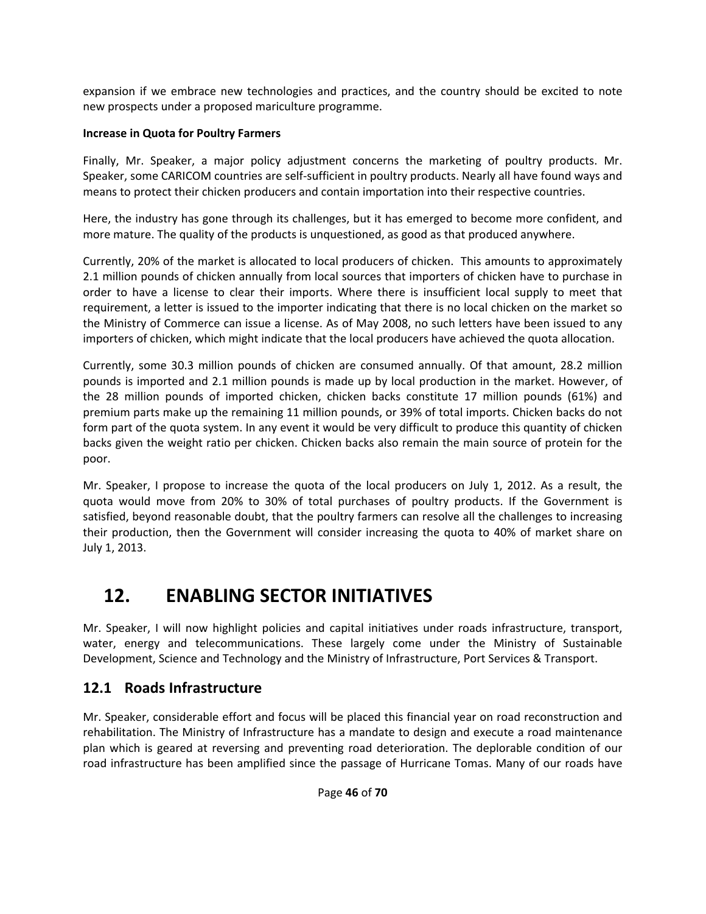expansion if we embrace new technologies and practices, and the country should be excited to note new prospects under a proposed mariculture programme.

**Increase in Quota for Poultry Farmers**

Finally, Mr. Speaker, a major policy adjustment concerns the marketing of poultry products. Mr. Speaker, some CARICOM countries are self-sufficient in poultry products. Nearly all have found ways and means to protect their chicken producers and contain importation into their respective countries.

Here, the industry has gone through its challenges, but it has emerged to become more confident, and more mature. The quality of the products is unquestioned, as good as that produced anywhere.

Currently, 20% of the market is allocated to local producers of chicken. This amounts to approximately 2.1 million pounds of chicken annually from local sources that importers of chicken have to purchase in order to have a license to clear their imports. Where there is insufficient local supply to meet that requirement, a letter is issued to the importer indicating that there is no local chicken on the market so the Ministry of Commerce can issue a license. As of May 2008, no such letters have been issued to any importers of chicken, which might indicate that the local producers have achieved the quota allocation.

Currently, some 30.3 million pounds of chicken are consumed annually. Of that amount, 28.2 million pounds is imported and 2.1 million pounds is made up by local production in the market. However, of the 28 million pounds of imported chicken, chicken backs constitute 17 million pounds (61%) and premium parts make up the remaining 11 million pounds, or 39% of total imports. Chicken backs do not form part of the quota system. In any event it would be very difficult to produce this quantity of chicken backs given the weight ratio per chicken. Chicken backs also remain the main source of protein for the poor.

Mr. Speaker, I propose to increase the quota of the local producers on July 1, 2012. As a result, the quota would move from 20% to 30% of total purchases of poultry products. If the Government is satisfied, beyond reasonable doubt, that the poultry farmers can resolve all the challenges to increasing their production, then the Government will consider increasing the quota to 40% of market share on July 1, 2013.

# 12. ENABLING SECTOR INITIATIVES

Mr. Speaker, I will now highlight policies and capital initiatives under roads infrastructure, transport, water, energy and telecommunications. These largely come under the Ministry of Sustainable Development, Science and Technology and the Ministry of Infrastructure, Port Services & Transport.

## 12.1 Roads Infrastructure

Mr. Speaker, considerable effort and focus will be placed this financial year on road reconstruction and rehabilitation. The Ministry of Infrastructure has a mandate to design and execute a road maintenance plan which is geared at reversing and preventing road deterioration. The deplorable condition of our road infrastructure has been amplified since the passage of Hurricane Tomas. Many of our roads have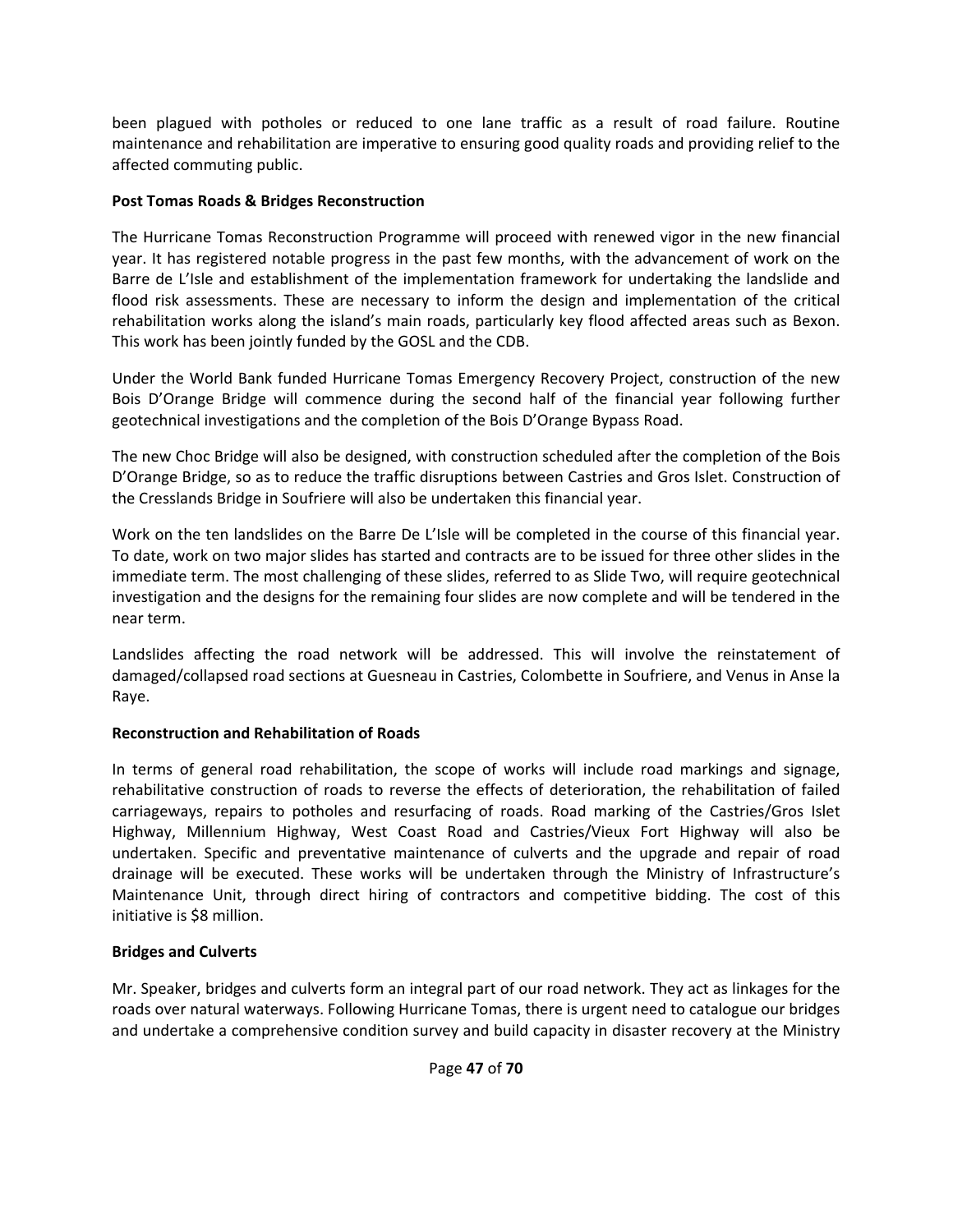been plagued with potholes or reduced to one lane traffic as a result of road failure. Routine maintenance and rehabilitation are imperative to ensuring good quality roads and providing relief to the affected commuting public.

**Post Tomas Roads & Bridges Reconstruction**

The Hurricane Tomas Reconstruction Programme will proceed with renewed vigor in the new financial year. It has registered notable progress in the past few months, with the advancement of work on the Barre de L'Isle and establishment of the implementation framework for undertaking the landslide and flood risk assessments. These are necessary to inform the design and implementation of the critical rehabilitation works along the island's main roads, particularly key flood affected areas such as Bexon. This work has been jointly funded by the GOSL and the CDB.

Under the World Bank funded Hurricane Tomas Emergency Recovery Project, construction of the new Bois D'Orange Bridge will commence during the second half of the financial year following further geotechnical investigations and the completion of the Bois D'Orange Bypass Road.

The new Choc Bridge will also be designed, with construction scheduled after the completion of the Bois D'Orange Bridge, so as to reduce the traffic disruptions between Castries and Gros Islet. Construction of the Cresslands Bridge in Soufriere will also be undertaken this financial year.

Work on the ten landslides on the Barre De L'Isle will be completed in the course of this financial year. To date, work on two major slides has started and contracts are to be issued for three other slides in the immediate term. The most challenging of these slides, referred to as Slide Two, will require geotechnical investigation and the designs for the remaining four slides are now complete and will be tendered in the near term.

Landslides affecting the road network will be addressed. This will involve the reinstatement of damaged/collapsed road sections at Guesneau in Castries, Colombette in Soufriere, and Venus in Anse la Raye.

**Reconstruction and Rehabilitation of Roads**

In terms of general road rehabilitation, the scope of works will include road markings and signage, rehabilitative construction of roads to reverse the effects of deterioration, the rehabilitation of failed carriageways, repairs to potholes and resurfacing of roads. Road marking of the Castries/Gros Islet Highway, Millennium Highway, West Coast Road and Castries/Vieux Fort Highway will also be undertaken. Specific and preventative maintenance of culverts and the upgrade and repair of road drainage will be executed. These works will be undertaken through the Ministry of Infrastructure's Maintenance Unit, through direct hiring of contractors and competitive bidding. The cost of this initiative is $8 million.

**Bridges and Culverts**

Mr. Speaker, bridges and culverts form an integral part of our road network. They act as linkages for the roads over natural waterways. Following Hurricane Tomas, there is urgent need to catalogue our bridges and undertake a comprehensive condition survey and build capacity in disaster recovery at the Ministry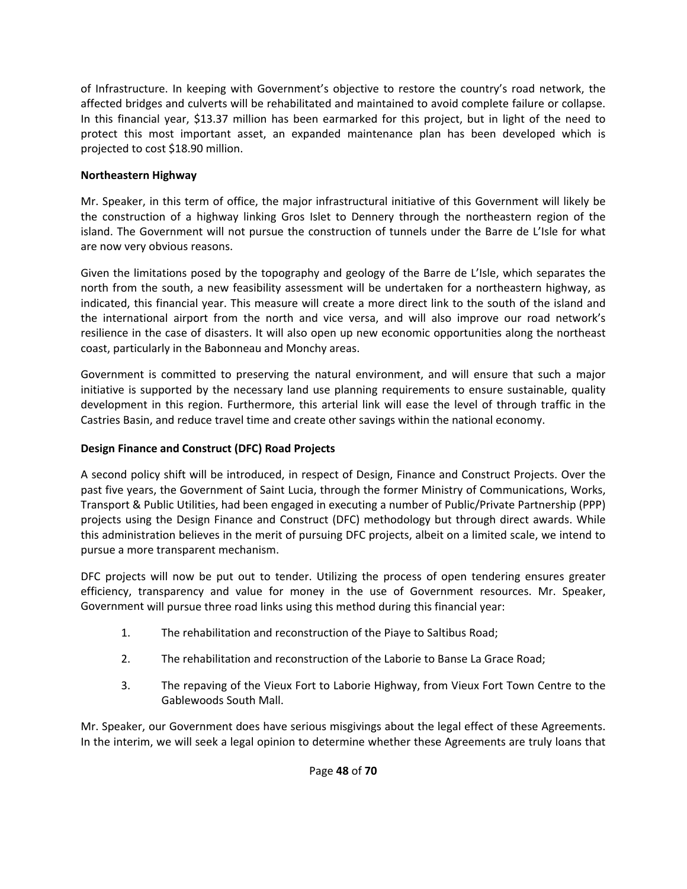of Infrastructure. In keeping with Government's objective to restore the country's road network, the affected bridges and culverts will be rehabilitated and maintained to avoid complete failure or collapse. In this financial year, $13.37 million has been earmarked for this project, but in light of the need to protect this most important asset, an expanded maintenance plan has been developed which is projected to cost $18.90 million.

**Northeastern Highway**

Mr. Speaker, in this term of office, the major infrastructural initiative of this Government will likely be the construction of a highway linking Gros Islet to Dennery through the northeastern region of the island. The Government will not pursue the construction of tunnels under the Barre de L'Isle for what are now very obvious reasons.

Given the limitations posed by the topography and geology of the Barre de L'Isle, which separates the north from the south, a new feasibility assessment will be undertaken for a northeastern highway, as indicated, this financial year. This measure will create a more direct link to the south of the island and the international airport from the north and vice versa, and will also improve our road network's resilience in the case of disasters. It will also open up new economic opportunities along the northeast coast, particularly in the Babonneau and Monchy areas.

Government is committed to preserving the natural environment, and will ensure that such a major initiative is supported by the necessary land use planning requirements to ensure sustainable, quality development in this region. Furthermore, this arterial link will ease the level of through traffic in the Castries Basin, and reduce travel time and create other savings within the national economy.

**Design Finance and Construct (DFC) Road Projects**

A second policy shift will be introduced, in respect of Design, Finance and Construct Projects. Over the past five years, the Government of Saint Lucia, through the former Ministry of Communications, Works, Transport & Public Utilities, had been engaged in executing a number of Public/Private Partnership (PPP) projects using the Design Finance and Construct (DFC) methodology but through direct awards. While this administration believes in the merit of pursuing DFC projects, albeit on a limited scale, we intend to pursue a more transparent mechanism.

DFC projects will now be put out to tender. Utilizing the process of open tendering ensures greater efficiency, transparency and value for money in the use of Government resources. Mr. Speaker, Government will pursue three road links using this method during this financial year:

1. The rehabilitation and reconstruction of the Piaye to Saltibus Road;
2. The rehabilitation and reconstruction of the Laborie to Banse La Grace Road;
3. The repaving of the Vieux Fort to Laborie Highway, from Vieux Fort Town Centre to the Gablewoods South Mall.

Mr. Speaker, our Government does have serious misgivings about the legal effect of these Agreements. In the interim, we will seek a legal opinion to determine whether these Agreements are truly loans that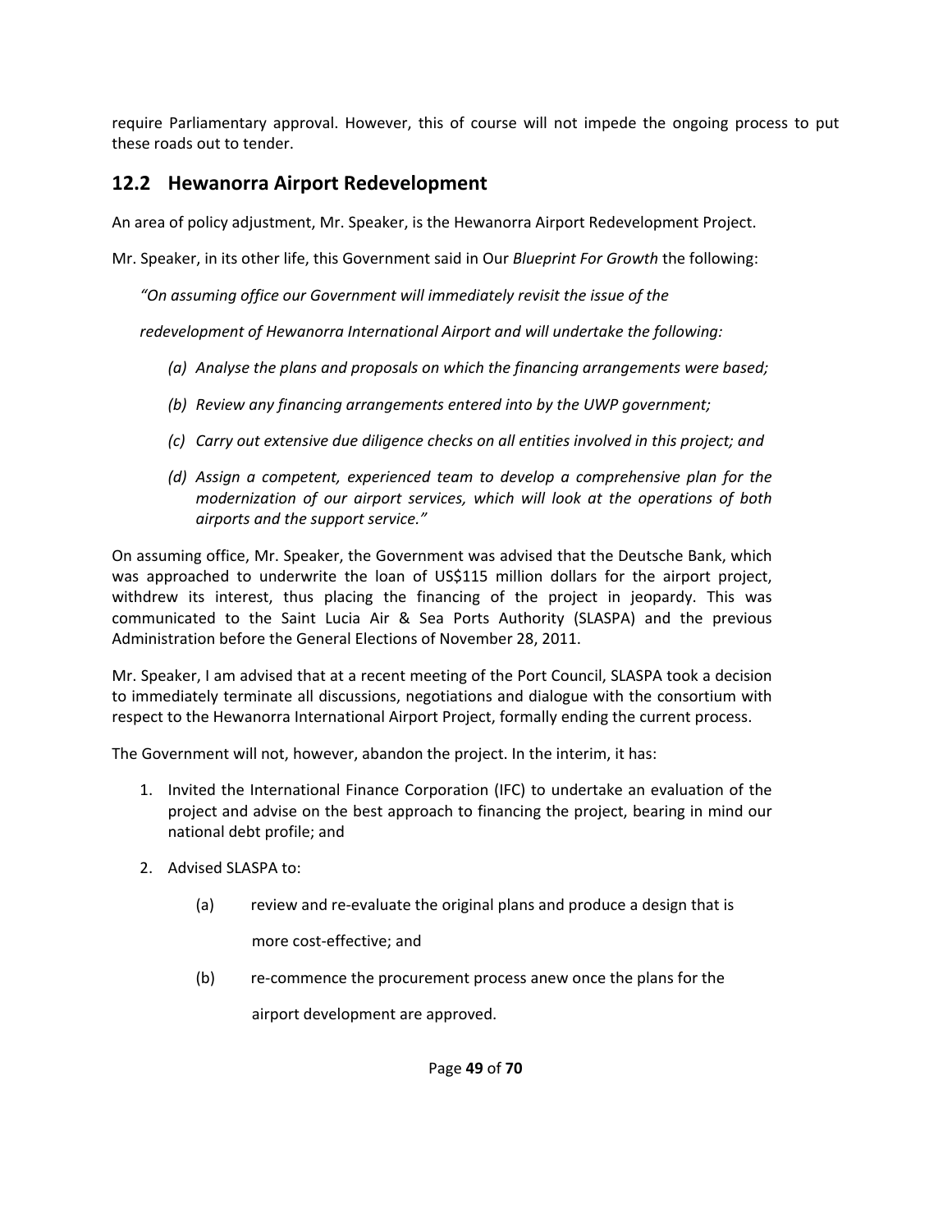require Parliamentary approval. However, this of course will not impede the ongoing process to put these roads out to tender.

## 12.2 Hewanorra Airport Redevelopment

An area of policy adjustment, Mr. Speaker, is the Hewanorra Airport Redevelopment Project.

Mr. Speaker, in its other life, this Government said in Our *Blueprint For Growth* the following:

*"On assuming office our Government will immediately revisit the issue of the redevelopment of Hewanorra International Airport and will undertake the following:*

- *(a) Analyse the plans and proposals on which the financing arrangements were based;*
- *(b) Review any financing arrangements entered into by the UWP government;*
- *(c) Carry out extensive due diligence checks on all entities involved in this project; and*
- *(d) Assign a competent, experienced team to develop a comprehensive plan for the modernization of our airport services, which will look at the operations of both airports and the support service."*

On assuming office, Mr. Speaker, the Government was advised that the Deutsche Bank, which was approached to underwrite the loan of US$115 million dollars for the airport project, withdrew its interest, thus placing the financing of the project in jeopardy. This was communicated to the Saint Lucia Air & Sea Ports Authority (SLASPA) and the previous Administration before the General Elections of November 28, 2011.

Mr. Speaker, I am advised that at a recent meeting of the Port Council, SLASPA took a decision to immediately terminate all discussions, negotiations and dialogue with the consortium with respect to the Hewanorra International Airport Project, formally ending the current process.

The Government will not, however, abandon the project. In the interim, it has:

1. Invited the International Finance Corporation (IFC) to undertake an evaluation of the project and advise on the best approach to financing the project, bearing in mind our national debt profile; and
2. Advised SLASPA to:
   - (a) review and re-evaluate the original plans and produce a design that is more cost-effective; and
   - (b) re-commence the procurement process anew once the plans for the airport development are approved.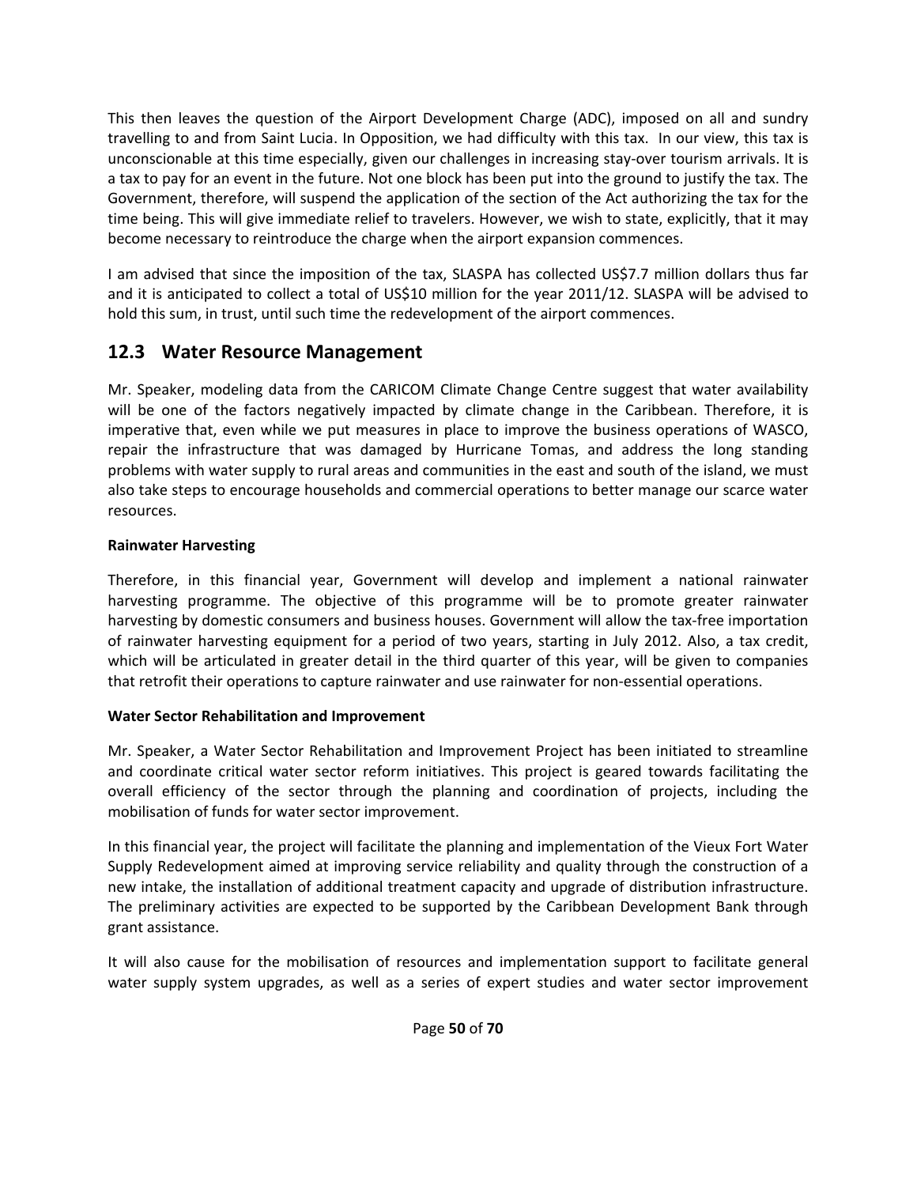This then leaves the question of the Airport Development Charge (ADC), imposed on all and sundry travelling to and from Saint Lucia. In Opposition, we had difficulty with this tax. In our view, this tax is unconscionable at this time especially, given our challenges in increasing stay-over tourism arrivals. It is a tax to pay for an event in the future. Not one block has been put into the ground to justify the tax. The Government, therefore, will suspend the application of the section of the Act authorizing the tax for the time being. This will give immediate relief to travelers. However, we wish to state, explicitly, that it may become necessary to reintroduce the charge when the airport expansion commences.

I am advised that since the imposition of the tax, SLASPA has collected US$7.7 million dollars thus far and it is anticipated to collect a total of US$10 million for the year 2011/12. SLASPA will be advised to hold this sum, in trust, until such time the redevelopment of the airport commences.

## 12.3 Water Resource Management

Mr. Speaker, modeling data from the CARICOM Climate Change Centre suggest that water availability will be one of the factors negatively impacted by climate change in the Caribbean. Therefore, it is imperative that, even while we put measures in place to improve the business operations of WASCO, repair the infrastructure that was damaged by Hurricane Tomas, and address the long standing problems with water supply to rural areas and communities in the east and south of the island, we must also take steps to encourage households and commercial operations to better manage our scarce water resources.

**Rainwater Harvesting**

Therefore, in this financial year, Government will develop and implement a national rainwater harvesting programme. The objective of this programme will be to promote greater rainwater harvesting by domestic consumers and business houses. Government will allow the tax-free importation of rainwater harvesting equipment for a period of two years, starting in July 2012. Also, a tax credit, which will be articulated in greater detail in the third quarter of this year, will be given to companies that retrofit their operations to capture rainwater and use rainwater for non-essential operations.

**Water Sector Rehabilitation and Improvement**

Mr. Speaker, a Water Sector Rehabilitation and Improvement Project has been initiated to streamline and coordinate critical water sector reform initiatives. This project is geared towards facilitating the overall efficiency of the sector through the planning and coordination of projects, including the mobilisation of funds for water sector improvement.

In this financial year, the project will facilitate the planning and implementation of the Vieux Fort Water Supply Redevelopment aimed at improving service reliability and quality through the construction of a new intake, the installation of additional treatment capacity and upgrade of distribution infrastructure. The preliminary activities are expected to be supported by the Caribbean Development Bank through grant assistance.

It will also cause for the mobilisation of resources and implementation support to facilitate general water supply system upgrades, as well as a series of expert studies and water sector improvement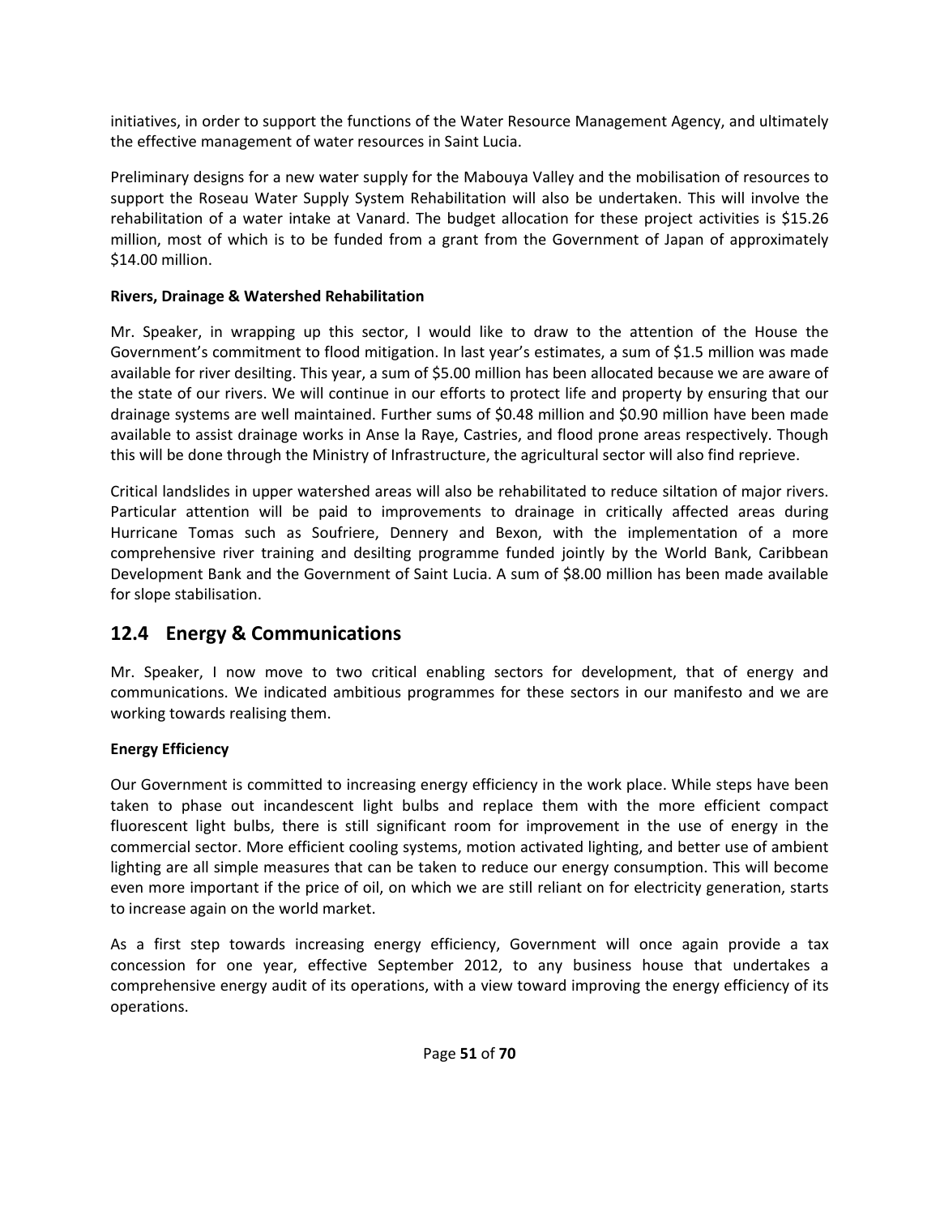initiatives, in order to support the functions of the Water Resource Management Agency, and ultimately the effective management of water resources in Saint Lucia.

Preliminary designs for a new water supply for the Mabouya Valley and the mobilisation of resources to support the Roseau Water Supply System Rehabilitation will also be undertaken. This will involve the rehabilitation of a water intake at Vanard. The budget allocation for these project activities is $15.26 million, most of which is to be funded from a grant from the Government of Japan of approximately $14.00 million.

**Rivers, Drainage & Watershed Rehabilitation**

Mr. Speaker, in wrapping up this sector, I would like to draw to the attention of the House the Government's commitment to flood mitigation. In last year's estimates, a sum of $1.5 million was made available for river desilting. This year, a sum of $5.00 million has been allocated because we are aware of the state of our rivers. We will continue in our efforts to protect life and property by ensuring that our drainage systems are well maintained. Further sums of $0.48 million and $0.90 million have been made available to assist drainage works in Anse la Raye, Castries, and flood prone areas respectively. Though this will be done through the Ministry of Infrastructure, the agricultural sector will also find reprieve.

Critical landslides in upper watershed areas will also be rehabilitated to reduce siltation of major rivers. Particular attention will be paid to improvements to drainage in critically affected areas during Hurricane Tomas such as Soufriere, Dennery and Bexon, with the implementation of a more comprehensive river training and desilting programme funded jointly by the World Bank, Caribbean Development Bank and the Government of Saint Lucia. A sum of $8.00 million has been made available for slope stabilisation.

## 12.4 Energy & Communications

Mr. Speaker, I now move to two critical enabling sectors for development, that of energy and communications. We indicated ambitious programmes for these sectors in our manifesto and we are working towards realising them.

**Energy Efficiency**

Our Government is committed to increasing energy efficiency in the work place. While steps have been taken to phase out incandescent light bulbs and replace them with the more efficient compact fluorescent light bulbs, there is still significant room for improvement in the use of energy in the commercial sector. More efficient cooling systems, motion activated lighting, and better use of ambient lighting are all simple measures that can be taken to reduce our energy consumption. This will become even more important if the price of oil, on which we are still reliant on for electricity generation, starts to increase again on the world market.

As a first step towards increasing energy efficiency, Government will once again provide a tax concession for one year, effective September 2012, to any business house that undertakes a comprehensive energy audit of its operations, with a view toward improving the energy efficiency of its operations.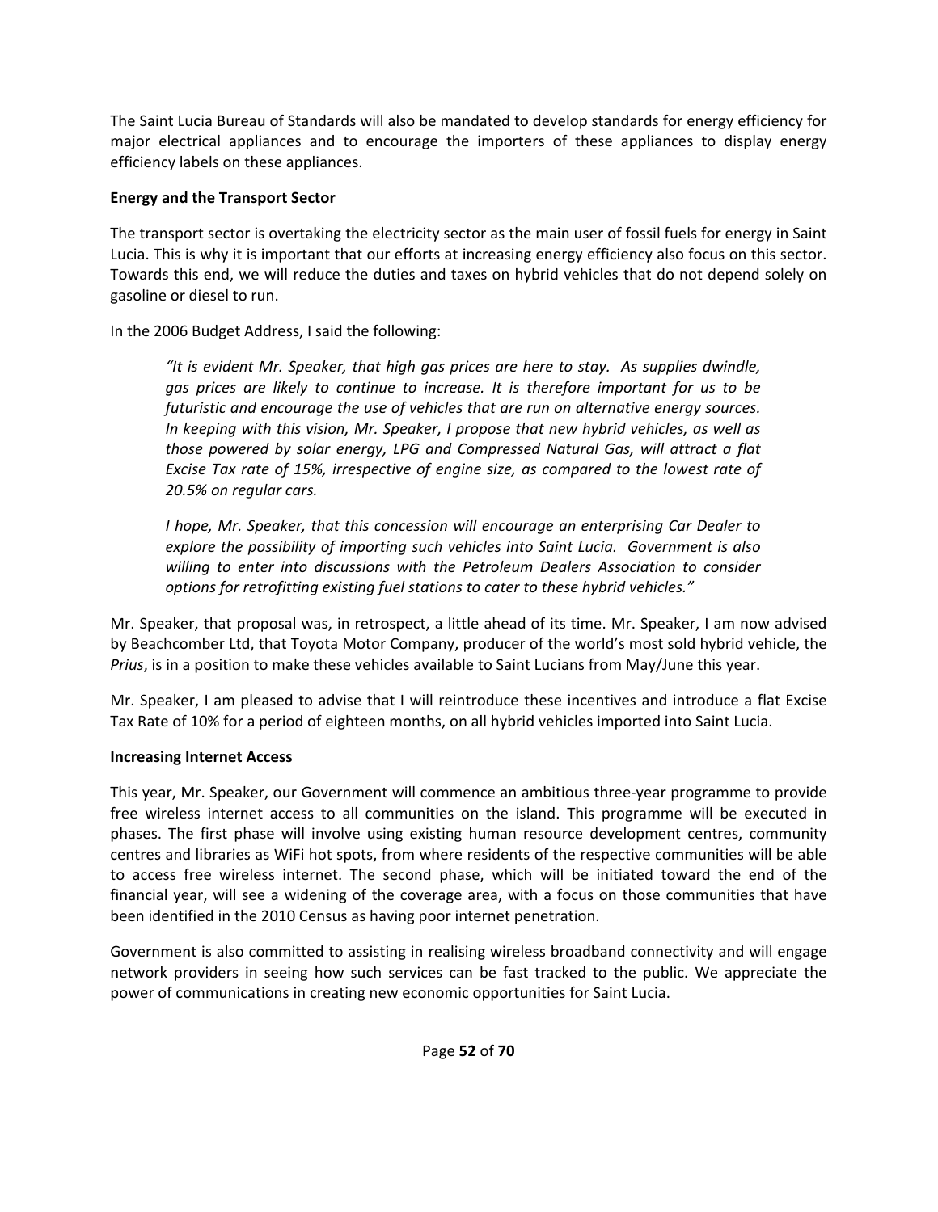The Saint Lucia Bureau of Standards will also be mandated to develop standards for energy efficiency for major electrical appliances and to encourage the importers of these appliances to display energy efficiency labels on these appliances.

**Energy and the Transport Sector**

The transport sector is overtaking the electricity sector as the main user of fossil fuels for energy in Saint Lucia. This is why it is important that our efforts at increasing energy efficiency also focus on this sector. Towards this end, we will reduce the duties and taxes on hybrid vehicles that do not depend solely on gasoline or diesel to run.

In the 2006 Budget Address, I said the following:

> *"It is evident Mr. Speaker, that high gas prices are here to stay. As supplies dwindle, gas prices are likely to continue to increase. It is therefore important for us to be futuristic and encourage the use of vehicles that are run on alternative energy sources. In keeping with this vision, Mr. Speaker, I propose that new hybrid vehicles, as well as those powered by solar energy, LPG and Compressed Natural Gas, will attract a flat Excise Tax rate of 15%, irrespective of engine size, as compared to the lowest rate of 20.5% on regular cars.*
>
> *I hope, Mr. Speaker, that this concession will encourage an enterprising Car Dealer to explore the possibility of importing such vehicles into Saint Lucia. Government is also willing to enter into discussions with the Petroleum Dealers Association to consider options for retrofitting existing fuel stations to cater to these hybrid vehicles."*

Mr. Speaker, that proposal was, in retrospect, a little ahead of its time. Mr. Speaker, I am now advised by Beachcomber Ltd, that Toyota Motor Company, producer of the world's most sold hybrid vehicle, the *Prius*, is in a position to make these vehicles available to Saint Lucians from May/June this year.

Mr. Speaker, I am pleased to advise that I will reintroduce these incentives and introduce a flat Excise Tax Rate of 10% for a period of eighteen months, on all hybrid vehicles imported into Saint Lucia.

**Increasing Internet Access**

This year, Mr. Speaker, our Government will commence an ambitious three-year programme to provide free wireless internet access to all communities on the island. This programme will be executed in phases. The first phase will involve using existing human resource development centres, community centres and libraries as WiFi hot spots, from where residents of the respective communities will be able to access free wireless internet. The second phase, which will be initiated toward the end of the financial year, will see a widening of the coverage area, with a focus on those communities that have been identified in the 2010 Census as having poor internet penetration.

Government is also committed to assisting in realising wireless broadband connectivity and will engage network providers in seeing how such services can be fast tracked to the public. We appreciate the power of communications in creating new economic opportunities for Saint Lucia.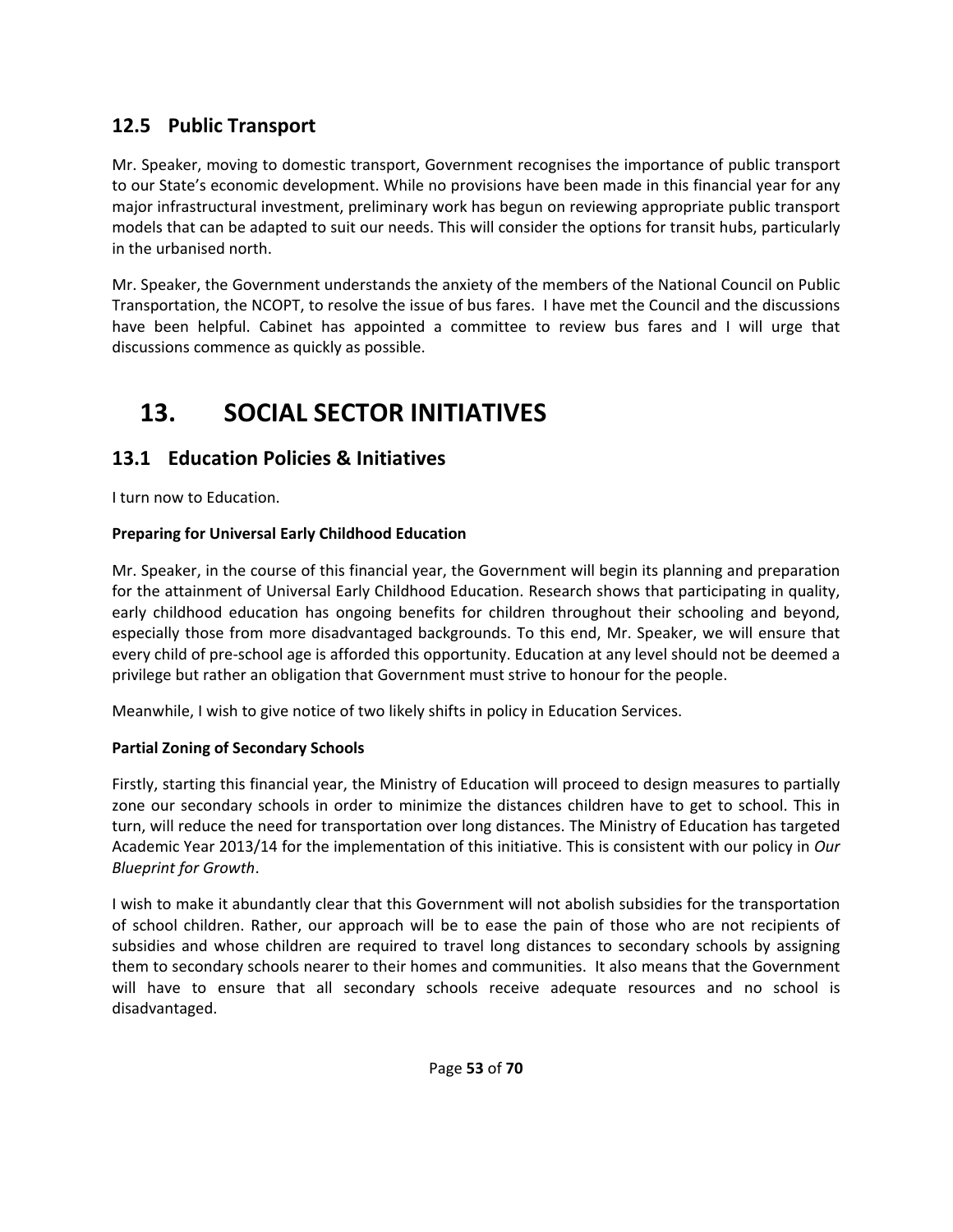## 12.5 Public Transport

Mr. Speaker, moving to domestic transport, Government recognises the importance of public transport to our State's economic development. While no provisions have been made in this financial year for any major infrastructural investment, preliminary work has begun on reviewing appropriate public transport models that can be adapted to suit our needs. This will consider the options for transit hubs, particularly in the urbanised north.

Mr. Speaker, the Government understands the anxiety of the members of the National Council on Public Transportation, the NCOPT, to resolve the issue of bus fares. I have met the Council and the discussions have been helpful. Cabinet has appointed a committee to review bus fares and I will urge that discussions commence as quickly as possible.

# 13. SOCIAL SECTOR INITIATIVES

## 13.1 Education Policies & Initiatives

I turn now to Education.

**Preparing for Universal Early Childhood Education**

Mr. Speaker, in the course of this financial year, the Government will begin its planning and preparation for the attainment of Universal Early Childhood Education. Research shows that participating in quality, early childhood education has ongoing benefits for children throughout their schooling and beyond, especially those from more disadvantaged backgrounds. To this end, Mr. Speaker, we will ensure that every child of pre-school age is afforded this opportunity. Education at any level should not be deemed a privilege but rather an obligation that Government must strive to honour for the people.

Meanwhile, I wish to give notice of two likely shifts in policy in Education Services.

**Partial Zoning of Secondary Schools**

Firstly, starting this financial year, the Ministry of Education will proceed to design measures to partially zone our secondary schools in order to minimize the distances children have to get to school. This in turn, will reduce the need for transportation over long distances. The Ministry of Education has targeted Academic Year 2013/14 for the implementation of this initiative. This is consistent with our policy in *Our Blueprint for Growth*.

I wish to make it abundantly clear that this Government will not abolish subsidies for the transportation of school children. Rather, our approach will be to ease the pain of those who are not recipients of subsidies and whose children are required to travel long distances to secondary schools by assigning them to secondary schools nearer to their homes and communities. It also means that the Government will have to ensure that all secondary schools receive adequate resources and no school is disadvantaged.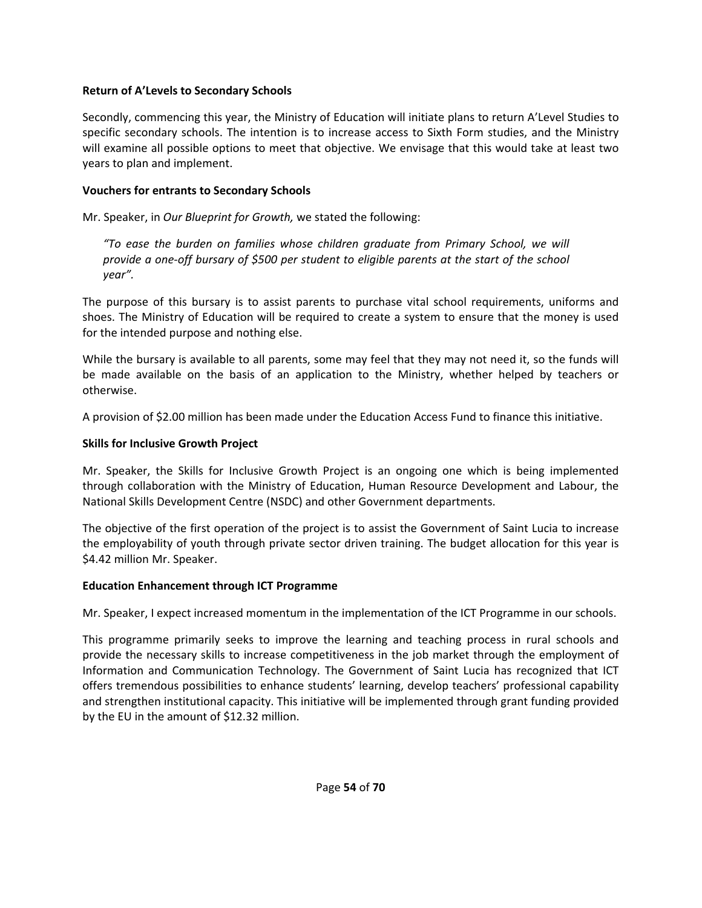**Return of A'Levels to Secondary Schools**

Secondly, commencing this year, the Ministry of Education will initiate plans to return A'Level Studies to specific secondary schools. The intention is to increase access to Sixth Form studies, and the Ministry will examine all possible options to meet that objective. We envisage that this would take at least two years to plan and implement.

**Vouchers for entrants to Secondary Schools**

Mr. Speaker, in *Our Blueprint for Growth,* we stated the following:

> *"To ease the burden on families whose children graduate from Primary School, we will provide a one-off bursary of $500 per student to eligible parents at the start of the school year".*

The purpose of this bursary is to assist parents to purchase vital school requirements, uniforms and shoes. The Ministry of Education will be required to create a system to ensure that the money is used for the intended purpose and nothing else.

While the bursary is available to all parents, some may feel that they may not need it, so the funds will be made available on the basis of an application to the Ministry, whether helped by teachers or otherwise.

A provision of $2.00 million has been made under the Education Access Fund to finance this initiative.

**Skills for Inclusive Growth Project**

Mr. Speaker, the Skills for Inclusive Growth Project is an ongoing one which is being implemented through collaboration with the Ministry of Education, Human Resource Development and Labour, the National Skills Development Centre (NSDC) and other Government departments.

The objective of the first operation of the project is to assist the Government of Saint Lucia to increase the employability of youth through private sector driven training. The budget allocation for this year is $4.42 million Mr. Speaker.

**Education Enhancement through ICT Programme**

Mr. Speaker, I expect increased momentum in the implementation of the ICT Programme in our schools.

This programme primarily seeks to improve the learning and teaching process in rural schools and provide the necessary skills to increase competitiveness in the job market through the employment of Information and Communication Technology. The Government of Saint Lucia has recognized that ICT offers tremendous possibilities to enhance students' learning, develop teachers' professional capability and strengthen institutional capacity. This initiative will be implemented through grant funding provided by the EU in the amount of $12.32 million.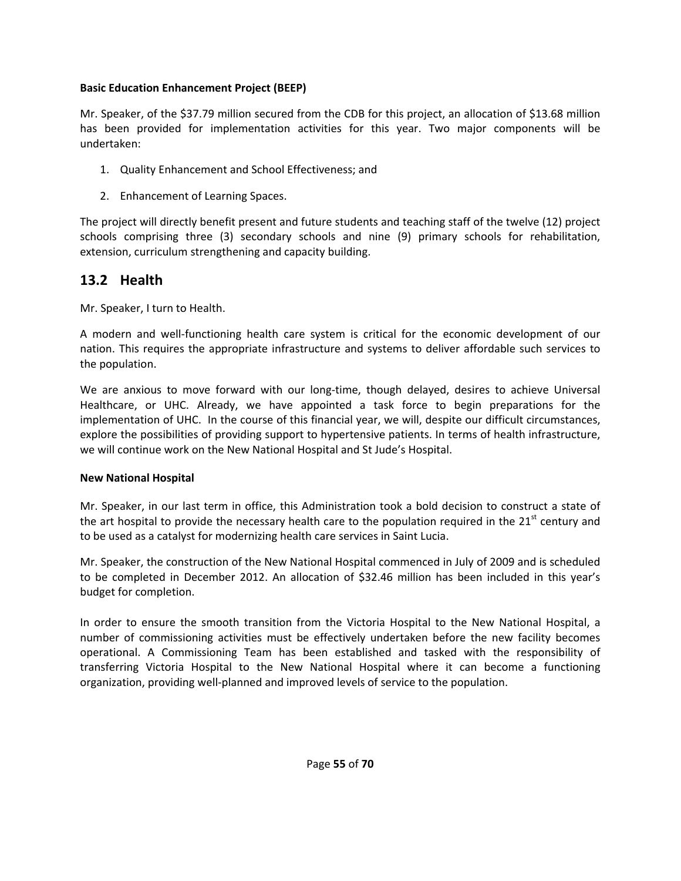**Basic Education Enhancement Project (BEEP)**

Mr. Speaker, of the $37.79 million secured from the CDB for this project, an allocation of $13.68 million has been provided for implementation activities for this year. Two major components will be undertaken:

1. Quality Enhancement and School Effectiveness; and
2. Enhancement of Learning Spaces.

The project will directly benefit present and future students and teaching staff of the twelve (12) project schools comprising three (3) secondary schools and nine (9) primary schools for rehabilitation, extension, curriculum strengthening and capacity building.

## 13.2 Health

Mr. Speaker, I turn to Health.

A modern and well-functioning health care system is critical for the economic development of our nation. This requires the appropriate infrastructure and systems to deliver affordable such services to the population.

We are anxious to move forward with our long-time, though delayed, desires to achieve Universal Healthcare, or UHC. Already, we have appointed a task force to begin preparations for the implementation of UHC. In the course of this financial year, we will, despite our difficult circumstances, explore the possibilities of providing support to hypertensive patients. In terms of health infrastructure, we will continue work on the New National Hospital and St Jude's Hospital.

**New National Hospital**

Mr. Speaker, in our last term in office, this Administration took a bold decision to construct a state of the art hospital to provide the necessary health care to the population required in the 21st century and to be used as a catalyst for modernizing health care services in Saint Lucia.

Mr. Speaker, the construction of the New National Hospital commenced in July of 2009 and is scheduled to be completed in December 2012. An allocation of $32.46 million has been included in this year's budget for completion.

In order to ensure the smooth transition from the Victoria Hospital to the New National Hospital, a number of commissioning activities must be effectively undertaken before the new facility becomes operational. A Commissioning Team has been established and tasked with the responsibility of transferring Victoria Hospital to the New National Hospital where it can become a functioning organization, providing well-planned and improved levels of service to the population.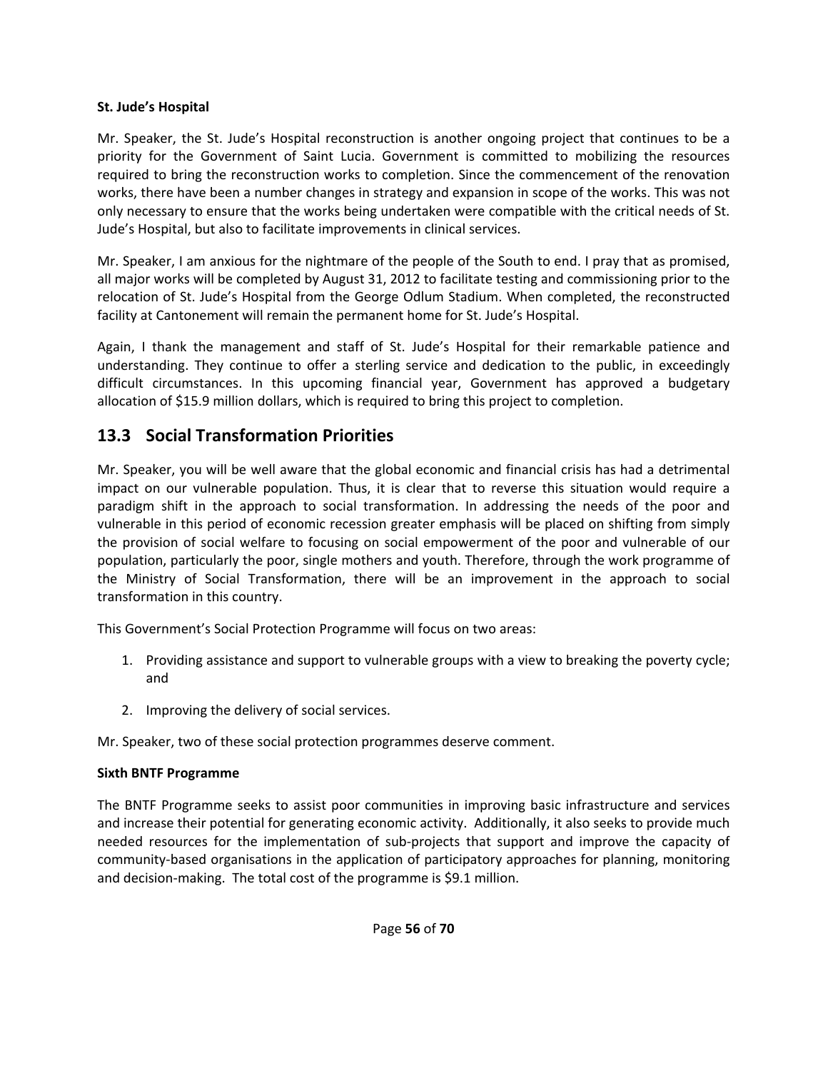**St. Jude's Hospital**

Mr. Speaker, the St. Jude's Hospital reconstruction is another ongoing project that continues to be a priority for the Government of Saint Lucia. Government is committed to mobilizing the resources required to bring the reconstruction works to completion. Since the commencement of the renovation works, there have been a number changes in strategy and expansion in scope of the works. This was not only necessary to ensure that the works being undertaken were compatible with the critical needs of St. Jude's Hospital, but also to facilitate improvements in clinical services.

Mr. Speaker, I am anxious for the nightmare of the people of the South to end. I pray that as promised, all major works will be completed by August 31, 2012 to facilitate testing and commissioning prior to the relocation of St. Jude's Hospital from the George Odlum Stadium. When completed, the reconstructed facility at Cantonement will remain the permanent home for St. Jude's Hospital.

Again, I thank the management and staff of St. Jude's Hospital for their remarkable patience and understanding. They continue to offer a sterling service and dedication to the public, in exceedingly difficult circumstances. In this upcoming financial year, Government has approved a budgetary allocation of $15.9 million dollars, which is required to bring this project to completion.

## 13.3 Social Transformation Priorities

Mr. Speaker, you will be well aware that the global economic and financial crisis has had a detrimental impact on our vulnerable population. Thus, it is clear that to reverse this situation would require a paradigm shift in the approach to social transformation. In addressing the needs of the poor and vulnerable in this period of economic recession greater emphasis will be placed on shifting from simply the provision of social welfare to focusing on social empowerment of the poor and vulnerable of our population, particularly the poor, single mothers and youth. Therefore, through the work programme of the Ministry of Social Transformation, there will be an improvement in the approach to social transformation in this country.

This Government's Social Protection Programme will focus on two areas:

1. Providing assistance and support to vulnerable groups with a view to breaking the poverty cycle; and
2. Improving the delivery of social services.

Mr. Speaker, two of these social protection programmes deserve comment.

**Sixth BNTF Programme**

The BNTF Programme seeks to assist poor communities in improving basic infrastructure and services and increase their potential for generating economic activity. Additionally, it also seeks to provide much needed resources for the implementation of sub-projects that support and improve the capacity of community-based organisations in the application of participatory approaches for planning, monitoring and decision-making. The total cost of the programme is $9.1 million.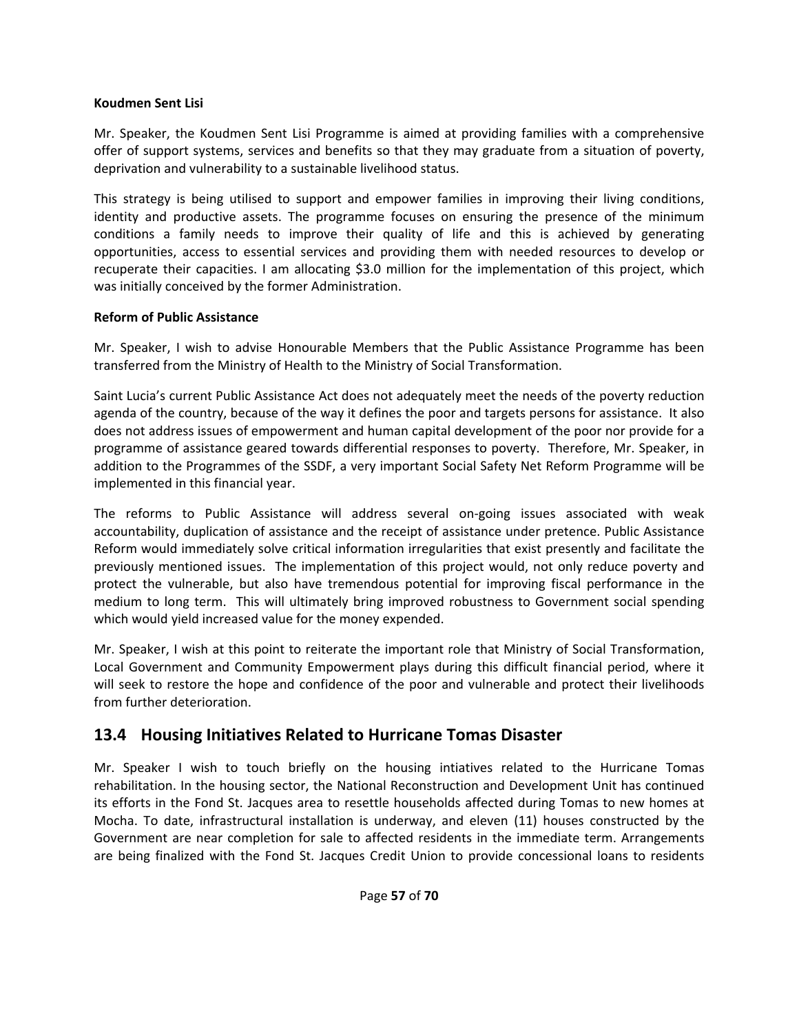**Koudmen Sent Lisi**

Mr. Speaker, the Koudmen Sent Lisi Programme is aimed at providing families with a comprehensive offer of support systems, services and benefits so that they may graduate from a situation of poverty, deprivation and vulnerability to a sustainable livelihood status.

This strategy is being utilised to support and empower families in improving their living conditions, identity and productive assets. The programme focuses on ensuring the presence of the minimum conditions a family needs to improve their quality of life and this is achieved by generating opportunities, access to essential services and providing them with needed resources to develop or recuperate their capacities. I am allocating $3.0 million for the implementation of this project, which was initially conceived by the former Administration.

**Reform of Public Assistance**

Mr. Speaker, I wish to advise Honourable Members that the Public Assistance Programme has been transferred from the Ministry of Health to the Ministry of Social Transformation.

Saint Lucia's current Public Assistance Act does not adequately meet the needs of the poverty reduction agenda of the country, because of the way it defines the poor and targets persons for assistance. It also does not address issues of empowerment and human capital development of the poor nor provide for a programme of assistance geared towards differential responses to poverty. Therefore, Mr. Speaker, in addition to the Programmes of the SSDF, a very important Social Safety Net Reform Programme will be implemented in this financial year.

The reforms to Public Assistance will address several on-going issues associated with weak accountability, duplication of assistance and the receipt of assistance under pretence. Public Assistance Reform would immediately solve critical information irregularities that exist presently and facilitate the previously mentioned issues. The implementation of this project would, not only reduce poverty and protect the vulnerable, but also have tremendous potential for improving fiscal performance in the medium to long term. This will ultimately bring improved robustness to Government social spending which would yield increased value for the money expended.

Mr. Speaker, I wish at this point to reiterate the important role that Ministry of Social Transformation, Local Government and Community Empowerment plays during this difficult financial period, where it will seek to restore the hope and confidence of the poor and vulnerable and protect their livelihoods from further deterioration.

## 13.4 Housing Initiatives Related to Hurricane Tomas Disaster

Mr. Speaker I wish to touch briefly on the housing intiatives related to the Hurricane Tomas rehabilitation. In the housing sector, the National Reconstruction and Development Unit has continued its efforts in the Fond St. Jacques area to resettle households affected during Tomas to new homes at Mocha. To date, infrastructural installation is underway, and eleven (11) houses constructed by the Government are near completion for sale to affected residents in the immediate term. Arrangements are being finalized with the Fond St. Jacques Credit Union to provide concessional loans to residents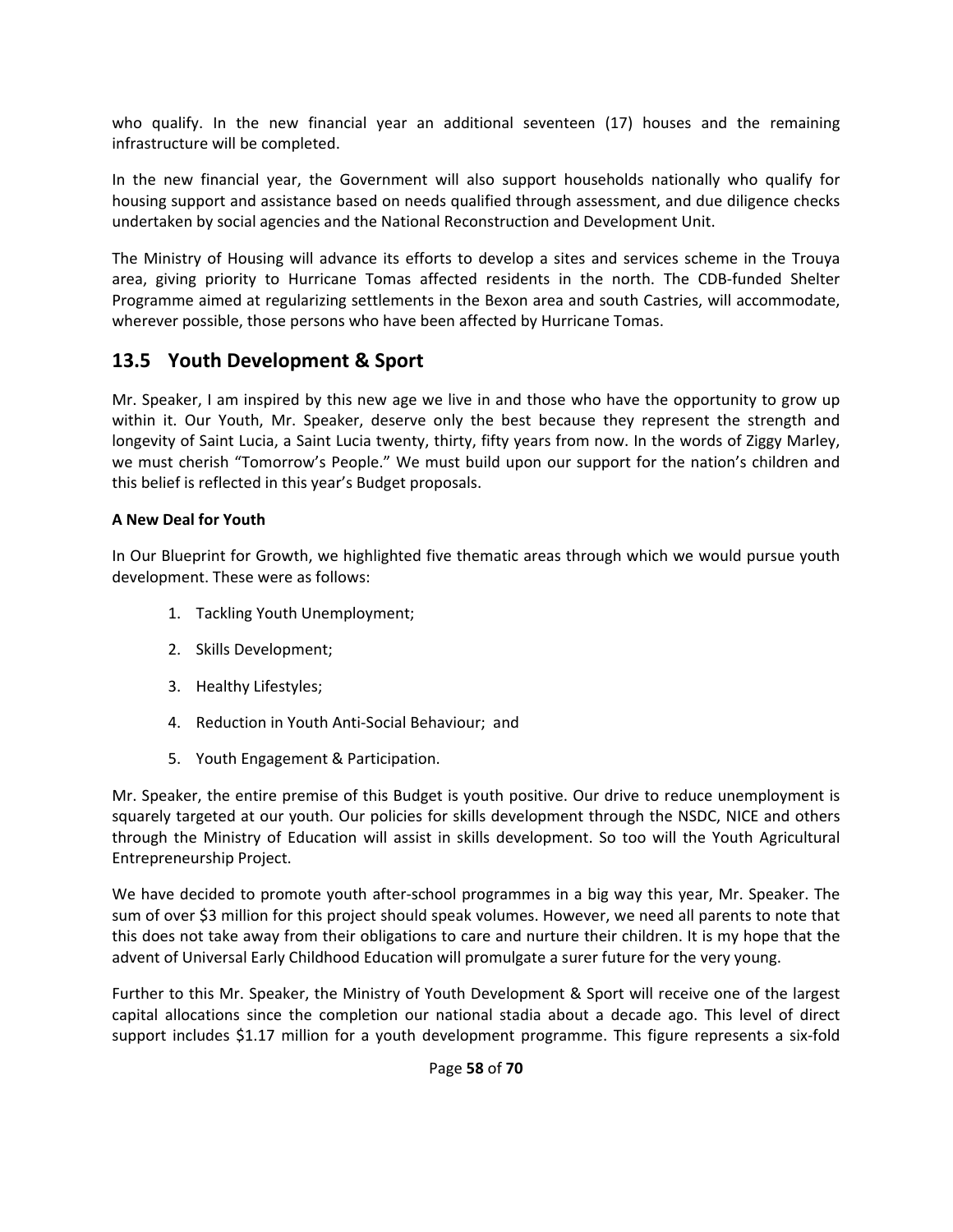who qualify. In the new financial year an additional seventeen (17) houses and the remaining infrastructure will be completed.

In the new financial year, the Government will also support households nationally who qualify for housing support and assistance based on needs qualified through assessment, and due diligence checks undertaken by social agencies and the National Reconstruction and Development Unit.

The Ministry of Housing will advance its efforts to develop a sites and services scheme in the Trouya area, giving priority to Hurricane Tomas affected residents in the north. The CDB-funded Shelter Programme aimed at regularizing settlements in the Bexon area and south Castries, will accommodate, wherever possible, those persons who have been affected by Hurricane Tomas.

## 13.5 Youth Development & Sport

Mr. Speaker, I am inspired by this new age we live in and those who have the opportunity to grow up within it. Our Youth, Mr. Speaker, deserve only the best because they represent the strength and longevity of Saint Lucia, a Saint Lucia twenty, thirty, fifty years from now. In the words of Ziggy Marley, we must cherish "Tomorrow's People." We must build upon our support for the nation's children and this belief is reflected in this year's Budget proposals.

**A New Deal for Youth**

In Our Blueprint for Growth, we highlighted five thematic areas through which we would pursue youth development. These were as follows:

1. Tackling Youth Unemployment;
2. Skills Development;
3. Healthy Lifestyles;
4. Reduction in Youth Anti-Social Behaviour; and
5. Youth Engagement & Participation.

Mr. Speaker, the entire premise of this Budget is youth positive. Our drive to reduce unemployment is squarely targeted at our youth. Our policies for skills development through the NSDC, NICE and others through the Ministry of Education will assist in skills development. So too will the Youth Agricultural Entrepreneurship Project.

We have decided to promote youth after-school programmes in a big way this year, Mr. Speaker. The sum of over $3 million for this project should speak volumes. However, we need all parents to note that this does not take away from their obligations to care and nurture their children. It is my hope that the advent of Universal Early Childhood Education will promulgate a surer future for the very young.

Further to this Mr. Speaker, the Ministry of Youth Development & Sport will receive one of the largest capital allocations since the completion our national stadia about a decade ago. This level of direct support includes $1.17 million for a youth development programme. This figure represents a six-fold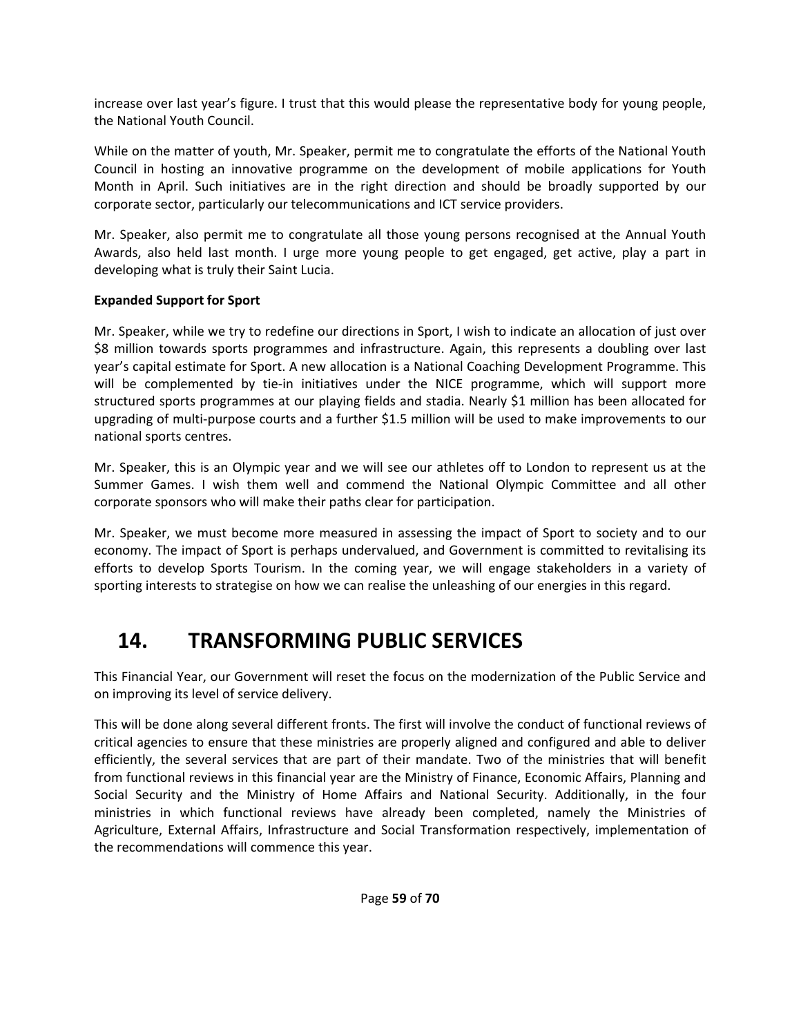increase over last year's figure. I trust that this would please the representative body for young people, the National Youth Council.

While on the matter of youth, Mr. Speaker, permit me to congratulate the efforts of the National Youth Council in hosting an innovative programme on the development of mobile applications for Youth Month in April. Such initiatives are in the right direction and should be broadly supported by our corporate sector, particularly our telecommunications and ICT service providers.

Mr. Speaker, also permit me to congratulate all those young persons recognised at the Annual Youth Awards, also held last month. I urge more young people to get engaged, get active, play a part in developing what is truly their Saint Lucia.

**Expanded Support for Sport**

Mr. Speaker, while we try to redefine our directions in Sport, I wish to indicate an allocation of just over $8 million towards sports programmes and infrastructure. Again, this represents a doubling over last year's capital estimate for Sport. A new allocation is a National Coaching Development Programme. This will be complemented by tie-in initiatives under the NICE programme, which will support more structured sports programmes at our playing fields and stadia. Nearly $1 million has been allocated for upgrading of multi-purpose courts and a further $1.5 million will be used to make improvements to our national sports centres.

Mr. Speaker, this is an Olympic year and we will see our athletes off to London to represent us at the Summer Games. I wish them well and commend the National Olympic Committee and all other corporate sponsors who will make their paths clear for participation.

Mr. Speaker, we must become more measured in assessing the impact of Sport to society and to our economy. The impact of Sport is perhaps undervalued, and Government is committed to revitalising its efforts to develop Sports Tourism. In the coming year, we will engage stakeholders in a variety of sporting interests to strategise on how we can realise the unleashing of our energies in this regard.

# 14. TRANSFORMING PUBLIC SERVICES

This Financial Year, our Government will reset the focus on the modernization of the Public Service and on improving its level of service delivery.

This will be done along several different fronts. The first will involve the conduct of functional reviews of critical agencies to ensure that these ministries are properly aligned and configured and able to deliver efficiently, the several services that are part of their mandate. Two of the ministries that will benefit from functional reviews in this financial year are the Ministry of Finance, Economic Affairs, Planning and Social Security and the Ministry of Home Affairs and National Security. Additionally, in the four ministries in which functional reviews have already been completed, namely the Ministries of Agriculture, External Affairs, Infrastructure and Social Transformation respectively, implementation of the recommendations will commence this year.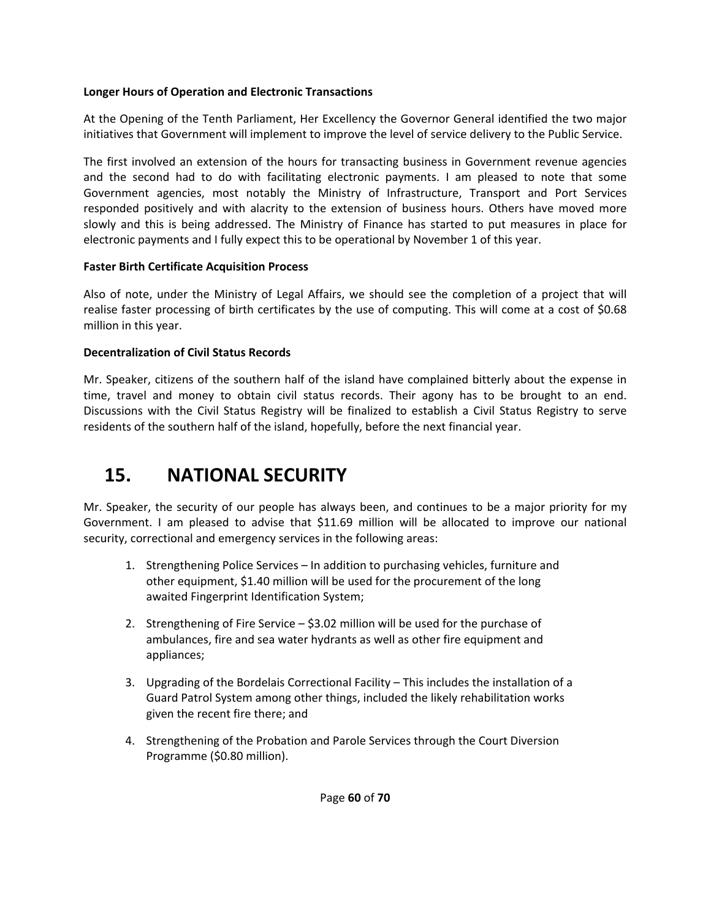**Longer Hours of Operation and Electronic Transactions**

At the Opening of the Tenth Parliament, Her Excellency the Governor General identified the two major initiatives that Government will implement to improve the level of service delivery to the Public Service.

The first involved an extension of the hours for transacting business in Government revenue agencies and the second had to do with facilitating electronic payments. I am pleased to note that some Government agencies, most notably the Ministry of Infrastructure, Transport and Port Services responded positively and with alacrity to the extension of business hours. Others have moved more slowly and this is being addressed. The Ministry of Finance has started to put measures in place for electronic payments and I fully expect this to be operational by November 1 of this year.

**Faster Birth Certificate Acquisition Process**

Also of note, under the Ministry of Legal Affairs, we should see the completion of a project that will realise faster processing of birth certificates by the use of computing. This will come at a cost of $0.68 million in this year.

**Decentralization of Civil Status Records**

Mr. Speaker, citizens of the southern half of the island have complained bitterly about the expense in time, travel and money to obtain civil status records. Their agony has to be brought to an end. Discussions with the Civil Status Registry will be finalized to establish a Civil Status Registry to serve residents of the southern half of the island, hopefully, before the next financial year.

# 15. NATIONAL SECURITY

Mr. Speaker, the security of our people has always been, and continues to be a major priority for my Government. I am pleased to advise that $11.69 million will be allocated to improve our national security, correctional and emergency services in the following areas:

1. Strengthening Police Services – In addition to purchasing vehicles, furniture and other equipment, $1.40 million will be used for the procurement of the long awaited Fingerprint Identification System;
2. Strengthening of Fire Service – $3.02 million will be used for the purchase of ambulances, fire and sea water hydrants as well as other fire equipment and appliances;
3. Upgrading of the Bordelais Correctional Facility – This includes the installation of a Guard Patrol System among other things, included the likely rehabilitation works given the recent fire there; and
4. Strengthening of the Probation and Parole Services through the Court Diversion Programme ($0.80 million).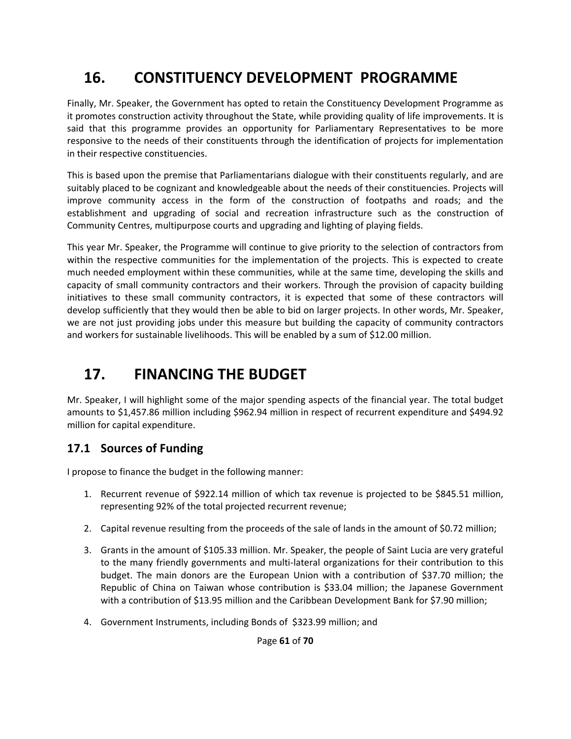# 16. CONSTITUENCY DEVELOPMENT PROGRAMME

Finally, Mr. Speaker, the Government has opted to retain the Constituency Development Programme as it promotes construction activity throughout the State, while providing quality of life improvements. It is said that this programme provides an opportunity for Parliamentary Representatives to be more responsive to the needs of their constituents through the identification of projects for implementation in their respective constituencies.

This is based upon the premise that Parliamentarians dialogue with their constituents regularly, and are suitably placed to be cognizant and knowledgeable about the needs of their constituencies. Projects will improve community access in the form of the construction of footpaths and roads; and the establishment and upgrading of social and recreation infrastructure such as the construction of Community Centres, multipurpose courts and upgrading and lighting of playing fields.

This year Mr. Speaker, the Programme will continue to give priority to the selection of contractors from within the respective communities for the implementation of the projects. This is expected to create much needed employment within these communities, while at the same time, developing the skills and capacity of small community contractors and their workers. Through the provision of capacity building initiatives to these small community contractors, it is expected that some of these contractors will develop sufficiently that they would then be able to bid on larger projects. In other words, Mr. Speaker, we are not just providing jobs under this measure but building the capacity of community contractors and workers for sustainable livelihoods. This will be enabled by a sum of $12.00 million.

# 17. FINANCING THE BUDGET

Mr. Speaker, I will highlight some of the major spending aspects of the financial year. The total budget amounts to $1,457.86 million including $962.94 million in respect of recurrent expenditure and $494.92 million for capital expenditure.

## 17.1 Sources of Funding

I propose to finance the budget in the following manner:

1. Recurrent revenue of $922.14 million of which tax revenue is projected to be $845.51 million, representing 92% of the total projected recurrent revenue;
2. Capital revenue resulting from the proceeds of the sale of lands in the amount of $0.72 million;
3. Grants in the amount of $105.33 million. Mr. Speaker, the people of Saint Lucia are very grateful to the many friendly governments and multi-lateral organizations for their contribution to this budget. The main donors are the European Union with a contribution of $37.70 million; the Republic of China on Taiwan whose contribution is $33.04 million; the Japanese Government with a contribution of $13.95 million and the Caribbean Development Bank for $7.90 million;
4. Government Instruments, including Bonds of $323.99 million; and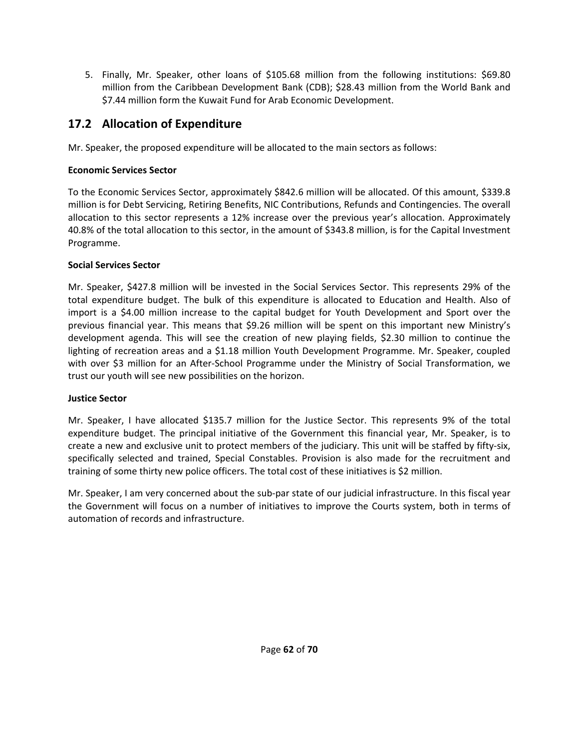5. Finally, Mr. Speaker, other loans of $105.68 million from the following institutions: $69.80 million from the Caribbean Development Bank (CDB); $28.43 million from the World Bank and $7.44 million form the Kuwait Fund for Arab Economic Development.

## 17.2 Allocation of Expenditure

Mr. Speaker, the proposed expenditure will be allocated to the main sectors as follows:

**Economic Services Sector**

To the Economic Services Sector, approximately $842.6 million will be allocated. Of this amount, $339.8 million is for Debt Servicing, Retiring Benefits, NIC Contributions, Refunds and Contingencies. The overall allocation to this sector represents a 12% increase over the previous year's allocation. Approximately 40.8% of the total allocation to this sector, in the amount of $343.8 million, is for the Capital Investment Programme.

**Social Services Sector**

Mr. Speaker, $427.8 million will be invested in the Social Services Sector. This represents 29% of the total expenditure budget. The bulk of this expenditure is allocated to Education and Health. Also of import is a $4.00 million increase to the capital budget for Youth Development and Sport over the previous financial year. This means that $9.26 million will be spent on this important new Ministry's development agenda. This will see the creation of new playing fields, $2.30 million to continue the lighting of recreation areas and a $1.18 million Youth Development Programme. Mr. Speaker, coupled with over $3 million for an After-School Programme under the Ministry of Social Transformation, we trust our youth will see new possibilities on the horizon.

**Justice Sector**

Mr. Speaker, I have allocated $135.7 million for the Justice Sector. This represents 9% of the total expenditure budget. The principal initiative of the Government this financial year, Mr. Speaker, is to create a new and exclusive unit to protect members of the judiciary. This unit will be staffed by fifty-six, specifically selected and trained, Special Constables. Provision is also made for the recruitment and training of some thirty new police officers. The total cost of these initiatives is $2 million.

Mr. Speaker, I am very concerned about the sub-par state of our judicial infrastructure. In this fiscal year the Government will focus on a number of initiatives to improve the Courts system, both in terms of automation of records and infrastructure.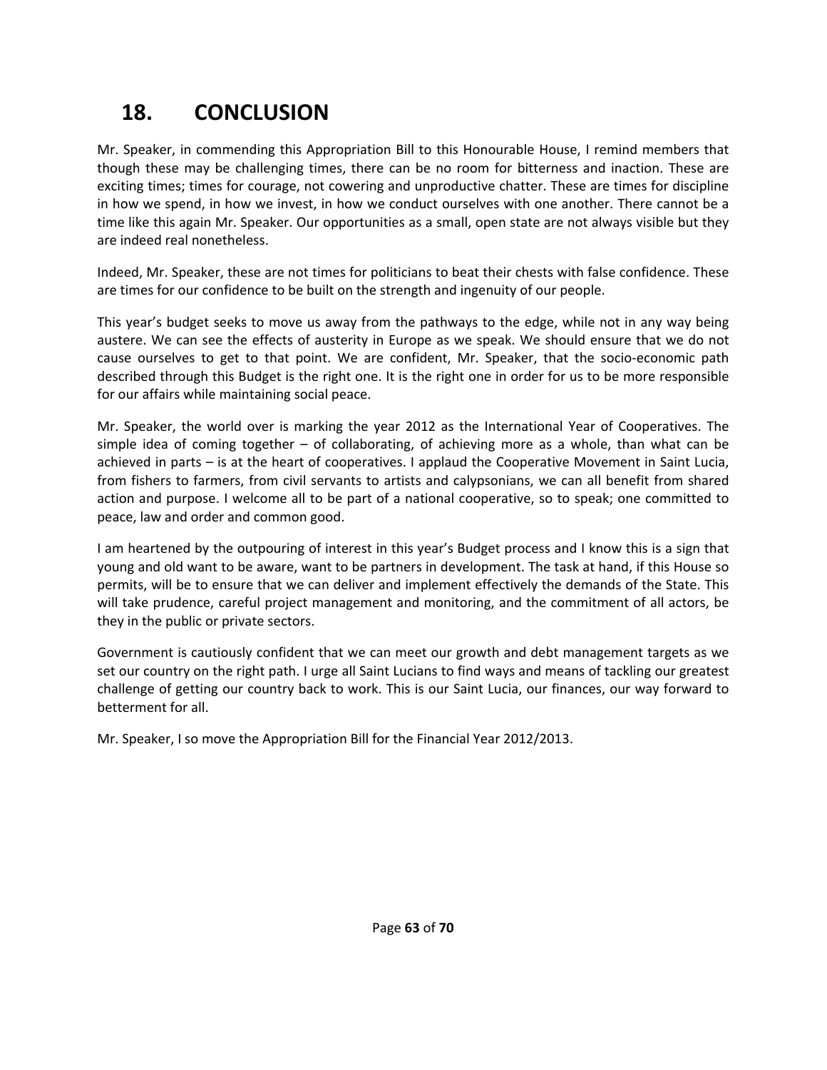# 18. CONCLUSION

Mr. Speaker, in commending this Appropriation Bill to this Honourable House, I remind members that though these may be challenging times, there can be no room for bitterness and inaction. These are exciting times; times for courage, not cowering and unproductive chatter. These are times for discipline in how we spend, in how we invest, in how we conduct ourselves with one another. There cannot be a time like this again Mr. Speaker. Our opportunities as a small, open state are not always visible but they are indeed real nonetheless.

Indeed, Mr. Speaker, these are not times for politicians to beat their chests with false confidence. These are times for our confidence to be built on the strength and ingenuity of our people.

This year's budget seeks to move us away from the pathways to the edge, while not in any way being austere. We can see the effects of austerity in Europe as we speak. We should ensure that we do not cause ourselves to get to that point. We are confident, Mr. Speaker, that the socio-economic path described through this Budget is the right one. It is the right one in order for us to be more responsible for our affairs while maintaining social peace.

Mr. Speaker, the world over is marking the year 2012 as the International Year of Cooperatives. The simple idea of coming together – of collaborating, of achieving more as a whole, than what can be achieved in parts – is at the heart of cooperatives. I applaud the Cooperative Movement in Saint Lucia, from fishers to farmers, from civil servants to artists and calypsonians, we can all benefit from shared action and purpose. I welcome all to be part of a national cooperative, so to speak; one committed to peace, law and order and common good.

I am heartened by the outpouring of interest in this year's Budget process and I know this is a sign that young and old want to be aware, want to be partners in development. The task at hand, if this House so permits, will be to ensure that we can deliver and implement effectively the demands of the State. This will take prudence, careful project management and monitoring, and the commitment of all actors, be they in the public or private sectors.

Government is cautiously confident that we can meet our growth and debt management targets as we set our country on the right path. I urge all Saint Lucians to find ways and means of tackling our greatest challenge of getting our country back to work. This is our Saint Lucia, our finances, our way forward to betterment for all.

Mr. Speaker, I so move the Appropriation Bill for the Financial Year 2012/2013.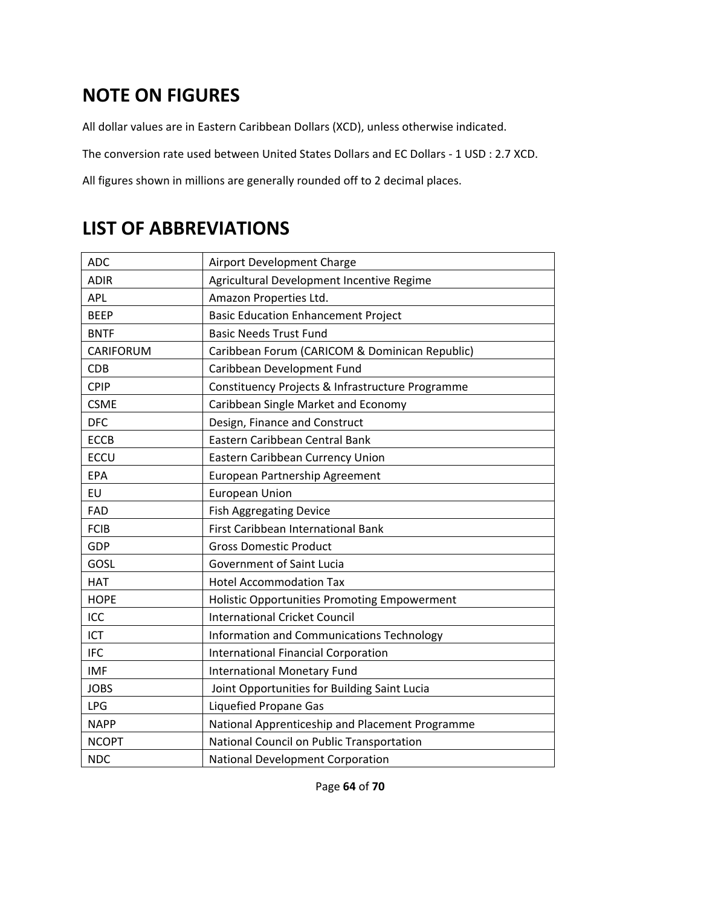## NOTE ON FIGURES

All dollar values are in Eastern Caribbean Dollars (XCD), unless otherwise indicated.

The conversion rate used between United States Dollars and EC Dollars - 1 USD : 2.7 XCD.

All figures shown in millions are generally rounded off to 2 decimal places.

## LIST OF ABBREVIATIONS

| | |
|---|---|
| ADC | Airport Development Charge |
| ADIR | Agricultural Development Incentive Regime |
| APL | Amazon Properties Ltd. |
| BEEP | Basic Education Enhancement Project |
| BNTF | Basic Needs Trust Fund |
| CARIFORUM | Caribbean Forum (CARICOM & Dominican Republic) |
| CDB | Caribbean Development Fund |
| CPIP | Constituency Projects & Infrastructure Programme |
| CSME | Caribbean Single Market and Economy |
| DFC | Design, Finance and Construct |
| ECCB | Eastern Caribbean Central Bank |
| ECCU | Eastern Caribbean Currency Union |
| EPA | European Partnership Agreement |
| EU | European Union |
| FAD | Fish Aggregating Device |
| FCIB | First Caribbean International Bank |
| GDP | Gross Domestic Product |
| GOSL | Government of Saint Lucia |
| HAT | Hotel Accommodation Tax |
| HOPE | Holistic Opportunities Promoting Empowerment |
| ICC | International Cricket Council |
| ICT | Information and Communications Technology |
| IFC | International Financial Corporation |
| IMF | International Monetary Fund |
| JOBS | Joint Opportunities for Building Saint Lucia |
| LPG | Liquefied Propane Gas |
| NAPP | National Apprenticeship and Placement Programme |
| NCOPT | National Council on Public Transportation |
| NDC | National Development Corporation |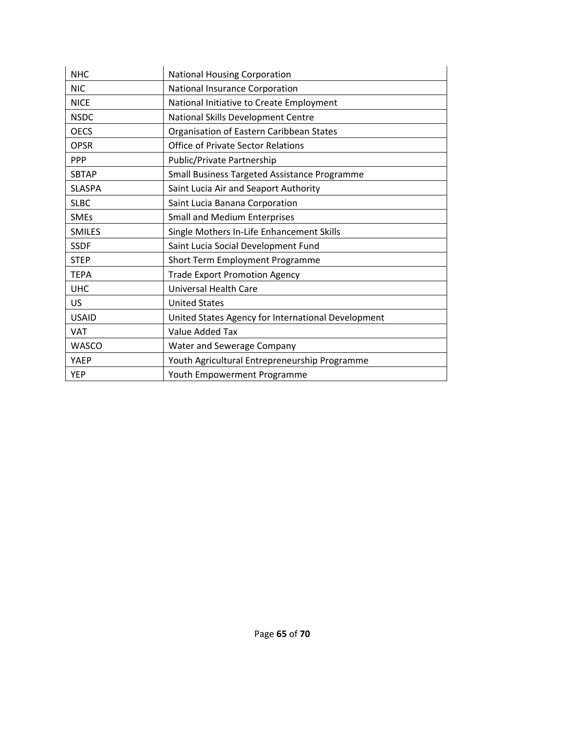| NHC | National Housing Corporation |
|---|---|
| NIC | National Insurance Corporation |
| NICE | National Initiative to Create Employment |
| NSDC | National Skills Development Centre |
| OECS | Organisation of Eastern Caribbean States |
| OPSR | Office of Private Sector Relations |
| PPP | Public/Private Partnership |
| SBTAP | Small Business Targeted Assistance Programme |
| SLASPA | Saint Lucia Air and Seaport Authority |
| SLBC | Saint Lucia Banana Corporation |
| SMEs | Small and Medium Enterprises |
| SMILES | Single Mothers In-Life Enhancement Skills |
| SSDF | Saint Lucia Social Development Fund |
| STEP | Short Term Employment Programme |
| TEPA | Trade Export Promotion Agency |
| UHC | Universal Health Care |
| US | United States |
| USAID | United States Agency for International Development |
| VAT | Value Added Tax |
| WASCO | Water and Sewerage Company |
| YAEP | Youth Agricultural Entrepreneurship Programme |
| YEP | Youth Empowerment Programme |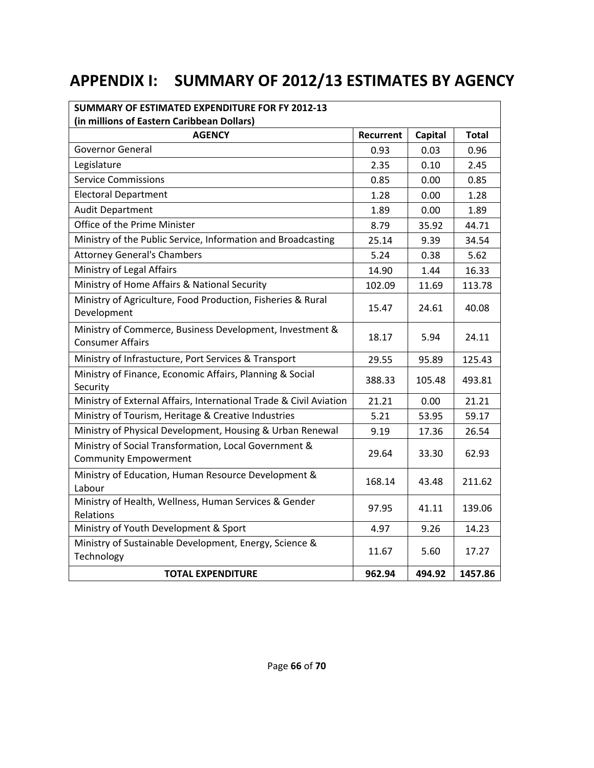# APPENDIX I: SUMMARY OF 2012/13 ESTIMATES BY AGENCY

| SUMMARY OF ESTIMATED EXPENDITURE FOR FY 2012-13 (in millions of Eastern Caribbean Dollars) | | | |
|---|---|---|---|
| **AGENCY** | **Recurrent** | **Capital** | **Total** |
| Governor General | 0.93 | 0.03 | 0.96 |
| Legislature | 2.35 | 0.10 | 2.45 |
| Service Commissions | 0.85 | 0.00 | 0.85 |
| Electoral Department | 1.28 | 0.00 | 1.28 |
| Audit Department | 1.89 | 0.00 | 1.89 |
| Office of the Prime Minister | 8.79 | 35.92 | 44.71 |
| Ministry of the Public Service, Information and Broadcasting | 25.14 | 9.39 | 34.54 |
| Attorney General's Chambers | 5.24 | 0.38 | 5.62 |
| Ministry of Legal Affairs | 14.90 | 1.44 | 16.33 |
| Ministry of Home Affairs & National Security | 102.09 | 11.69 | 113.78 |
| Ministry of Agriculture, Food Production, Fisheries & Rural Development | 15.47 | 24.61 | 40.08 |
| Ministry of Commerce, Business Development, Investment & Consumer Affairs | 18.17 | 5.94 | 24.11 |
| Ministry of Infrastucture, Port Services & Transport | 29.55 | 95.89 | 125.43 |
| Ministry of Finance, Economic Affairs, Planning & Social Security | 388.33 | 105.48 | 493.81 |
| Ministry of External Affairs, International Trade & Civil Aviation | 21.21 | 0.00 | 21.21 |
| Ministry of Tourism, Heritage & Creative Industries | 5.21 | 53.95 | 59.17 |
| Ministry of Physical Development, Housing & Urban Renewal | 9.19 | 17.36 | 26.54 |
| Ministry of Social Transformation, Local Government & Community Empowerment | 29.64 | 33.30 | 62.93 |
| Ministry of Education, Human Resource Development & Labour | 168.14 | 43.48 | 211.62 |
| Ministry of Health, Wellness, Human Services & Gender Relations | 97.95 | 41.11 | 139.06 |
| Ministry of Youth Development & Sport | 4.97 | 9.26 | 14.23 |
| Ministry of Sustainable Development, Energy, Science & Technology | 11.67 | 5.60 | 17.27 |
| **TOTAL EXPENDITURE** | **962.94** | **494.92** | **1457.86** |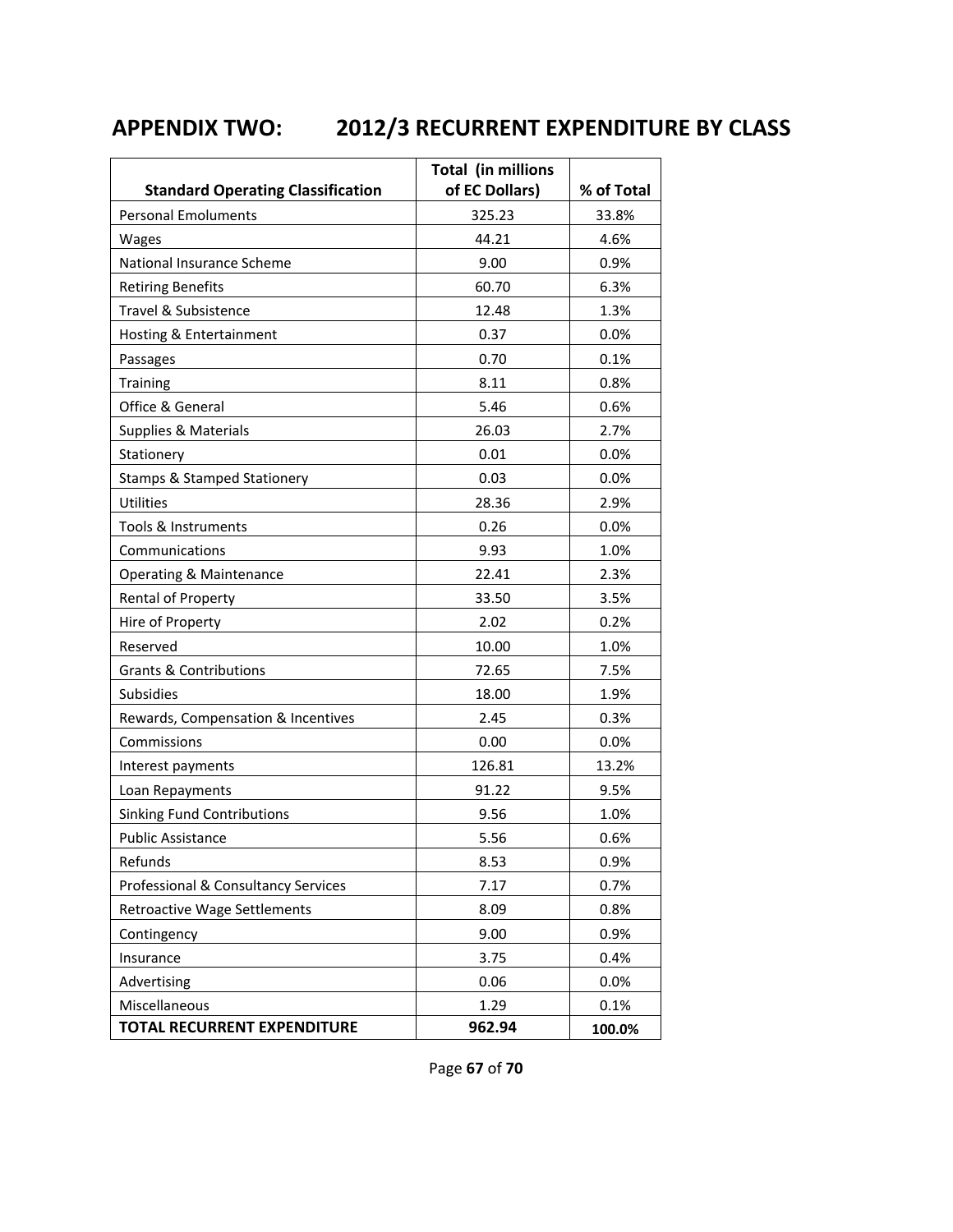# APPENDIX TWO: 2012/3 RECURRENT EXPENDITURE BY CLASS

| Standard Operating Classification | Total (in millions of EC Dollars) | % of Total |
|---|---|---|
| Personal Emoluments | 325.23 | 33.8% |
| Wages | 44.21 | 4.6% |
| National Insurance Scheme | 9.00 | 0.9% |
| Retiring Benefits | 60.70 | 6.3% |
| Travel & Subsistence | 12.48 | 1.3% |
| Hosting & Entertainment | 0.37 | 0.0% |
| Passages | 0.70 | 0.1% |
| Training | 8.11 | 0.8% |
| Office & General | 5.46 | 0.6% |
| Supplies & Materials | 26.03 | 2.7% |
| Stationery | 0.01 | 0.0% |
| Stamps & Stamped Stationery | 0.03 | 0.0% |
| Utilities | 28.36 | 2.9% |
| Tools & Instruments | 0.26 | 0.0% |
| Communications | 9.93 | 1.0% |
| Operating & Maintenance | 22.41 | 2.3% |
| Rental of Property | 33.50 | 3.5% |
| Hire of Property | 2.02 | 0.2% |
| Reserved | 10.00 | 1.0% |
| Grants & Contributions | 72.65 | 7.5% |
| Subsidies | 18.00 | 1.9% |
| Rewards, Compensation & Incentives | 2.45 | 0.3% |
| Commissions | 0.00 | 0.0% |
| Interest payments | 126.81 | 13.2% |
| Loan Repayments | 91.22 | 9.5% |
| Sinking Fund Contributions | 9.56 | 1.0% |
| Public Assistance | 5.56 | 0.6% |
| Refunds | 8.53 | 0.9% |
| Professional & Consultancy Services | 7.17 | 0.7% |
| Retroactive Wage Settlements | 8.09 | 0.8% |
| Contingency | 9.00 | 0.9% |
| Insurance | 3.75 | 0.4% |
| Advertising | 0.06 | 0.0% |
| Miscellaneous | 1.29 | 0.1% |
| **TOTAL RECURRENT EXPENDITURE** | **962.94** | **100.0%** |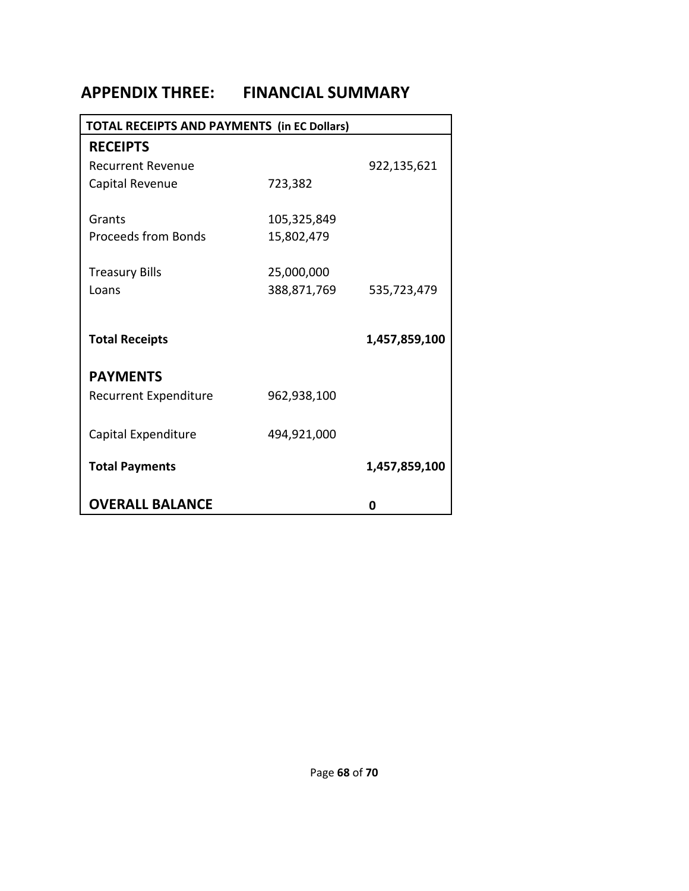# APPENDIX THREE: FINANCIAL SUMMARY

| TOTAL RECEIPTS AND PAYMENTS (in EC Dollars) | | |
|---|---|---|
| **RECEIPTS** | | |
| Recurrent Revenue | | 922,135,621 |
| Capital Revenue | 723,382 | |
| Grants | 105,325,849 | |
| Proceeds from Bonds | 15,802,479 | |
| Treasury Bills | 25,000,000 | |
| Loans | 388,871,769 | 535,723,479 |
| **Total Receipts** | | **1,457,859,100** |
| **PAYMENTS** | | |
| Recurrent Expenditure | 962,938,100 | |
| Capital Expenditure | 494,921,000 | |
| **Total Payments** | | **1,457,859,100** |
| **OVERALL BALANCE** | | **0** |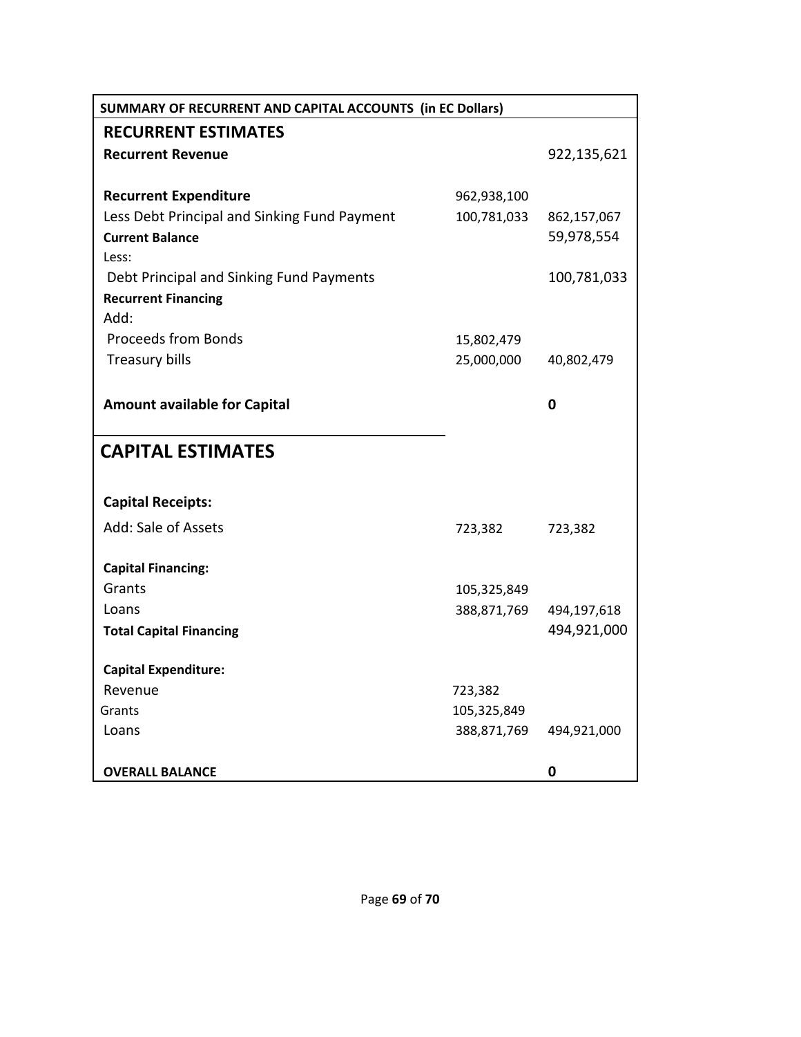| SUMMARY OF RECURRENT AND CAPITAL ACCOUNTS (in EC Dollars) | | |
|---|---|---|
| **RECURRENT ESTIMATES** | | |
| **Recurrent Revenue** | | 922,135,621 |
| | | |
| **Recurrent Expenditure** | 962,938,100 | |
| Less Debt Principal and Sinking Fund Payment | 100,781,033 | 862,157,067 |
| **Current Balance** | | 59,978,554 |
| Less: | | |
| Debt Principal and Sinking Fund Payments | | 100,781,033 |
| **Recurrent Financing** | | |
| Add: | | |
| Proceeds from Bonds | 15,802,479 | |
| Treasury bills | 25,000,000 | 40,802,479 |
| | | |
| **Amount available for Capital** | | **0** |
| **CAPITAL ESTIMATES** | | |
| | | |
| **Capital Receipts:** | | |
| Add: Sale of Assets | 723,382 | 723,382 |
| | | |
| **Capital Financing:** | | |
| Grants | 105,325,849 | |
| Loans | 388,871,769 | 494,197,618 |
| **Total Capital Financing** | | 494,921,000 |
| | | |
| **Capital Expenditure:** | | |
| Revenue | 723,382 | |
| Grants | 105,325,849 | |
| Loans | 388,871,769 | 494,921,000 |
| | | |
| **OVERALL BALANCE** | | **0** |